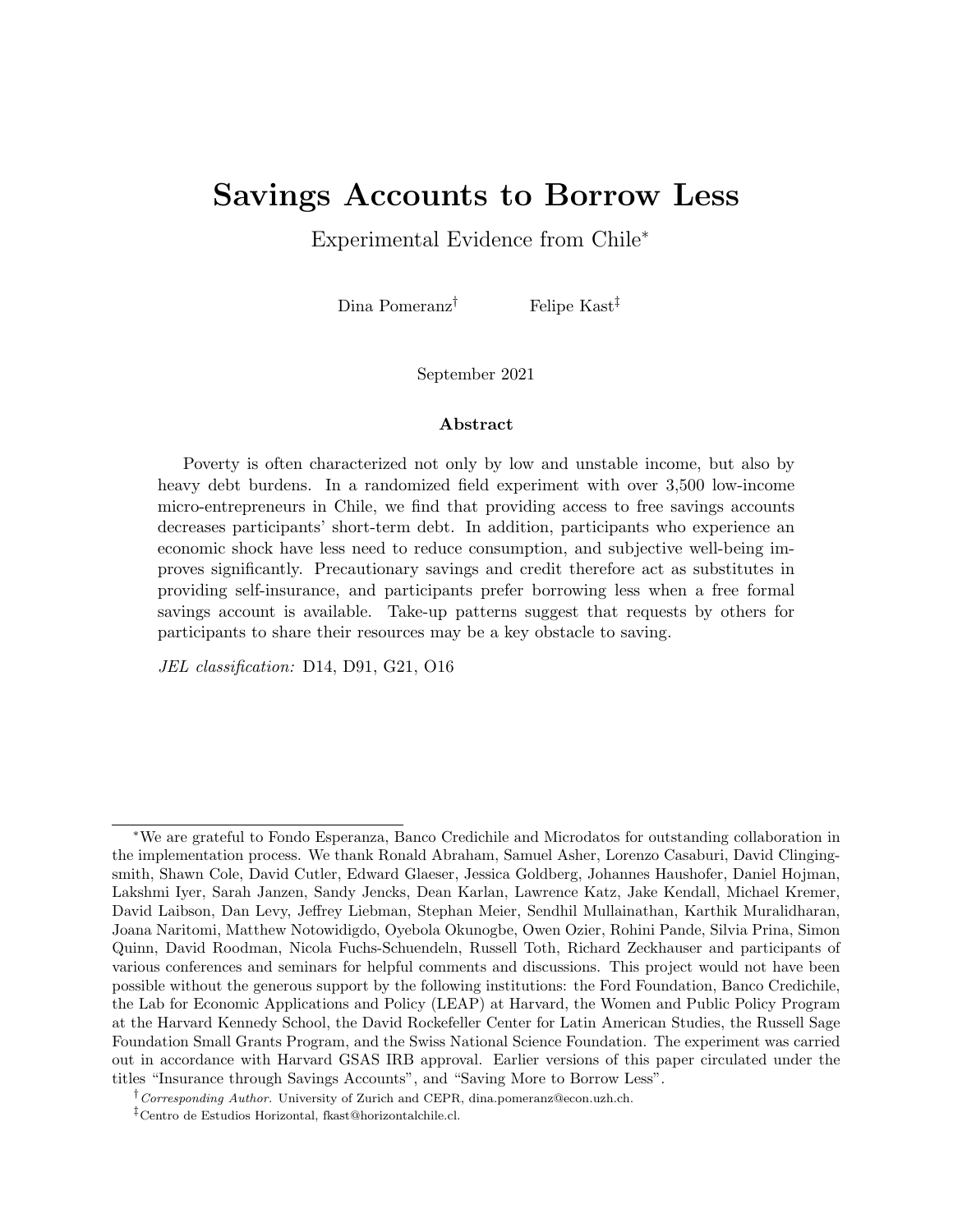# Savings Accounts to Borrow Less

Experimental Evidence from Chile*

Dina Pomeranz† Felipe Kast‡

September 2021

## Abstract

Poverty is often characterized not only by low and unstable income, but also by heavy debt burdens. In a randomized field experiment with over 3,500 low-income micro-entrepreneurs in Chile, we find that providing access to free savings accounts decreases participants' short-term debt. In addition, participants who experience an economic shock have less need to reduce consumption, and subjective well-being improves significantly. Precautionary savings and credit therefore act as substitutes in providing self-insurance, and participants prefer borrowing less when a free formal savings account is available. Take-up patterns suggest that requests by others for participants to share their resources may be a key obstacle to saving.

*JEL classification:* D14, D91, G21, O16

---

*We are grateful to Fondo Esperanza, Banco Credichile and Microdatos for outstanding collaboration in the implementation process. We thank Ronald Abraham, Samuel Asher, Lorenzo Casaburi, David Clingingsmith, Shawn Cole, David Cutler, Edward Glaeser, Jessica Goldberg, Johannes Haushofer, Daniel Hojman, Lakshmi Iyer, Sarah Janzen, Sandy Jencks, Dean Karlan, Lawrence Katz, Jake Kendall, Michael Kremer, David Laibson, Dan Levy, Jeffrey Liebman, Stephan Meier, Sendhil Mullainathan, Karthik Muralidharan, Joana Naritomi, Matthew Notowidigdo, Oyebola Okunogbe, Owen Ozier, Rohini Pande, Silvia Prina, Simon Quinn, David Roodman, Nicola Fuchs-Schuendeln, Russell Toth, Richard Zeckhauser and participants of various conferences and seminars for helpful comments and discussions. This project would not have been possible without the generous support by the following institutions: the Ford Foundation, Banco Credichile, the Lab for Economic Applications and Policy (LEAP) at Harvard, the Women and Public Policy Program at the Harvard Kennedy School, the David Rockefeller Center for Latin American Studies, the Russell Sage Foundation Small Grants Program, and the Swiss National Science Foundation. The experiment was carried out in accordance with Harvard GSAS IRB approval. Earlier versions of this paper circulated under the titles "Insurance through Savings Accounts", and "Saving More to Borrow Less".

† *Corresponding Author.* University of Zurich and CEPR, dina.pomeranz@econ.uzh.ch.

‡ Centro de Estudios Horizontal, fkast@horizontalchile.cl.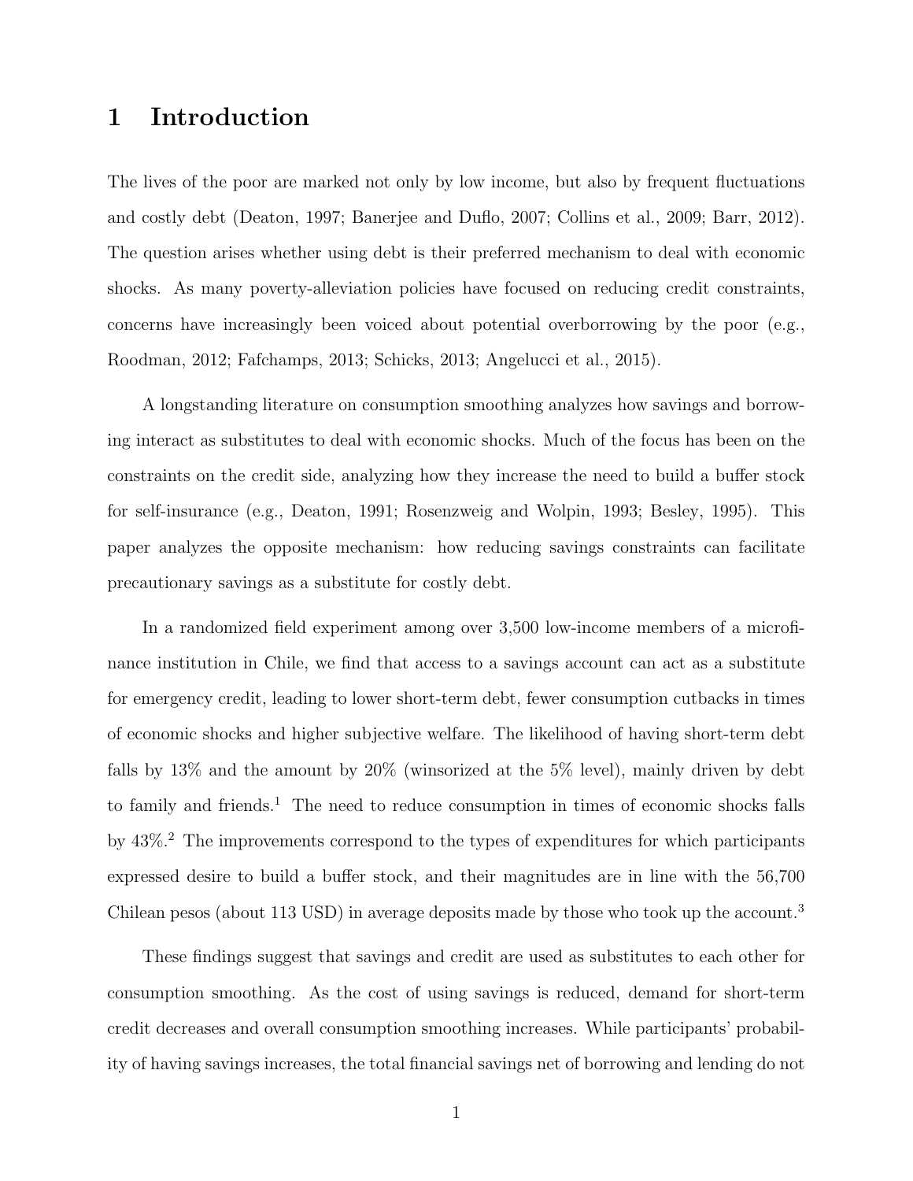# 1 Introduction

The lives of the poor are marked not only by low income, but also by frequent fluctuations and costly debt (Deaton, 1997; Banerjee and Duflo, 2007; Collins et al., 2009; Barr, 2012). The question arises whether using debt is their preferred mechanism to deal with economic shocks. As many poverty-alleviation policies have focused on reducing credit constraints, concerns have increasingly been voiced about potential overborrowing by the poor (e.g., Roodman, 2012; Fafchamps, 2013; Schicks, 2013; Angelucci et al., 2015).

A longstanding literature on consumption smoothing analyzes how savings and borrowing interact as substitutes to deal with economic shocks. Much of the focus has been on the constraints on the credit side, analyzing how they increase the need to build a buffer stock for self-insurance (e.g., Deaton, 1991; Rosenzweig and Wolpin, 1993; Besley, 1995). This paper analyzes the opposite mechanism: how reducing savings constraints can facilitate precautionary savings as a substitute for costly debt.

In a randomized field experiment among over 3,500 low-income members of a microfinance institution in Chile, we find that access to a savings account can act as a substitute for emergency credit, leading to lower short-term debt, fewer consumption cutbacks in times of economic shocks and higher subjective welfare. The likelihood of having short-term debt falls by 13% and the amount by 20% (winsorized at the 5% level), mainly driven by debt to family and friends.[1] The need to reduce consumption in times of economic shocks falls by 43%.[2] The improvements correspond to the types of expenditures for which participants expressed desire to build a buffer stock, and their magnitudes are in line with the 56,700 Chilean pesos (about 113 USD) in average deposits made by those who took up the account.[3]

These findings suggest that savings and credit are used as substitutes to each other for consumption smoothing. As the cost of using savings is reduced, demand for short-term credit decreases and overall consumption smoothing increases. While participants' probability of having savings increases, the total financial savings net of borrowing and lending do not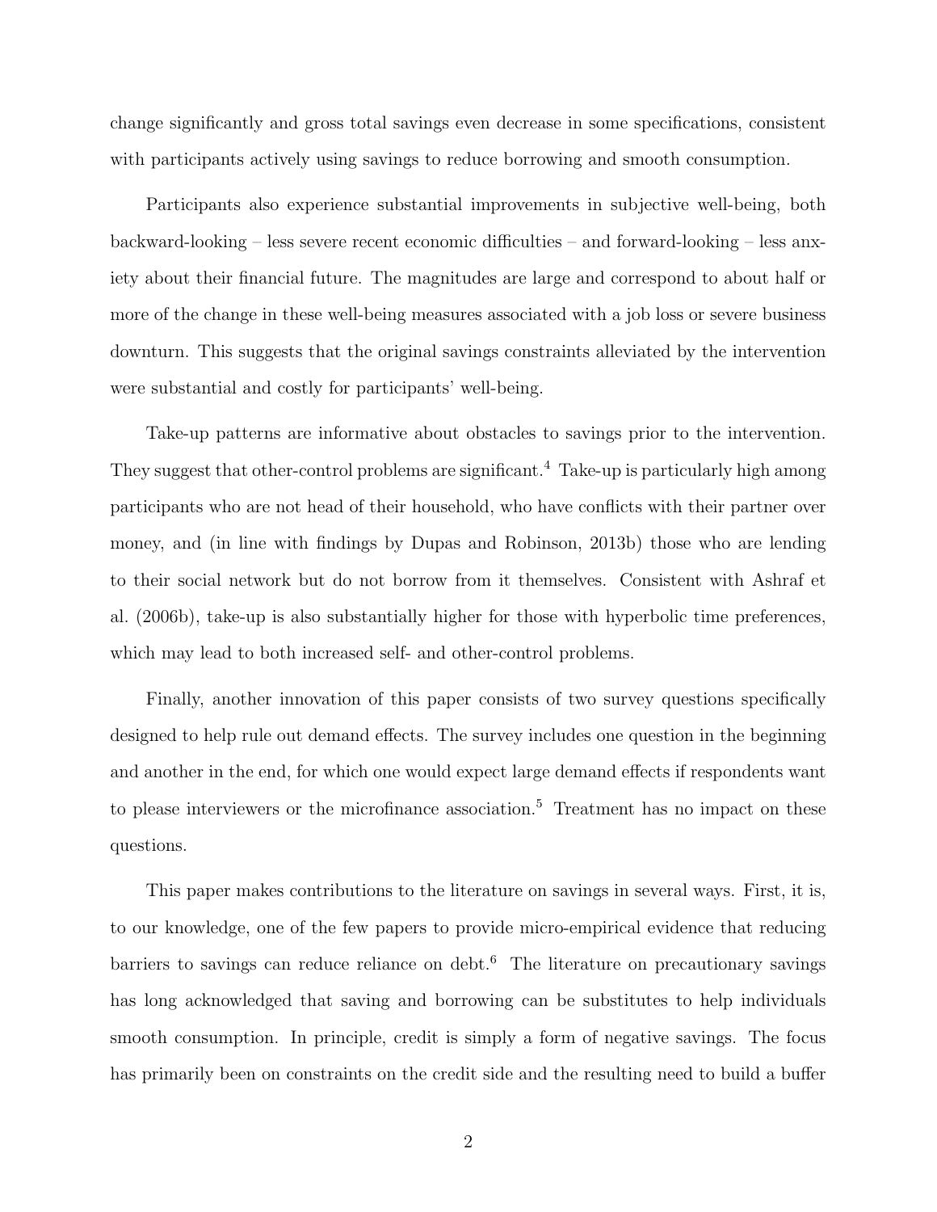change significantly and gross total savings even decrease in some specifications, consistent with participants actively using savings to reduce borrowing and smooth consumption.

Participants also experience substantial improvements in subjective well-being, both backward-looking – less severe recent economic difficulties – and forward-looking – less anxiety about their financial future. The magnitudes are large and correspond to about half or more of the change in these well-being measures associated with a job loss or severe business downturn. This suggests that the original savings constraints alleviated by the intervention were substantial and costly for participants' well-being.

Take-up patterns are informative about obstacles to savings prior to the intervention. They suggest that other-control problems are significant.[4] Take-up is particularly high among participants who are not head of their household, who have conflicts with their partner over money, and (in line with findings by Dupas and Robinson, 2013b) those who are lending to their social network but do not borrow from it themselves. Consistent with Ashraf et al. (2006b), take-up is also substantially higher for those with hyperbolic time preferences, which may lead to both increased self- and other-control problems.

Finally, another innovation of this paper consists of two survey questions specifically designed to help rule out demand effects. The survey includes one question in the beginning and another in the end, for which one would expect large demand effects if respondents want to please interviewers or the microfinance association.[5] Treatment has no impact on these questions.

This paper makes contributions to the literature on savings in several ways. First, it is, to our knowledge, one of the few papers to provide micro-empirical evidence that reducing barriers to savings can reduce reliance on debt.[6] The literature on precautionary savings has long acknowledged that saving and borrowing can be substitutes to help individuals smooth consumption. In principle, credit is simply a form of negative savings. The focus has primarily been on constraints on the credit side and the resulting need to build a buffer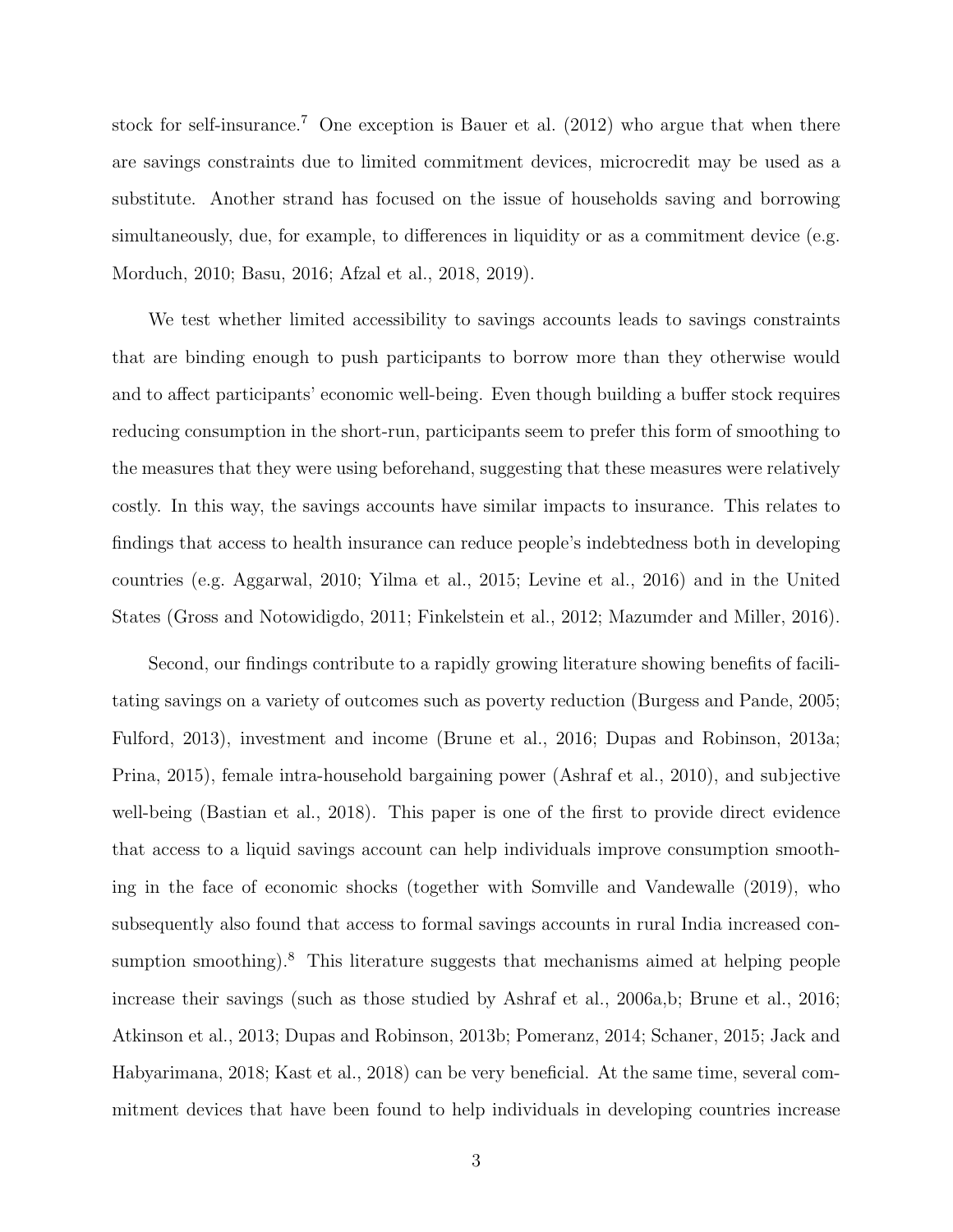stock for self-insurance.[7] One exception is Bauer et al. (2012) who argue that when there are savings constraints due to limited commitment devices, microcredit may be used as a substitute. Another strand has focused on the issue of households saving and borrowing simultaneously, due, for example, to differences in liquidity or as a commitment device (e.g. Morduch, 2010; Basu, 2016; Afzal et al., 2018, 2019).

We test whether limited accessibility to savings accounts leads to savings constraints that are binding enough to push participants to borrow more than they otherwise would and to affect participants' economic well-being. Even though building a buffer stock requires reducing consumption in the short-run, participants seem to prefer this form of smoothing to the measures that they were using beforehand, suggesting that these measures were relatively costly. In this way, the savings accounts have similar impacts to insurance. This relates to findings that access to health insurance can reduce people's indebtedness both in developing countries (e.g. Aggarwal, 2010; Yilma et al., 2015; Levine et al., 2016) and in the United States (Gross and Notowidigdo, 2011; Finkelstein et al., 2012; Mazumder and Miller, 2016).

Second, our findings contribute to a rapidly growing literature showing benefits of facilitating savings on a variety of outcomes such as poverty reduction (Burgess and Pande, 2005; Fulford, 2013), investment and income (Brune et al., 2016; Dupas and Robinson, 2013a; Prina, 2015), female intra-household bargaining power (Ashraf et al., 2010), and subjective well-being (Bastian et al., 2018). This paper is one of the first to provide direct evidence that access to a liquid savings account can help individuals improve consumption smoothing in the face of economic shocks (together with Somville and Vandewalle (2019), who subsequently also found that access to formal savings accounts in rural India increased consumption smoothing).[8] This literature suggests that mechanisms aimed at helping people increase their savings (such as those studied by Ashraf et al., 2006a,b; Brune et al., 2016; Atkinson et al., 2013; Dupas and Robinson, 2013b; Pomeranz, 2014; Schaner, 2015; Jack and Habyarimana, 2018; Kast et al., 2018) can be very beneficial. At the same time, several commitment devices that have been found to help individuals in developing countries increase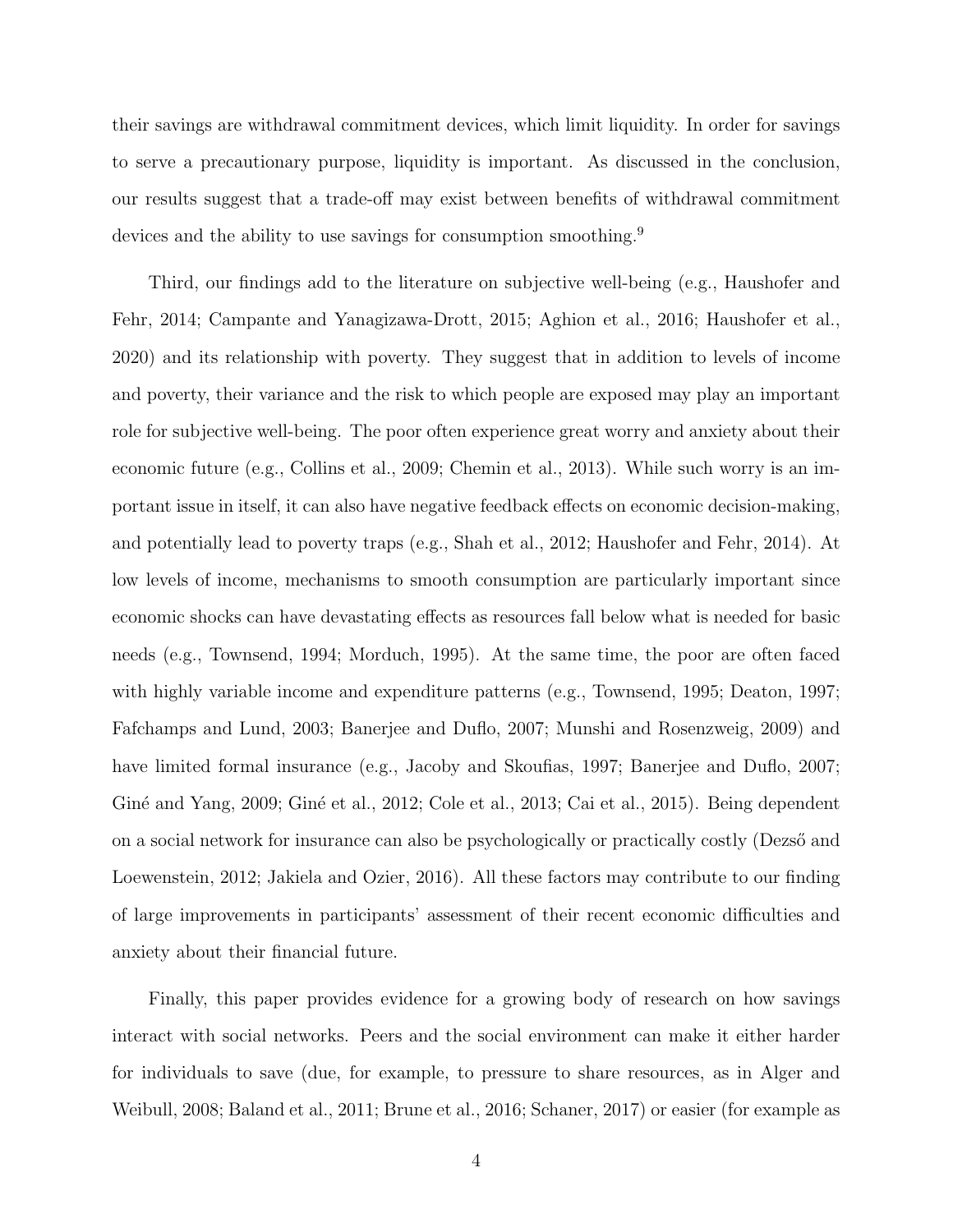their savings are withdrawal commitment devices, which limit liquidity. In order for savings to serve a precautionary purpose, liquidity is important. As discussed in the conclusion, our results suggest that a trade-off may exist between benefits of withdrawal commitment devices and the ability to use savings for consumption smoothing.[9]

Third, our findings add to the literature on subjective well-being (e.g., Haushofer and Fehr, 2014; Campante and Yanagizawa-Drott, 2015; Aghion et al., 2016; Haushofer et al., 2020) and its relationship with poverty. They suggest that in addition to levels of income and poverty, their variance and the risk to which people are exposed may play an important role for subjective well-being. The poor often experience great worry and anxiety about their economic future (e.g., Collins et al., 2009; Chemin et al., 2013). While such worry is an important issue in itself, it can also have negative feedback effects on economic decision-making, and potentially lead to poverty traps (e.g., Shah et al., 2012; Haushofer and Fehr, 2014). At low levels of income, mechanisms to smooth consumption are particularly important since economic shocks can have devastating effects as resources fall below what is needed for basic needs (e.g., Townsend, 1994; Morduch, 1995). At the same time, the poor are often faced with highly variable income and expenditure patterns (e.g., Townsend, 1995; Deaton, 1997; Fafchamps and Lund, 2003; Banerjee and Duflo, 2007; Munshi and Rosenzweig, 2009) and have limited formal insurance (e.g., Jacoby and Skoufias, 1997; Banerjee and Duflo, 2007; Giné and Yang, 2009; Giné et al., 2012; Cole et al., 2013; Cai et al., 2015). Being dependent on a social network for insurance can also be psychologically or practically costly (Dezső and Loewenstein, 2012; Jakiela and Ozier, 2016). All these factors may contribute to our finding of large improvements in participants' assessment of their recent economic difficulties and anxiety about their financial future.

Finally, this paper provides evidence for a growing body of research on how savings interact with social networks. Peers and the social environment can make it either harder for individuals to save (due, for example, to pressure to share resources, as in Alger and Weibull, 2008; Baland et al., 2011; Brune et al., 2016; Schaner, 2017) or easier (for example as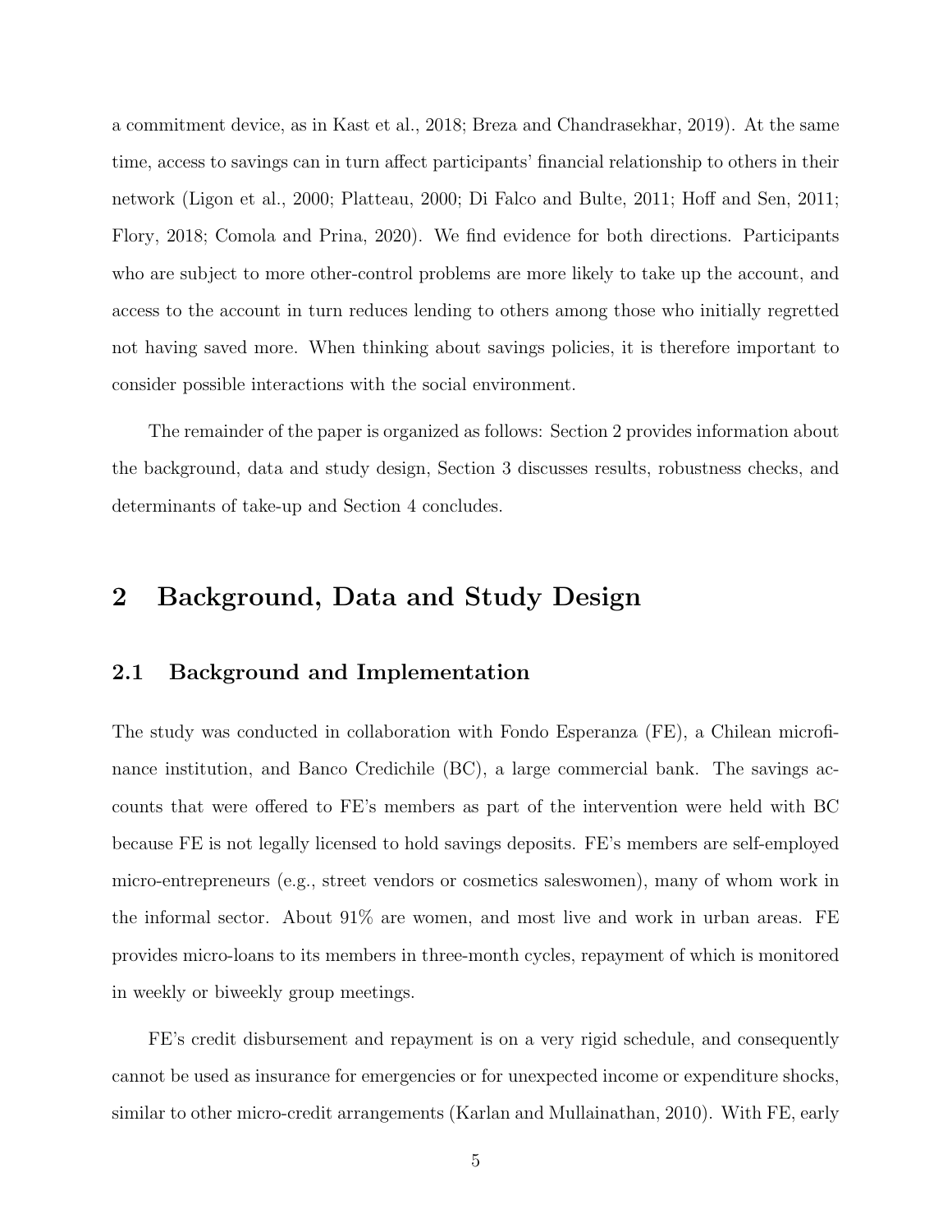a commitment device, as in Kast et al., 2018; Breza and Chandrasekhar, 2019). At the same time, access to savings can in turn affect participants' financial relationship to others in their network (Ligon et al., 2000; Platteau, 2000; Di Falco and Bulte, 2011; Hoff and Sen, 2011; Flory, 2018; Comola and Prina, 2020). We find evidence for both directions. Participants who are subject to more other-control problems are more likely to take up the account, and access to the account in turn reduces lending to others among those who initially regretted not having saved more. When thinking about savings policies, it is therefore important to consider possible interactions with the social environment.

The remainder of the paper is organized as follows: Section 2 provides information about the background, data and study design, Section 3 discusses results, robustness checks, and determinants of take-up and Section 4 concludes.

# 2 Background, Data and Study Design

## 2.1 Background and Implementation

The study was conducted in collaboration with Fondo Esperanza (FE), a Chilean microfinance institution, and Banco Credichile (BC), a large commercial bank. The savings accounts that were offered to FE's members as part of the intervention were held with BC because FE is not legally licensed to hold savings deposits. FE's members are self-employed micro-entrepreneurs (e.g., street vendors or cosmetics saleswomen), many of whom work in the informal sector. About 91% are women, and most live and work in urban areas. FE provides micro-loans to its members in three-month cycles, repayment of which is monitored in weekly or biweekly group meetings.

FE's credit disbursement and repayment is on a very rigid schedule, and consequently cannot be used as insurance for emergencies or for unexpected income or expenditure shocks, similar to other micro-credit arrangements (Karlan and Mullainathan, 2010). With FE, early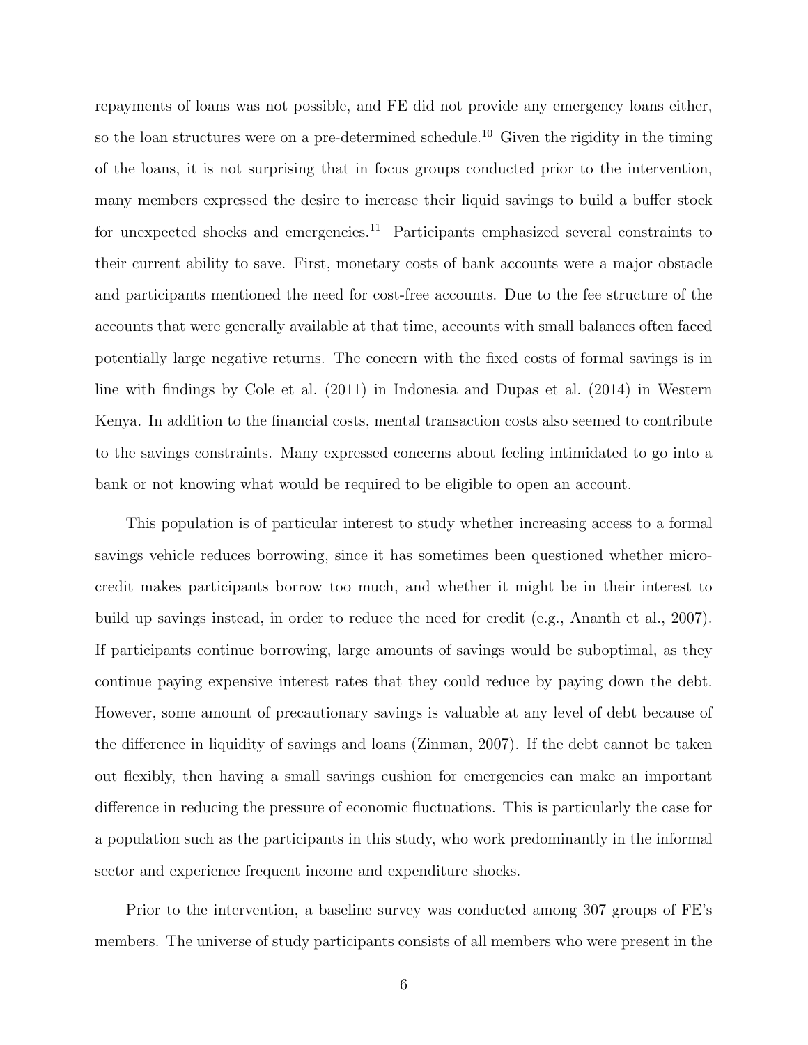repayments of loans was not possible, and FE did not provide any emergency loans either, so the loan structures were on a pre-determined schedule.[10] Given the rigidity in the timing of the loans, it is not surprising that in focus groups conducted prior to the intervention, many members expressed the desire to increase their liquid savings to build a buffer stock for unexpected shocks and emergencies.[11] Participants emphasized several constraints to their current ability to save. First, monetary costs of bank accounts were a major obstacle and participants mentioned the need for cost-free accounts. Due to the fee structure of the accounts that were generally available at that time, accounts with small balances often faced potentially large negative returns. The concern with the fixed costs of formal savings is in line with findings by Cole et al. (2011) in Indonesia and Dupas et al. (2014) in Western Kenya. In addition to the financial costs, mental transaction costs also seemed to contribute to the savings constraints. Many expressed concerns about feeling intimidated to go into a bank or not knowing what would be required to be eligible to open an account.

This population is of particular interest to study whether increasing access to a formal savings vehicle reduces borrowing, since it has sometimes been questioned whether micro-credit makes participants borrow too much, and whether it might be in their interest to build up savings instead, in order to reduce the need for credit (e.g., Ananth et al., 2007). If participants continue borrowing, large amounts of savings would be suboptimal, as they continue paying expensive interest rates that they could reduce by paying down the debt. However, some amount of precautionary savings is valuable at any level of debt because of the difference in liquidity of savings and loans (Zinman, 2007). If the debt cannot be taken out flexibly, then having a small savings cushion for emergencies can make an important difference in reducing the pressure of economic fluctuations. This is particularly the case for a population such as the participants in this study, who work predominantly in the informal sector and experience frequent income and expenditure shocks.

Prior to the intervention, a baseline survey was conducted among 307 groups of FE's members. The universe of study participants consists of all members who were present in the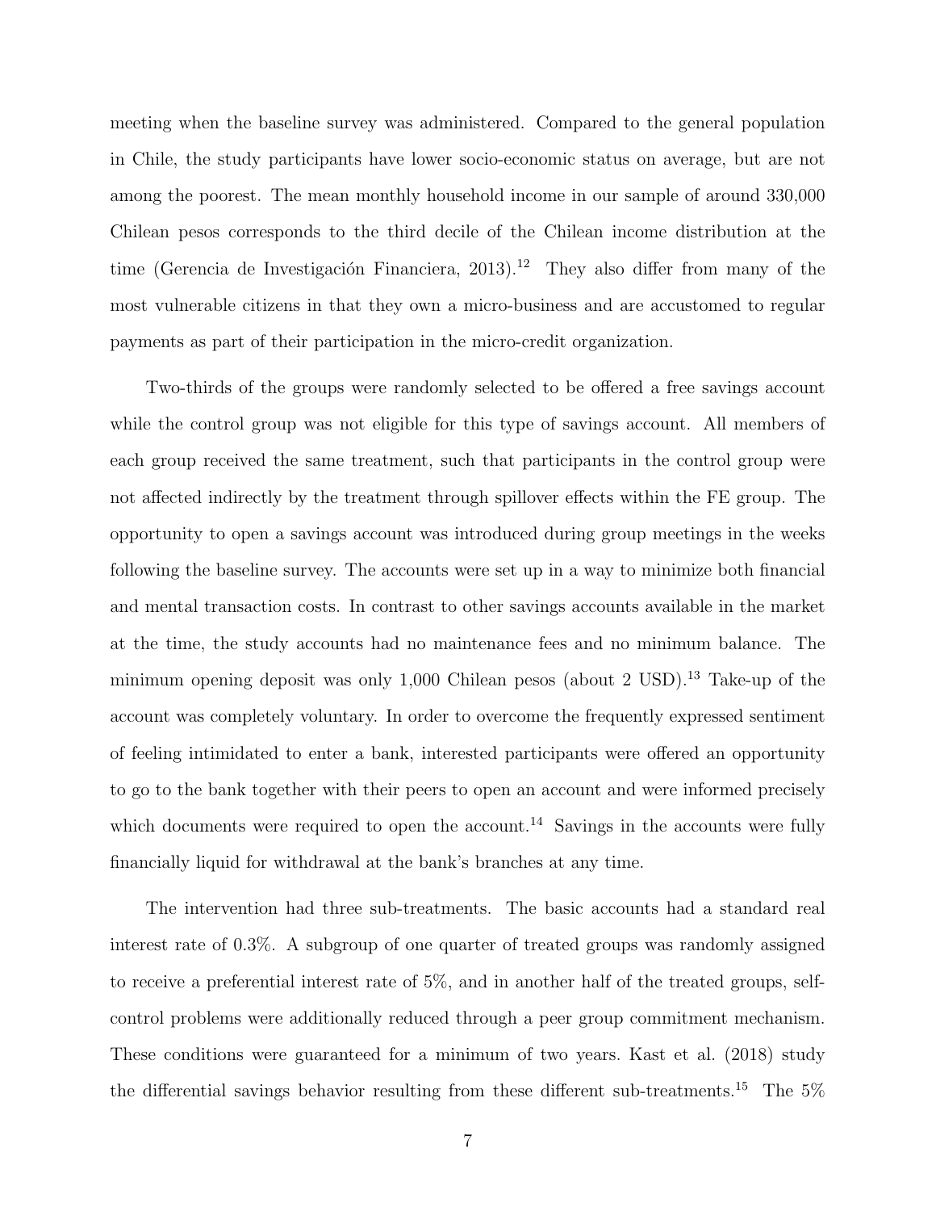meeting when the baseline survey was administered. Compared to the general population in Chile, the study participants have lower socio-economic status on average, but are not among the poorest. The mean monthly household income in our sample of around 330,000 Chilean pesos corresponds to the third decile of the Chilean income distribution at the time (Gerencia de Investigación Financiera, 2013).[12] They also differ from many of the most vulnerable citizens in that they own a micro-business and are accustomed to regular payments as part of their participation in the micro-credit organization.

Two-thirds of the groups were randomly selected to be offered a free savings account while the control group was not eligible for this type of savings account. All members of each group received the same treatment, such that participants in the control group were not affected indirectly by the treatment through spillover effects within the FE group. The opportunity to open a savings account was introduced during group meetings in the weeks following the baseline survey. The accounts were set up in a way to minimize both financial and mental transaction costs. In contrast to other savings accounts available in the market at the time, the study accounts had no maintenance fees and no minimum balance. The minimum opening deposit was only 1,000 Chilean pesos (about 2 USD).[13] Take-up of the account was completely voluntary. In order to overcome the frequently expressed sentiment of feeling intimidated to enter a bank, interested participants were offered an opportunity to go to the bank together with their peers to open an account and were informed precisely which documents were required to open the account.[14] Savings in the accounts were fully financially liquid for withdrawal at the bank's branches at any time.

The intervention had three sub-treatments. The basic accounts had a standard real interest rate of 0.3%. A subgroup of one quarter of treated groups was randomly assigned to receive a preferential interest rate of 5%, and in another half of the treated groups, self-control problems were additionally reduced through a peer group commitment mechanism. These conditions were guaranteed for a minimum of two years. Kast et al. (2018) study the differential savings behavior resulting from these different sub-treatments.[15] The 5%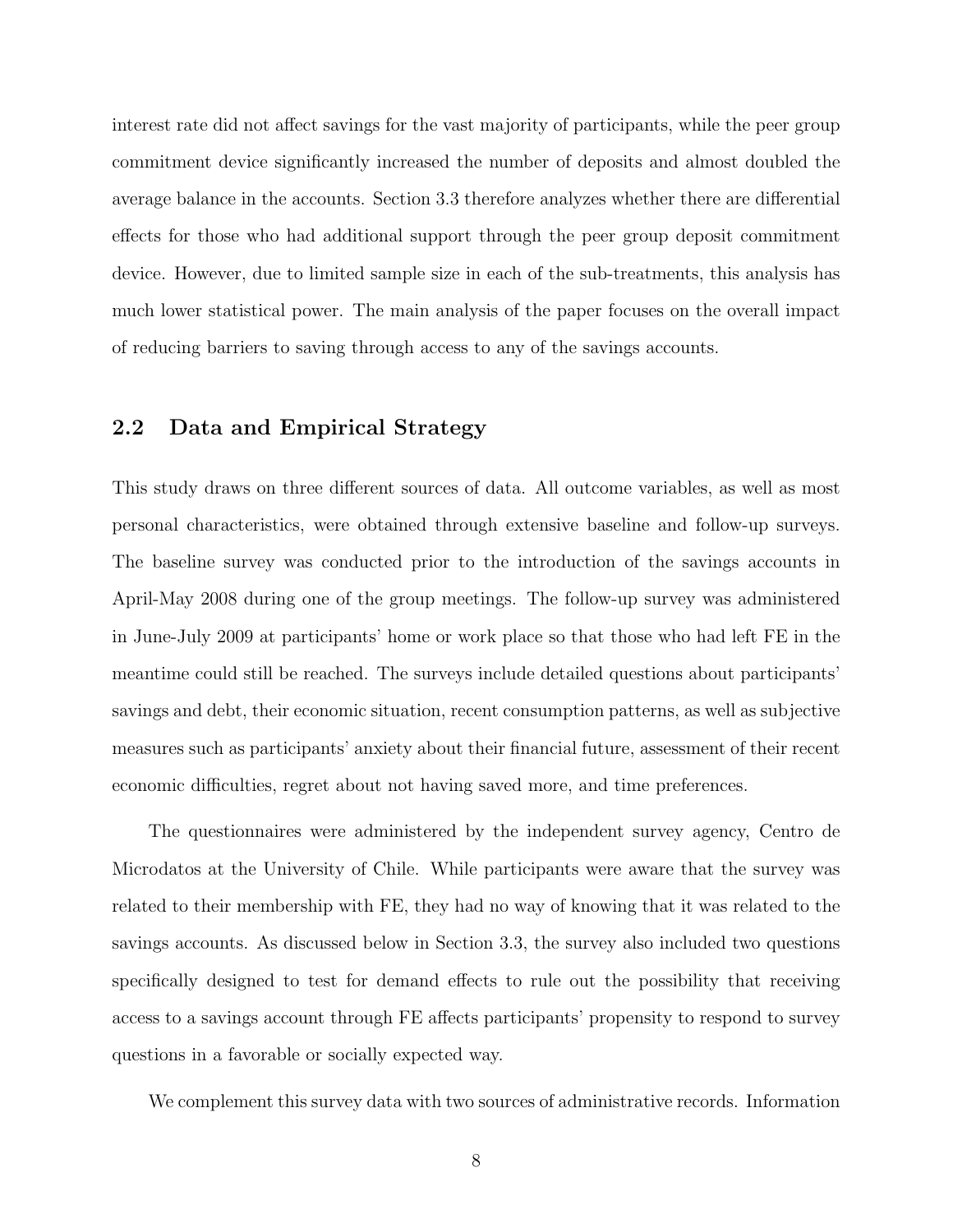interest rate did not affect savings for the vast majority of participants, while the peer group commitment device significantly increased the number of deposits and almost doubled the average balance in the accounts. Section 3.3 therefore analyzes whether there are differential effects for those who had additional support through the peer group deposit commitment device. However, due to limited sample size in each of the sub-treatments, this analysis has much lower statistical power. The main analysis of the paper focuses on the overall impact of reducing barriers to saving through access to any of the savings accounts.

## 2.2 Data and Empirical Strategy

This study draws on three different sources of data. All outcome variables, as well as most personal characteristics, were obtained through extensive baseline and follow-up surveys. The baseline survey was conducted prior to the introduction of the savings accounts in April-May 2008 during one of the group meetings. The follow-up survey was administered in June-July 2009 at participants' home or work place so that those who had left FE in the meantime could still be reached. The surveys include detailed questions about participants' savings and debt, their economic situation, recent consumption patterns, as well as subjective measures such as participants' anxiety about their financial future, assessment of their recent economic difficulties, regret about not having saved more, and time preferences.

The questionnaires were administered by the independent survey agency, Centro de Microdatos at the University of Chile. While participants were aware that the survey was related to their membership with FE, they had no way of knowing that it was related to the savings accounts. As discussed below in Section 3.3, the survey also included two questions specifically designed to test for demand effects to rule out the possibility that receiving access to a savings account through FE affects participants' propensity to respond to survey questions in a favorable or socially expected way.

We complement this survey data with two sources of administrative records. Information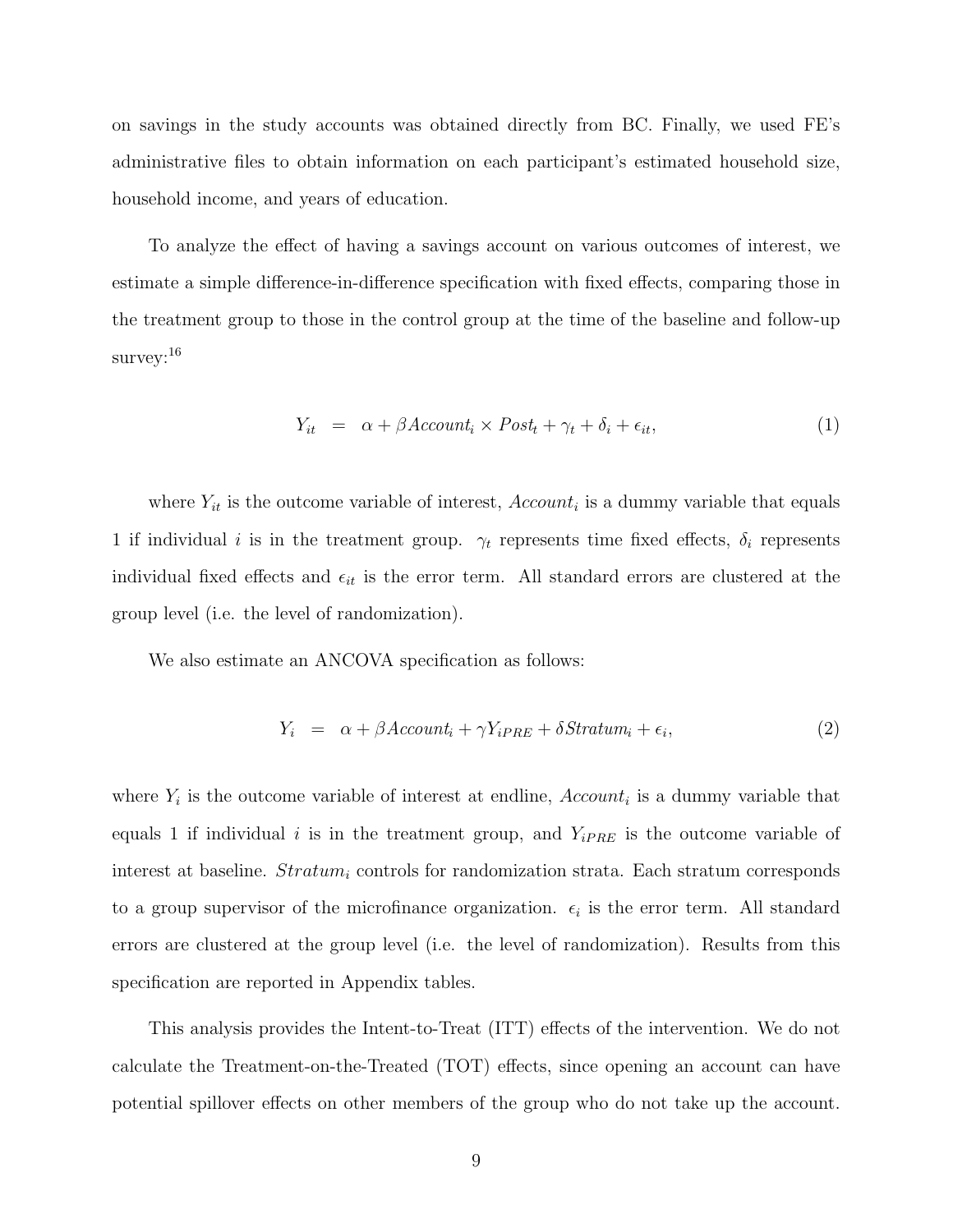on savings in the study accounts was obtained directly from BC. Finally, we used FE's administrative files to obtain information on each participant's estimated household size, household income, and years of education.

To analyze the effect of having a savings account on various outcomes of interest, we estimate a simple difference-in-difference specification with fixed effects, comparing those in the treatment group to those in the control group at the time of the baseline and follow-up survey:[16]

$$Y_{it} \;\; = \;\; \alpha + \beta Account_i \times Post_t + \gamma_t + \delta_i + \epsilon_{it}, \tag{1}$$

where $Y_{it}$ is the outcome variable of interest, $Account_i$ is a dummy variable that equals 1 if individual $i$ is in the treatment group. $\gamma_t$ represents time fixed effects, $\delta_i$ represents individual fixed effects and $\epsilon_{it}$ is the error term. All standard errors are clustered at the group level (i.e. the level of randomization).

We also estimate an ANCOVA specification as follows:

$$Y_i \;\; = \;\; \alpha + \beta Account_i + \gamma Y_{iPRE} + \delta Stratum_i + \epsilon_i, \tag{2}$$

where $Y_i$ is the outcome variable of interest at endline, $Account_i$ is a dummy variable that equals 1 if individual $i$ is in the treatment group, and $Y_{iPRE}$ is the outcome variable of interest at baseline. $Stratum_i$ controls for randomization strata. Each stratum corresponds to a group supervisor of the microfinance organization. $\epsilon_i$ is the error term. All standard errors are clustered at the group level (i.e. the level of randomization). Results from this specification are reported in Appendix tables.

This analysis provides the Intent-to-Treat (ITT) effects of the intervention. We do not calculate the Treatment-on-the-Treated (TOT) effects, since opening an account can have potential spillover effects on other members of the group who do not take up the account.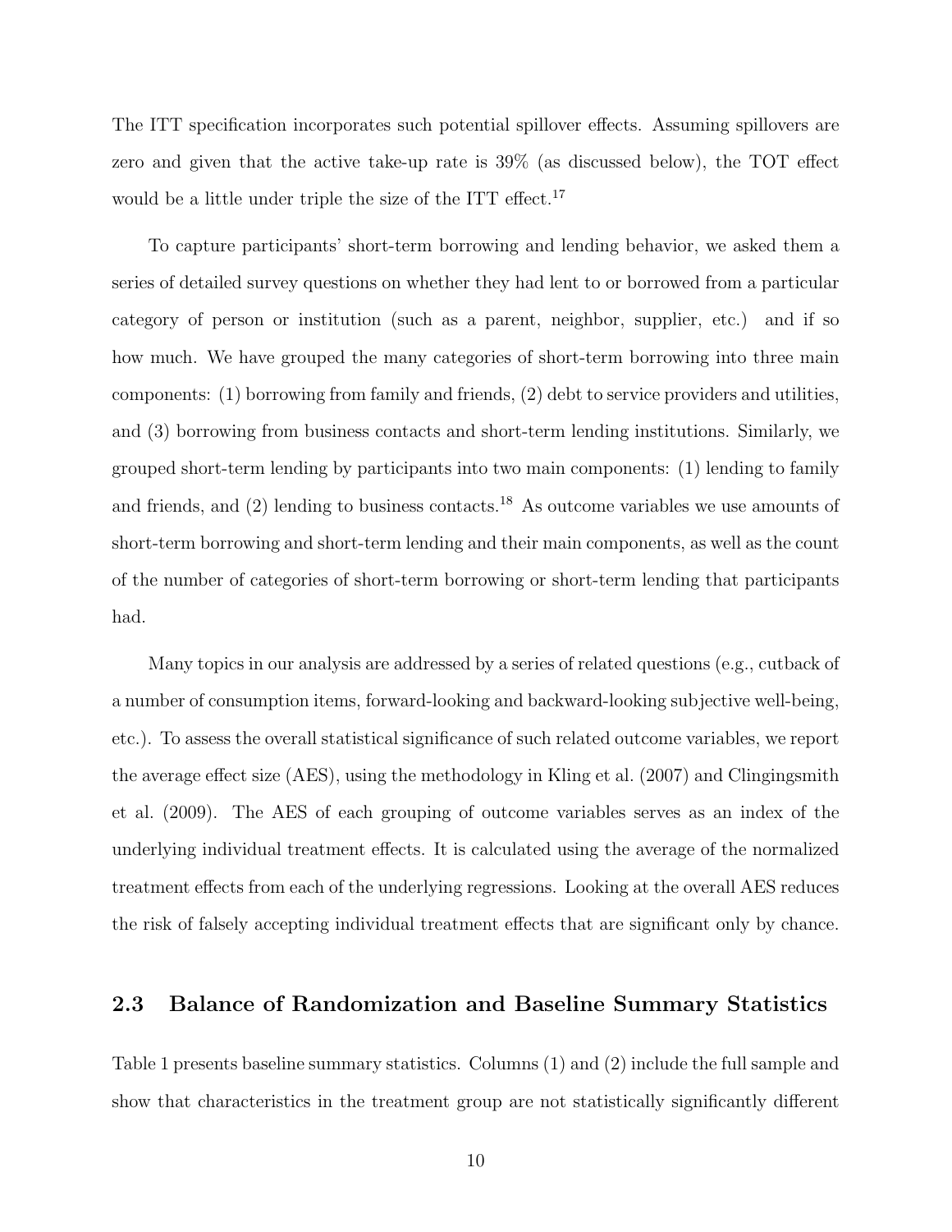The ITT specification incorporates such potential spillover effects. Assuming spillovers are zero and given that the active take-up rate is 39% (as discussed below), the TOT effect would be a little under triple the size of the ITT effect.[17]

To capture participants' short-term borrowing and lending behavior, we asked them a series of detailed survey questions on whether they had lent to or borrowed from a particular category of person or institution (such as a parent, neighbor, supplier, etc.) and if so how much. We have grouped the many categories of short-term borrowing into three main components: (1) borrowing from family and friends, (2) debt to service providers and utilities, and (3) borrowing from business contacts and short-term lending institutions. Similarly, we grouped short-term lending by participants into two main components: (1) lending to family and friends, and (2) lending to business contacts.[18] As outcome variables we use amounts of short-term borrowing and short-term lending and their main components, as well as the count of the number of categories of short-term borrowing or short-term lending that participants had.

Many topics in our analysis are addressed by a series of related questions (e.g., cutback of a number of consumption items, forward-looking and backward-looking subjective well-being, etc.). To assess the overall statistical significance of such related outcome variables, we report the average effect size (AES), using the methodology in Kling et al. (2007) and Clingingsmith et al. (2009). The AES of each grouping of outcome variables serves as an index of the underlying individual treatment effects. It is calculated using the average of the normalized treatment effects from each of the underlying regressions. Looking at the overall AES reduces the risk of falsely accepting individual treatment effects that are significant only by chance.

## 2.3 Balance of Randomization and Baseline Summary Statistics

Table 1 presents baseline summary statistics. Columns (1) and (2) include the full sample and show that characteristics in the treatment group are not statistically significantly different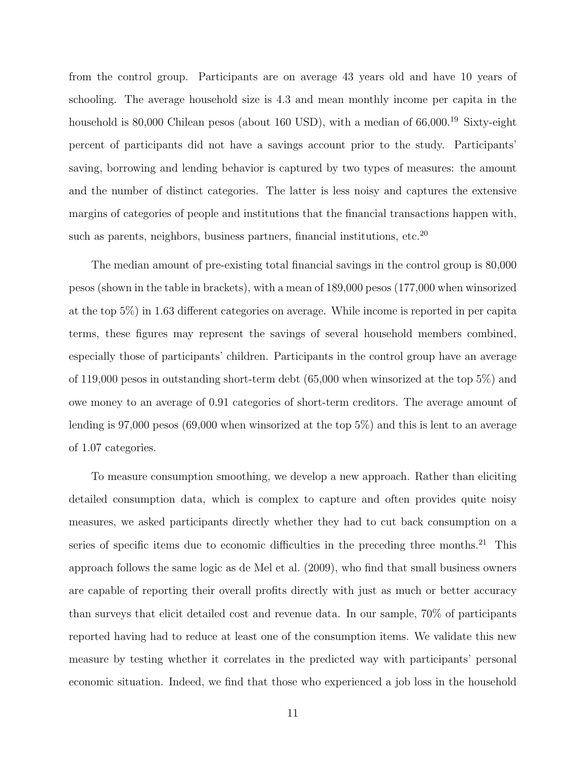from the control group. Participants are on average 43 years old and have 10 years of schooling. The average household size is 4.3 and mean monthly income per capita in the household is 80,000 Chilean pesos (about 160 USD), with a median of 66,000.[19] Sixty-eight percent of participants did not have a savings account prior to the study. Participants' saving, borrowing and lending behavior is captured by two types of measures: the amount and the number of distinct categories. The latter is less noisy and captures the extensive margins of categories of people and institutions that the financial transactions happen with, such as parents, neighbors, business partners, financial institutions, etc.[20]

The median amount of pre-existing total financial savings in the control group is 80,000 pesos (shown in the table in brackets), with a mean of 189,000 pesos (177,000 when winsorized at the top 5%) in 1.63 different categories on average. While income is reported in per capita terms, these figures may represent the savings of several household members combined, especially those of participants' children. Participants in the control group have an average of 119,000 pesos in outstanding short-term debt (65,000 when winsorized at the top 5%) and owe money to an average of 0.91 categories of short-term creditors. The average amount of lending is 97,000 pesos (69,000 when winsorized at the top 5%) and this is lent to an average of 1.07 categories.

To measure consumption smoothing, we develop a new approach. Rather than eliciting detailed consumption data, which is complex to capture and often provides quite noisy measures, we asked participants directly whether they had to cut back consumption on a series of specific items due to economic difficulties in the preceding three months.[21] This approach follows the same logic as de Mel et al. (2009), who find that small business owners are capable of reporting their overall profits directly with just as much or better accuracy than surveys that elicit detailed cost and revenue data. In our sample, 70% of participants reported having had to reduce at least one of the consumption items. We validate this new measure by testing whether it correlates in the predicted way with participants' personal economic situation. Indeed, we find that those who experienced a job loss in the household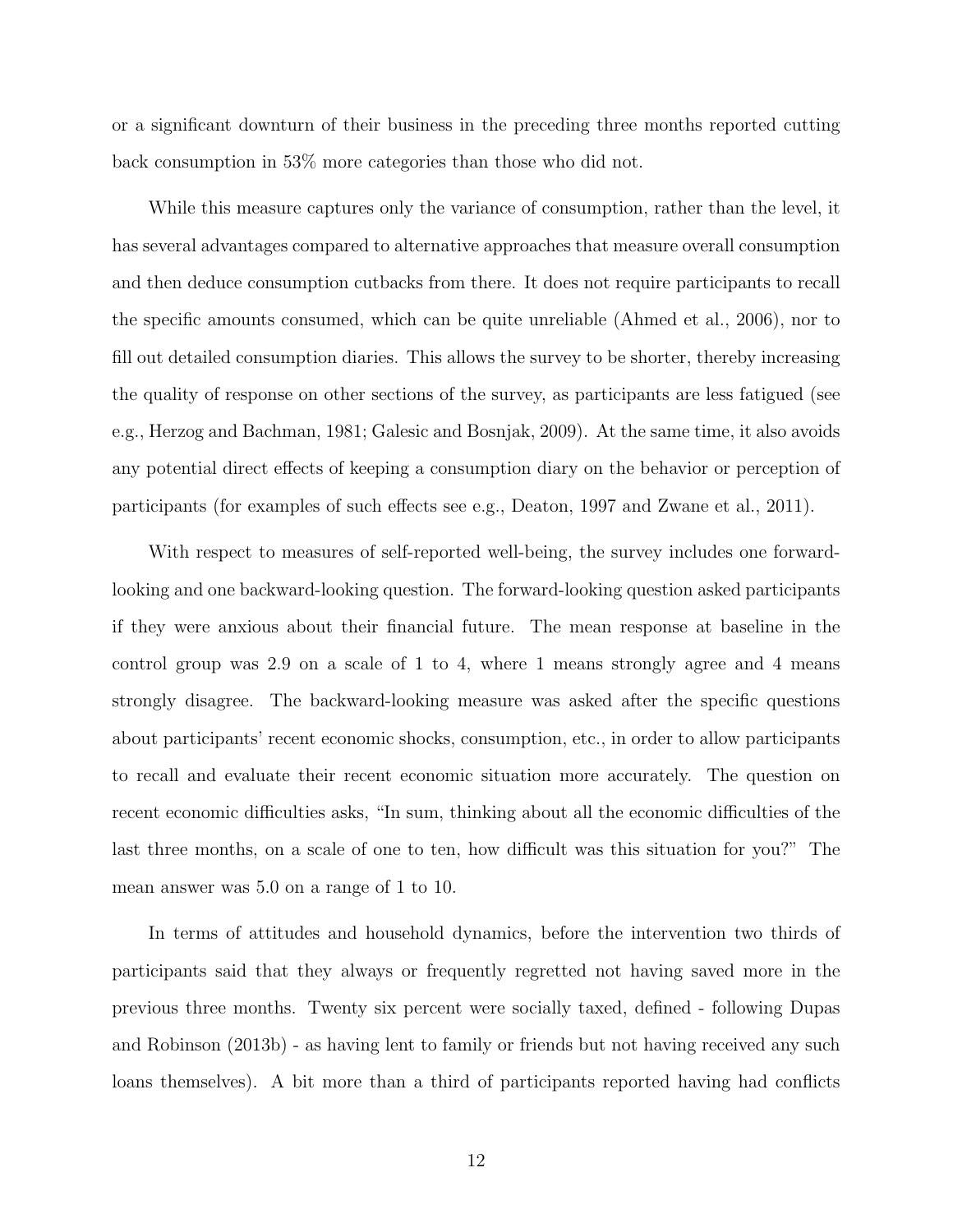or a significant downturn of their business in the preceding three months reported cutting back consumption in 53% more categories than those who did not.

While this measure captures only the variance of consumption, rather than the level, it has several advantages compared to alternative approaches that measure overall consumption and then deduce consumption cutbacks from there. It does not require participants to recall the specific amounts consumed, which can be quite unreliable (Ahmed et al., 2006), nor to fill out detailed consumption diaries. This allows the survey to be shorter, thereby increasing the quality of response on other sections of the survey, as participants are less fatigued (see e.g., Herzog and Bachman, 1981; Galesic and Bosnjak, 2009). At the same time, it also avoids any potential direct effects of keeping a consumption diary on the behavior or perception of participants (for examples of such effects see e.g., Deaton, 1997 and Zwane et al., 2011).

With respect to measures of self-reported well-being, the survey includes one forward-looking and one backward-looking question. The forward-looking question asked participants if they were anxious about their financial future. The mean response at baseline in the control group was 2.9 on a scale of 1 to 4, where 1 means strongly agree and 4 means strongly disagree. The backward-looking measure was asked after the specific questions about participants' recent economic shocks, consumption, etc., in order to allow participants to recall and evaluate their recent economic situation more accurately. The question on recent economic difficulties asks, "In sum, thinking about all the economic difficulties of the last three months, on a scale of one to ten, how difficult was this situation for you?" The mean answer was 5.0 on a range of 1 to 10.

In terms of attitudes and household dynamics, before the intervention two thirds of participants said that they always or frequently regretted not having saved more in the previous three months. Twenty six percent were socially taxed, defined - following Dupas and Robinson (2013b) - as having lent to family or friends but not having received any such loans themselves). A bit more than a third of participants reported having had conflicts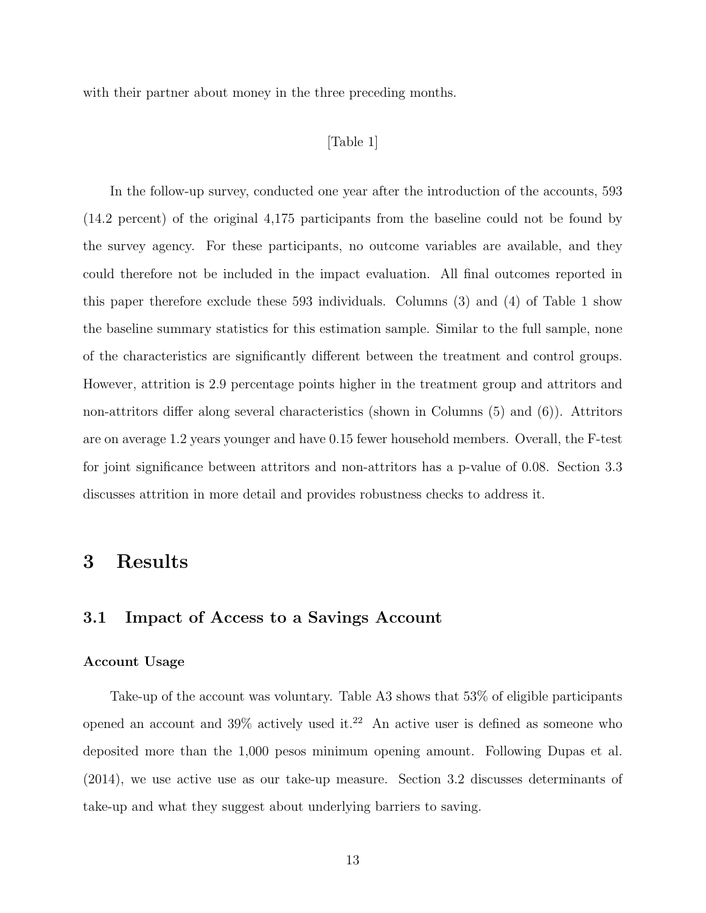with their partner about money in the three preceding months.

[Table 1]

In the follow-up survey, conducted one year after the introduction of the accounts, 593 (14.2 percent) of the original 4,175 participants from the baseline could not be found by the survey agency. For these participants, no outcome variables are available, and they could therefore not be included in the impact evaluation. All final outcomes reported in this paper therefore exclude these 593 individuals. Columns (3) and (4) of Table 1 show the baseline summary statistics for this estimation sample. Similar to the full sample, none of the characteristics are significantly different between the treatment and control groups. However, attrition is 2.9 percentage points higher in the treatment group and attritors and non-attritors differ along several characteristics (shown in Columns (5) and (6)). Attritors are on average 1.2 years younger and have 0.15 fewer household members. Overall, the F-test for joint significance between attritors and non-attritors has a p-value of 0.08. Section 3.3 discusses attrition in more detail and provides robustness checks to address it.

# 3 Results

## 3.1 Impact of Access to a Savings Account

### Account Usage

Take-up of the account was voluntary. Table A3 shows that 53% of eligible participants opened an account and 39% actively used it.[22] An active user is defined as someone who deposited more than the 1,000 pesos minimum opening amount. Following Dupas et al. (2014), we use active use as our take-up measure. Section 3.2 discusses determinants of take-up and what they suggest about underlying barriers to saving.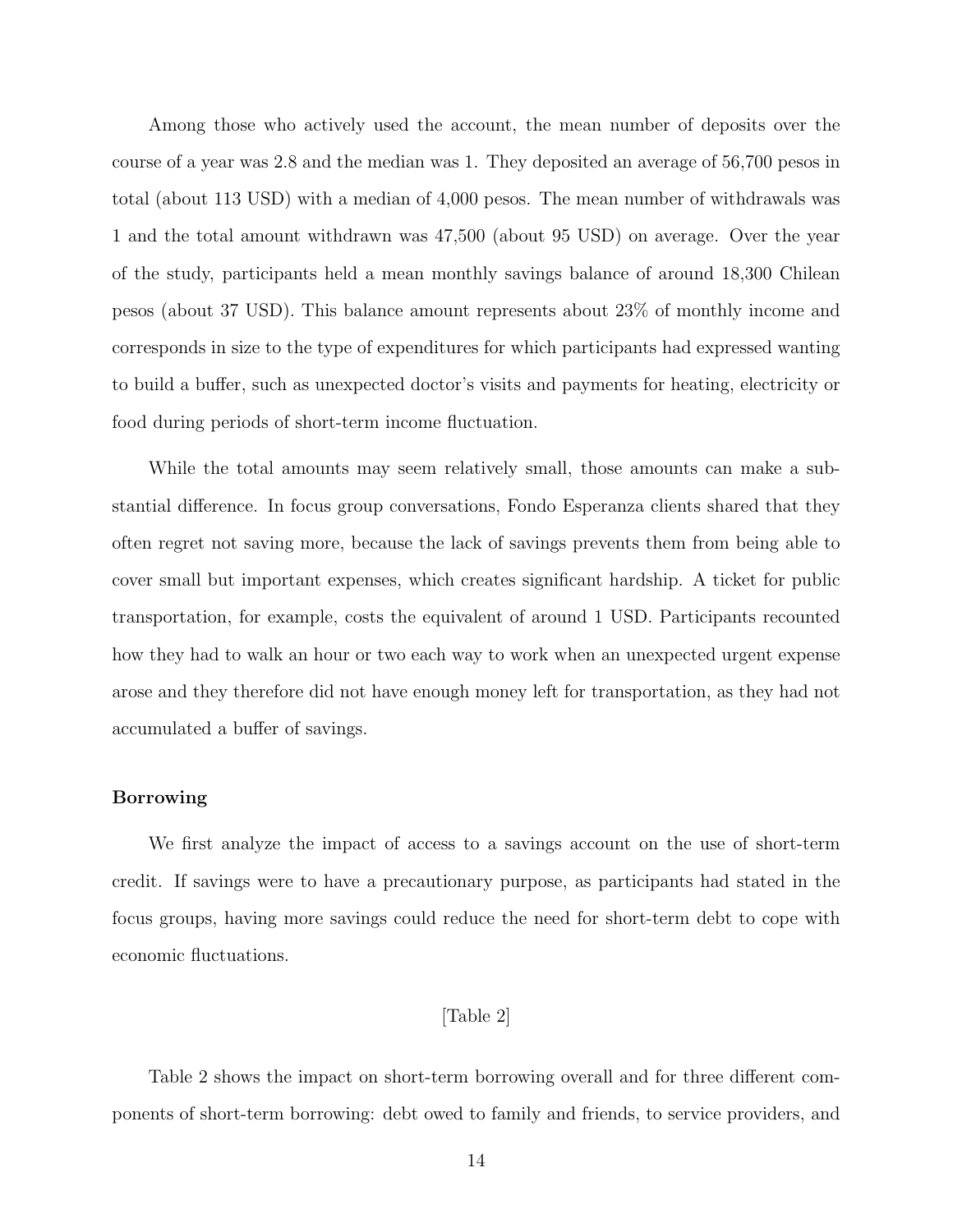Among those who actively used the account, the mean number of deposits over the course of a year was 2.8 and the median was 1. They deposited an average of 56,700 pesos in total (about 113 USD) with a median of 4,000 pesos. The mean number of withdrawals was 1 and the total amount withdrawn was 47,500 (about 95 USD) on average. Over the year of the study, participants held a mean monthly savings balance of around 18,300 Chilean pesos (about 37 USD). This balance amount represents about 23% of monthly income and corresponds in size to the type of expenditures for which participants had expressed wanting to build a buffer, such as unexpected doctor's visits and payments for heating, electricity or food during periods of short-term income fluctuation.

While the total amounts may seem relatively small, those amounts can make a substantial difference. In focus group conversations, Fondo Esperanza clients shared that they often regret not saving more, because the lack of savings prevents them from being able to cover small but important expenses, which creates significant hardship. A ticket for public transportation, for example, costs the equivalent of around 1 USD. Participants recounted how they had to walk an hour or two each way to work when an unexpected urgent expense arose and they therefore did not have enough money left for transportation, as they had not accumulated a buffer of savings.

**Borrowing**

We first analyze the impact of access to a savings account on the use of short-term credit. If savings were to have a precautionary purpose, as participants had stated in the focus groups, having more savings could reduce the need for short-term debt to cope with economic fluctuations.

[Table 2]

Table 2 shows the impact on short-term borrowing overall and for three different components of short-term borrowing: debt owed to family and friends, to service providers, and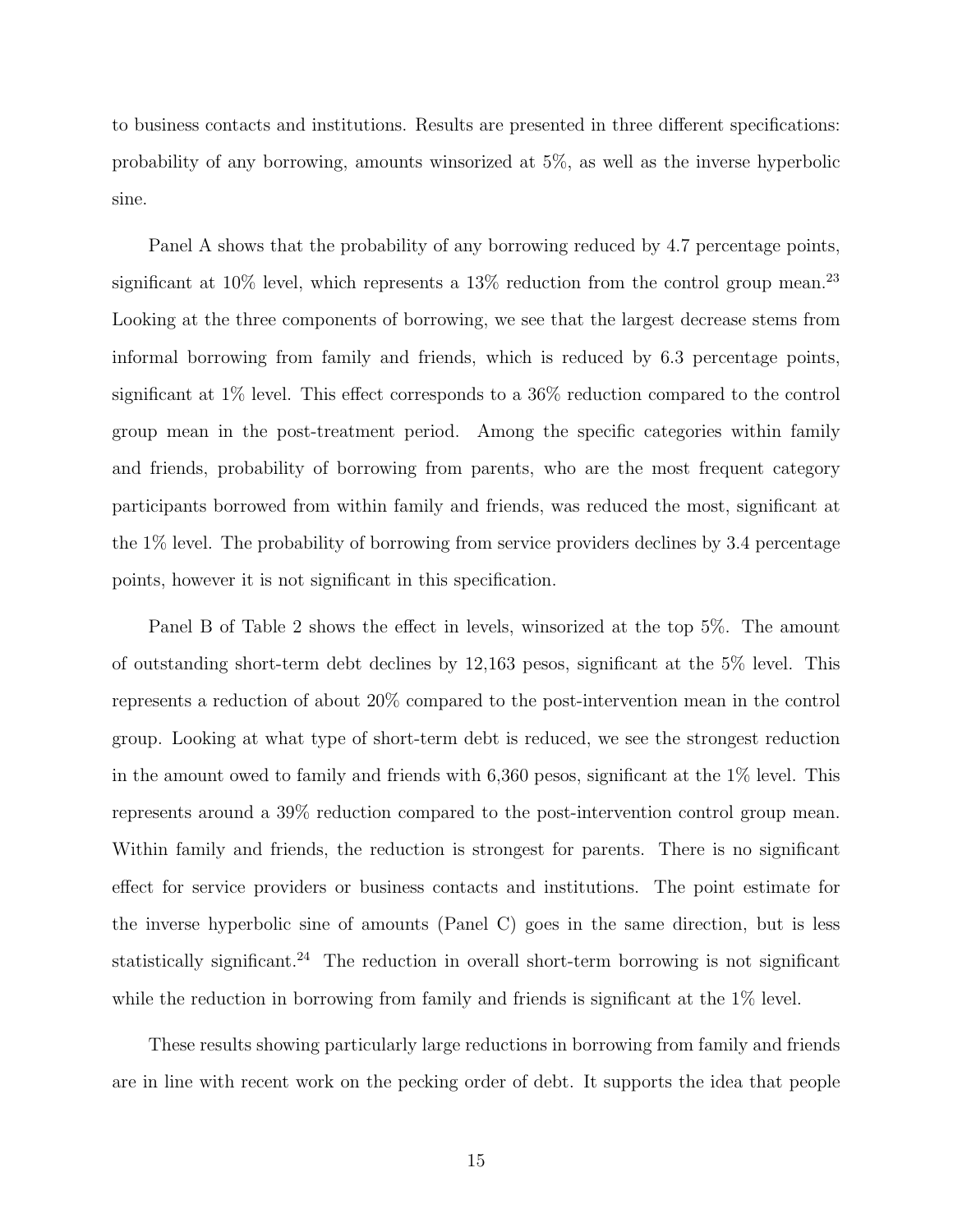to business contacts and institutions. Results are presented in three different specifications: probability of any borrowing, amounts winsorized at 5%, as well as the inverse hyperbolic sine.

Panel A shows that the probability of any borrowing reduced by 4.7 percentage points, significant at 10% level, which represents a 13% reduction from the control group mean.[23] Looking at the three components of borrowing, we see that the largest decrease stems from informal borrowing from family and friends, which is reduced by 6.3 percentage points, significant at 1% level. This effect corresponds to a 36% reduction compared to the control group mean in the post-treatment period. Among the specific categories within family and friends, probability of borrowing from parents, who are the most frequent category participants borrowed from within family and friends, was reduced the most, significant at the 1% level. The probability of borrowing from service providers declines by 3.4 percentage points, however it is not significant in this specification.

Panel B of Table 2 shows the effect in levels, winsorized at the top 5%. The amount of outstanding short-term debt declines by 12,163 pesos, significant at the 5% level. This represents a reduction of about 20% compared to the post-intervention mean in the control group. Looking at what type of short-term debt is reduced, we see the strongest reduction in the amount owed to family and friends with 6,360 pesos, significant at the 1% level. This represents around a 39% reduction compared to the post-intervention control group mean. Within family and friends, the reduction is strongest for parents. There is no significant effect for service providers or business contacts and institutions. The point estimate for the inverse hyperbolic sine of amounts (Panel C) goes in the same direction, but is less statistically significant.[24] The reduction in overall short-term borrowing is not significant while the reduction in borrowing from family and friends is significant at the 1% level.

These results showing particularly large reductions in borrowing from family and friends are in line with recent work on the pecking order of debt. It supports the idea that people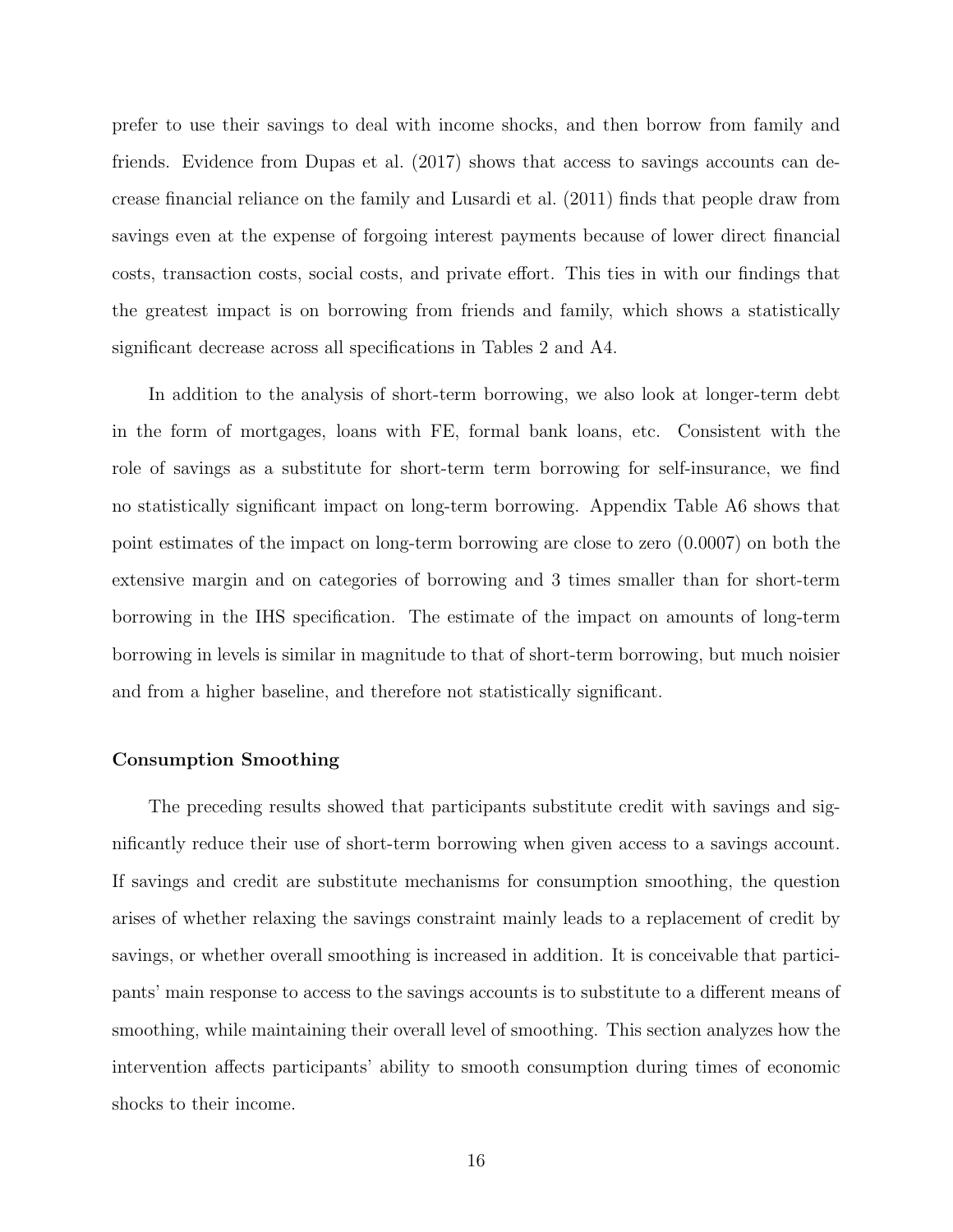prefer to use their savings to deal with income shocks, and then borrow from family and friends. Evidence from Dupas et al. (2017) shows that access to savings accounts can decrease financial reliance on the family and Lusardi et al. (2011) finds that people draw from savings even at the expense of forgoing interest payments because of lower direct financial costs, transaction costs, social costs, and private effort. This ties in with our findings that the greatest impact is on borrowing from friends and family, which shows a statistically significant decrease across all specifications in Tables 2 and A4.

In addition to the analysis of short-term borrowing, we also look at longer-term debt in the form of mortgages, loans with FE, formal bank loans, etc. Consistent with the role of savings as a substitute for short-term term borrowing for self-insurance, we find no statistically significant impact on long-term borrowing. Appendix Table A6 shows that point estimates of the impact on long-term borrowing are close to zero (0.0007) on both the extensive margin and on categories of borrowing and 3 times smaller than for short-term borrowing in the IHS specification. The estimate of the impact on amounts of long-term borrowing in levels is similar in magnitude to that of short-term borrowing, but much noisier and from a higher baseline, and therefore not statistically significant.

**Consumption Smoothing**

The preceding results showed that participants substitute credit with savings and significantly reduce their use of short-term borrowing when given access to a savings account. If savings and credit are substitute mechanisms for consumption smoothing, the question arises of whether relaxing the savings constraint mainly leads to a replacement of credit by savings, or whether overall smoothing is increased in addition. It is conceivable that participants' main response to access to the savings accounts is to substitute to a different means of smoothing, while maintaining their overall level of smoothing. This section analyzes how the intervention affects participants' ability to smooth consumption during times of economic shocks to their income.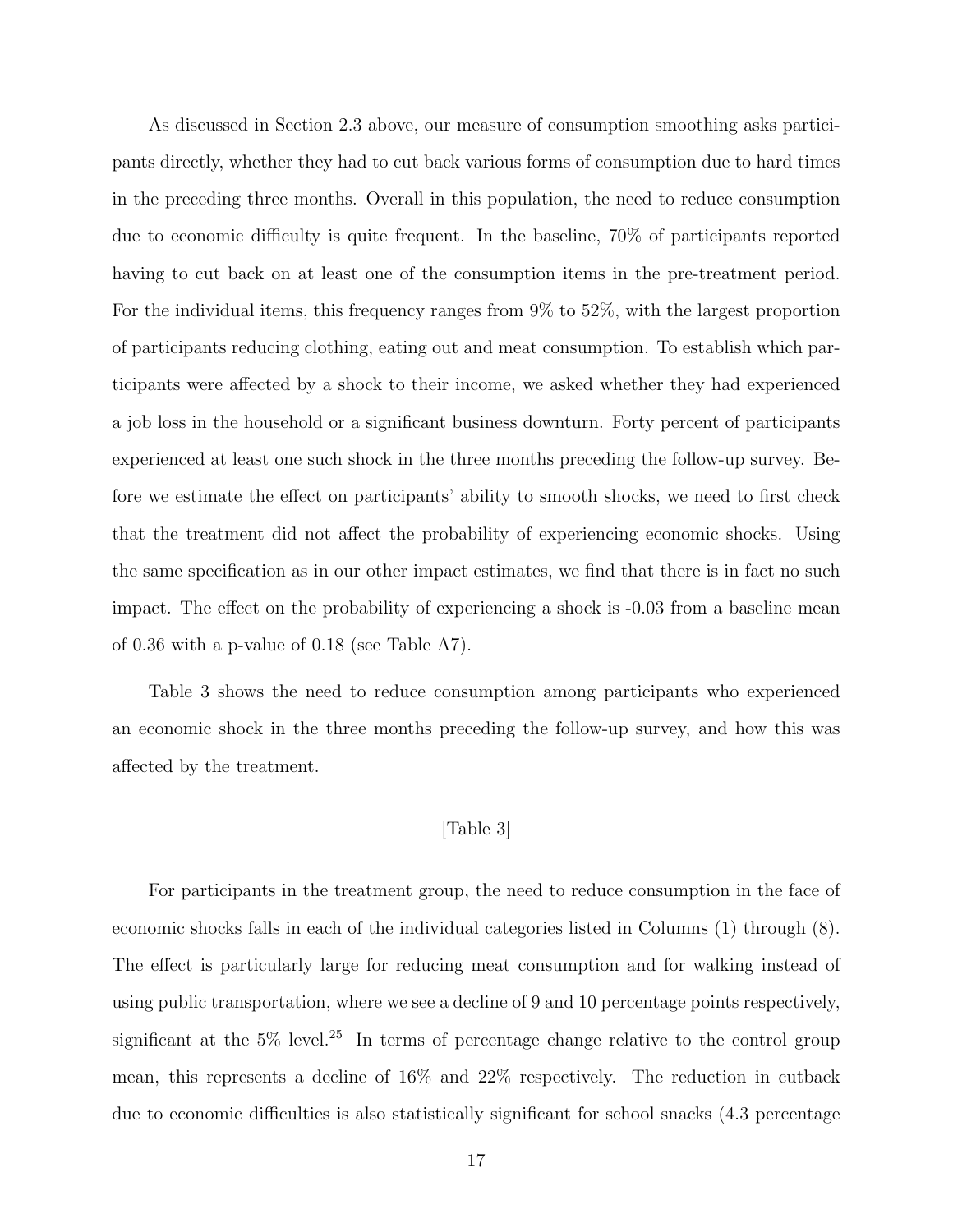As discussed in Section 2.3 above, our measure of consumption smoothing asks participants directly, whether they had to cut back various forms of consumption due to hard times in the preceding three months. Overall in this population, the need to reduce consumption due to economic difficulty is quite frequent. In the baseline, 70% of participants reported having to cut back on at least one of the consumption items in the pre-treatment period. For the individual items, this frequency ranges from 9% to 52%, with the largest proportion of participants reducing clothing, eating out and meat consumption. To establish which participants were affected by a shock to their income, we asked whether they had experienced a job loss in the household or a significant business downturn. Forty percent of participants experienced at least one such shock in the three months preceding the follow-up survey. Before we estimate the effect on participants' ability to smooth shocks, we need to first check that the treatment did not affect the probability of experiencing economic shocks. Using the same specification as in our other impact estimates, we find that there is in fact no such impact. The effect on the probability of experiencing a shock is -0.03 from a baseline mean of 0.36 with a p-value of 0.18 (see Table A7).

Table 3 shows the need to reduce consumption among participants who experienced an economic shock in the three months preceding the follow-up survey, and how this was affected by the treatment.

[Table 3]

For participants in the treatment group, the need to reduce consumption in the face of economic shocks falls in each of the individual categories listed in Columns (1) through (8). The effect is particularly large for reducing meat consumption and for walking instead of using public transportation, where we see a decline of 9 and 10 percentage points respectively, significant at the 5% level.[25] In terms of percentage change relative to the control group mean, this represents a decline of 16% and 22% respectively. The reduction in cutback due to economic difficulties is also statistically significant for school snacks (4.3 percentage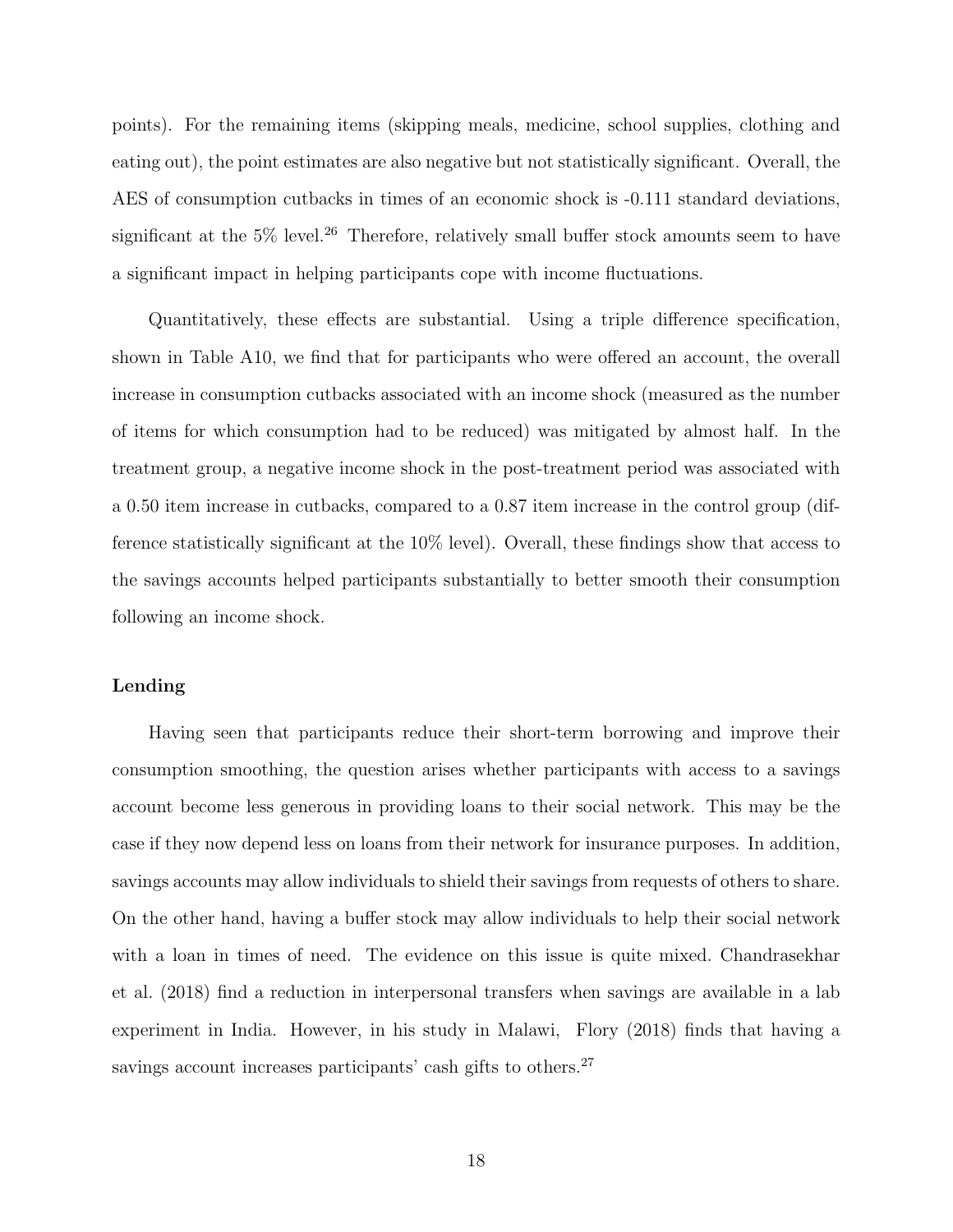points). For the remaining items (skipping meals, medicine, school supplies, clothing and eating out), the point estimates are also negative but not statistically significant. Overall, the AES of consumption cutbacks in times of an economic shock is -0.111 standard deviations, significant at the 5% level.[26] Therefore, relatively small buffer stock amounts seem to have a significant impact in helping participants cope with income fluctuations.

Quantitatively, these effects are substantial. Using a triple difference specification, shown in Table A10, we find that for participants who were offered an account, the overall increase in consumption cutbacks associated with an income shock (measured as the number of items for which consumption had to be reduced) was mitigated by almost half. In the treatment group, a negative income shock in the post-treatment period was associated with a 0.50 item increase in cutbacks, compared to a 0.87 item increase in the control group (difference statistically significant at the 10% level). Overall, these findings show that access to the savings accounts helped participants substantially to better smooth their consumption following an income shock.

**Lending**

Having seen that participants reduce their short-term borrowing and improve their consumption smoothing, the question arises whether participants with access to a savings account become less generous in providing loans to their social network. This may be the case if they now depend less on loans from their network for insurance purposes. In addition, savings accounts may allow individuals to shield their savings from requests of others to share. On the other hand, having a buffer stock may allow individuals to help their social network with a loan in times of need. The evidence on this issue is quite mixed. Chandrasekhar et al. (2018) find a reduction in interpersonal transfers when savings are available in a lab experiment in India. However, in his study in Malawi, Flory (2018) finds that having a savings account increases participants' cash gifts to others.[27]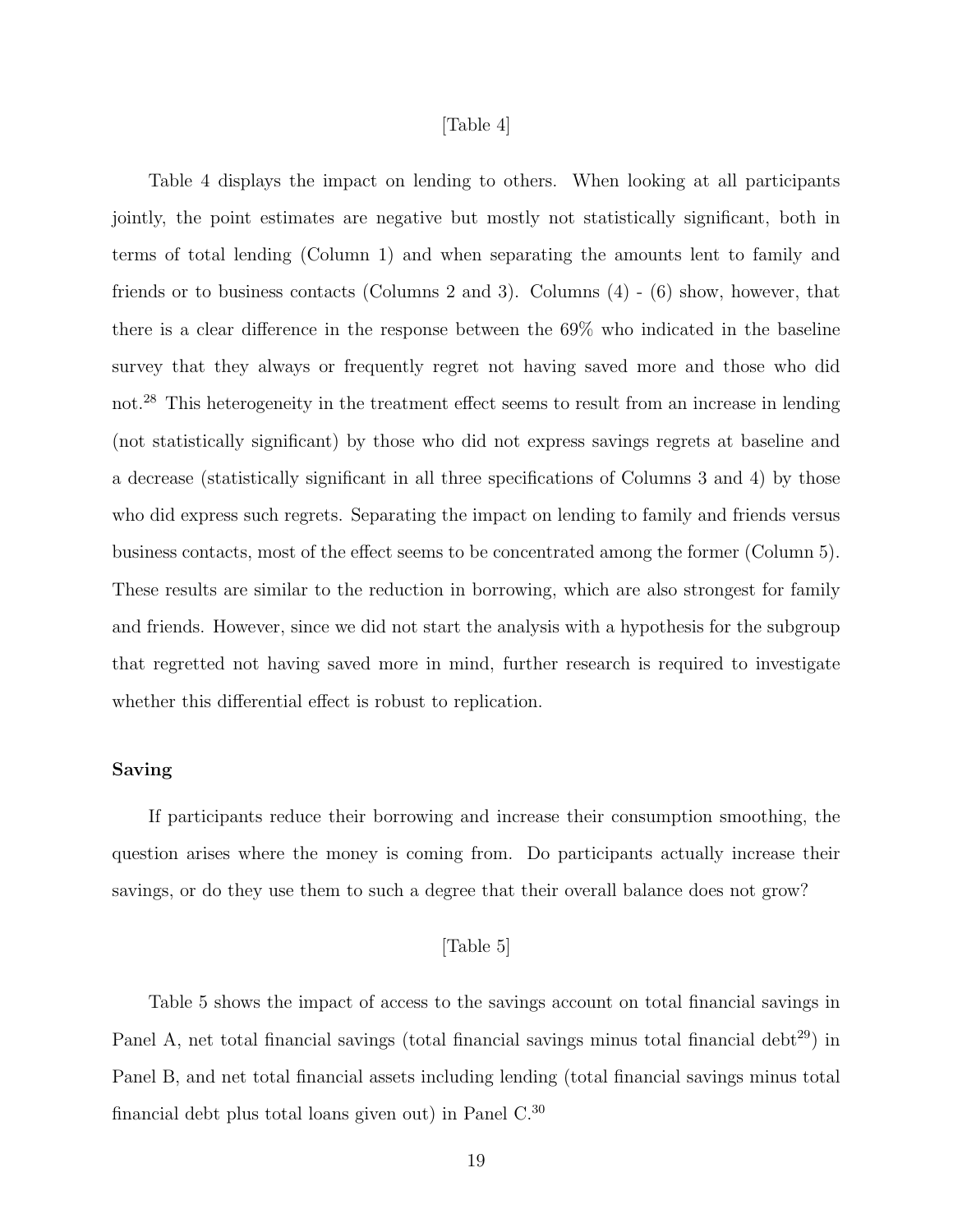[Table 4]

Table 4 displays the impact on lending to others. When looking at all participants jointly, the point estimates are negative but mostly not statistically significant, both in terms of total lending (Column 1) and when separating the amounts lent to family and friends or to business contacts (Columns 2 and 3). Columns (4) - (6) show, however, that there is a clear difference in the response between the 69% who indicated in the baseline survey that they always or frequently regret not having saved more and those who did not.[28] This heterogeneity in the treatment effect seems to result from an increase in lending (not statistically significant) by those who did not express savings regrets at baseline and a decrease (statistically significant in all three specifications of Columns 3 and 4) by those who did express such regrets. Separating the impact on lending to family and friends versus business contacts, most of the effect seems to be concentrated among the former (Column 5). These results are similar to the reduction in borrowing, which are also strongest for family and friends. However, since we did not start the analysis with a hypothesis for the subgroup that regretted not having saved more in mind, further research is required to investigate whether this differential effect is robust to replication.

**Saving**

If participants reduce their borrowing and increase their consumption smoothing, the question arises where the money is coming from. Do participants actually increase their savings, or do they use them to such a degree that their overall balance does not grow?

[Table 5]

Table 5 shows the impact of access to the savings account on total financial savings in Panel A, net total financial savings (total financial savings minus total financial debt[29]) in Panel B, and net total financial assets including lending (total financial savings minus total financial debt plus total loans given out) in Panel C.[30]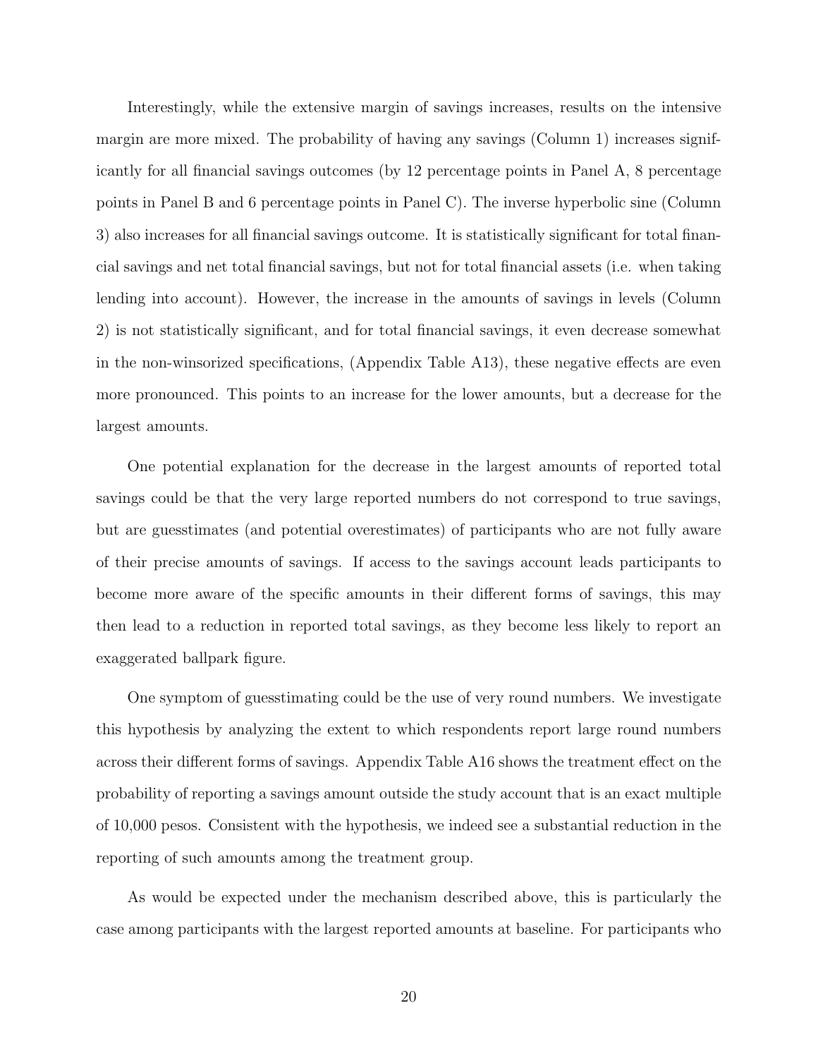Interestingly, while the extensive margin of savings increases, results on the intensive margin are more mixed. The probability of having any savings (Column 1) increases significantly for all financial savings outcomes (by 12 percentage points in Panel A, 8 percentage points in Panel B and 6 percentage points in Panel C). The inverse hyperbolic sine (Column 3) also increases for all financial savings outcome. It is statistically significant for total financial savings and net total financial savings, but not for total financial assets (i.e. when taking lending into account). However, the increase in the amounts of savings in levels (Column 2) is not statistically significant, and for total financial savings, it even decrease somewhat in the non-winsorized specifications, (Appendix Table A13), these negative effects are even more pronounced. This points to an increase for the lower amounts, but a decrease for the largest amounts.

One potential explanation for the decrease in the largest amounts of reported total savings could be that the very large reported numbers do not correspond to true savings, but are guesstimates (and potential overestimates) of participants who are not fully aware of their precise amounts of savings. If access to the savings account leads participants to become more aware of the specific amounts in their different forms of savings, this may then lead to a reduction in reported total savings, as they become less likely to report an exaggerated ballpark figure.

One symptom of guesstimating could be the use of very round numbers. We investigate this hypothesis by analyzing the extent to which respondents report large round numbers across their different forms of savings. Appendix Table A16 shows the treatment effect on the probability of reporting a savings amount outside the study account that is an exact multiple of 10,000 pesos. Consistent with the hypothesis, we indeed see a substantial reduction in the reporting of such amounts among the treatment group.

As would be expected under the mechanism described above, this is particularly the case among participants with the largest reported amounts at baseline. For participants who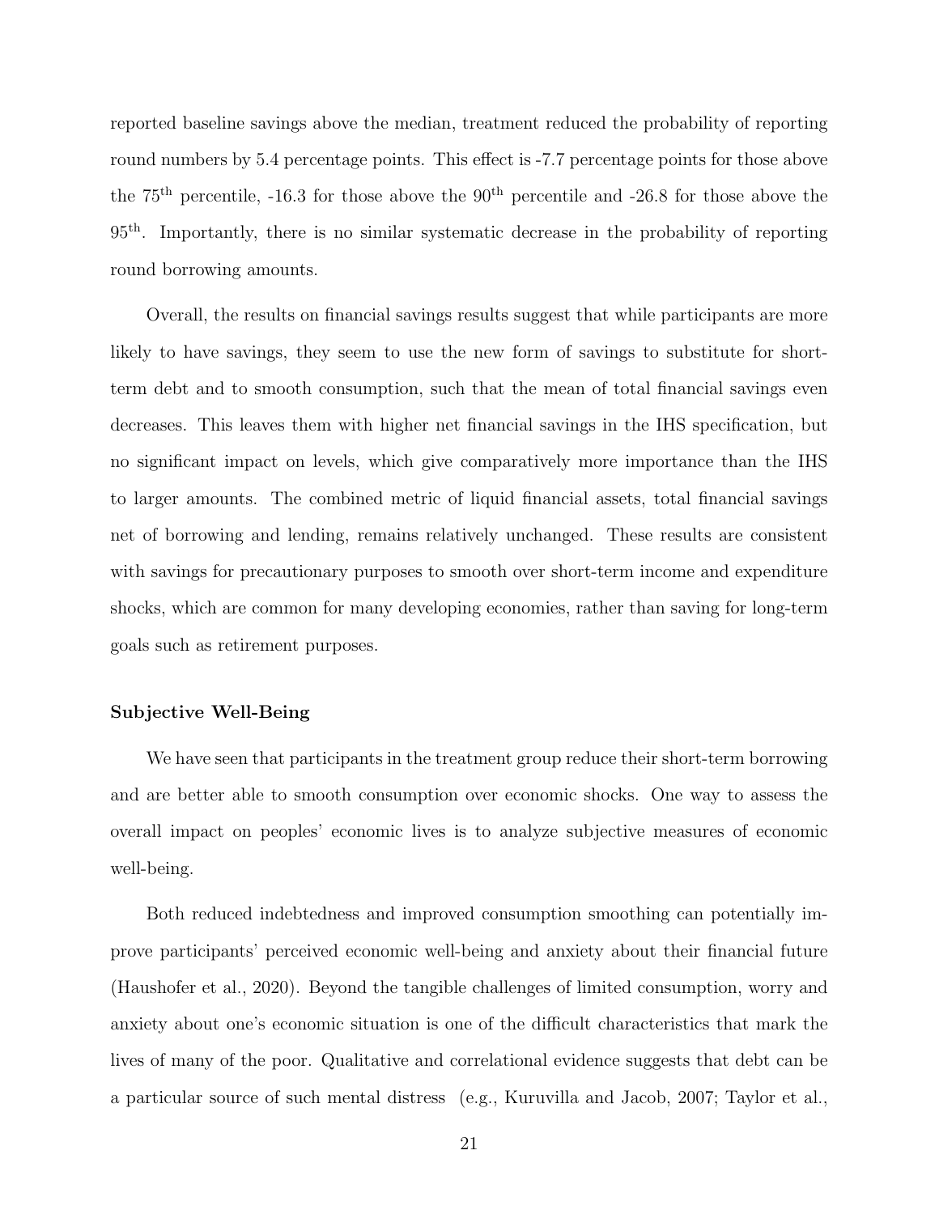reported baseline savings above the median, treatment reduced the probability of reporting round numbers by 5.4 percentage points. This effect is -7.7 percentage points for those above the 75th percentile, -16.3 for those above the 90th percentile and -26.8 for those above the 95th. Importantly, there is no similar systematic decrease in the probability of reporting round borrowing amounts.

Overall, the results on financial savings results suggest that while participants are more likely to have savings, they seem to use the new form of savings to substitute for short-term debt and to smooth consumption, such that the mean of total financial savings even decreases. This leaves them with higher net financial savings in the IHS specification, but no significant impact on levels, which give comparatively more importance than the IHS to larger amounts. The combined metric of liquid financial assets, total financial savings net of borrowing and lending, remains relatively unchanged. These results are consistent with savings for precautionary purposes to smooth over short-term income and expenditure shocks, which are common for many developing economies, rather than saving for long-term goals such as retirement purposes.

### Subjective Well-Being

We have seen that participants in the treatment group reduce their short-term borrowing and are better able to smooth consumption over economic shocks. One way to assess the overall impact on peoples' economic lives is to analyze subjective measures of economic well-being.

Both reduced indebtedness and improved consumption smoothing can potentially improve participants' perceived economic well-being and anxiety about their financial future (Haushofer et al., 2020). Beyond the tangible challenges of limited consumption, worry and anxiety about one's economic situation is one of the difficult characteristics that mark the lives of many of the poor. Qualitative and correlational evidence suggests that debt can be a particular source of such mental distress (e.g., Kuruvilla and Jacob, 2007; Taylor et al.,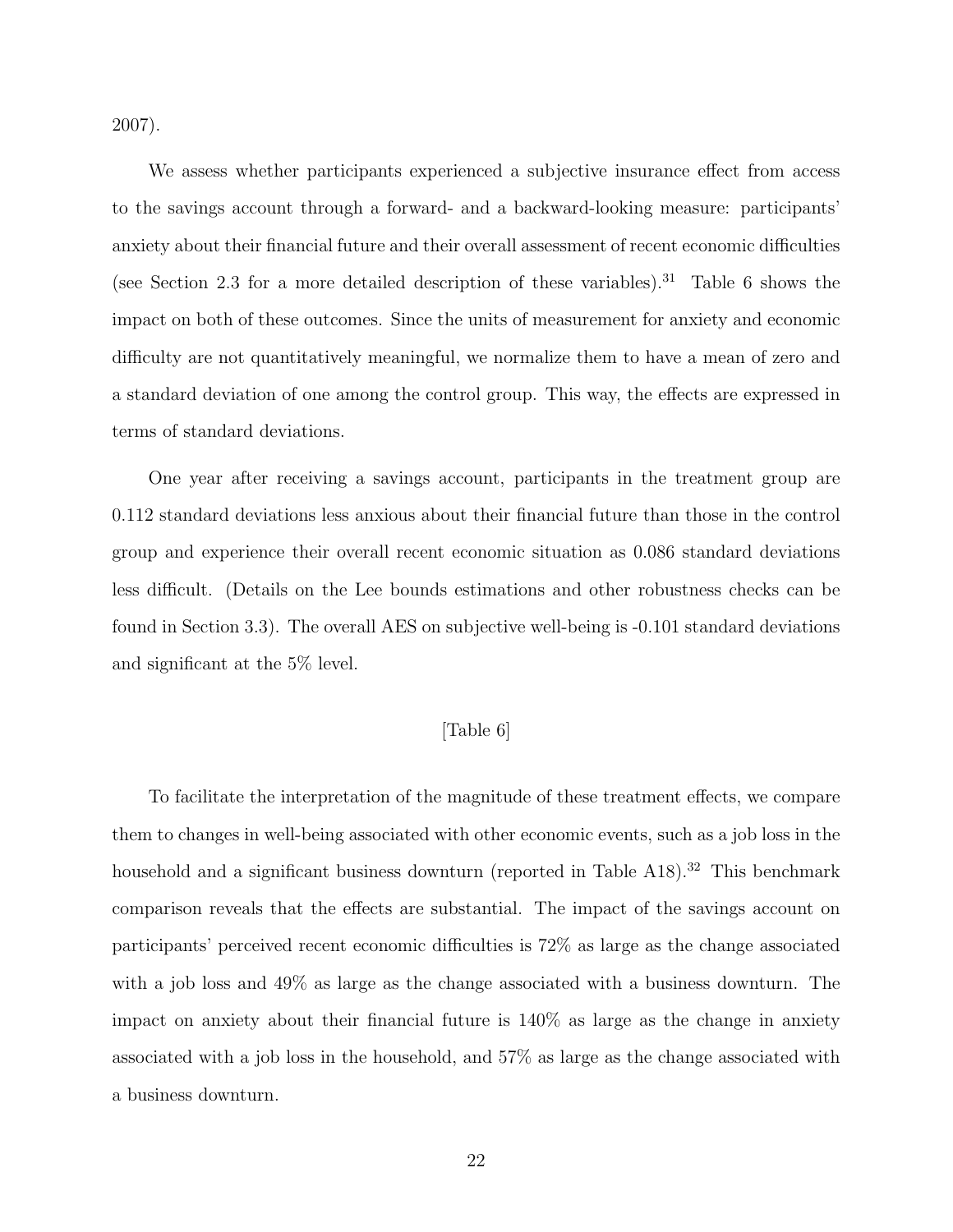2007).

We assess whether participants experienced a subjective insurance effect from access to the savings account through a forward- and a backward-looking measure: participants' anxiety about their financial future and their overall assessment of recent economic difficulties (see Section 2.3 for a more detailed description of these variables).[31] Table 6 shows the impact on both of these outcomes. Since the units of measurement for anxiety and economic difficulty are not quantitatively meaningful, we normalize them to have a mean of zero and a standard deviation of one among the control group. This way, the effects are expressed in terms of standard deviations.

One year after receiving a savings account, participants in the treatment group are 0.112 standard deviations less anxious about their financial future than those in the control group and experience their overall recent economic situation as 0.086 standard deviations less difficult. (Details on the Lee bounds estimations and other robustness checks can be found in Section 3.3). The overall AES on subjective well-being is -0.101 standard deviations and significant at the 5% level.

[Table 6]

To facilitate the interpretation of the magnitude of these treatment effects, we compare them to changes in well-being associated with other economic events, such as a job loss in the household and a significant business downturn (reported in Table A18).[32] This benchmark comparison reveals that the effects are substantial. The impact of the savings account on participants' perceived recent economic difficulties is 72% as large as the change associated with a job loss and 49% as large as the change associated with a business downturn. The impact on anxiety about their financial future is 140% as large as the change in anxiety associated with a job loss in the household, and 57% as large as the change associated with a business downturn.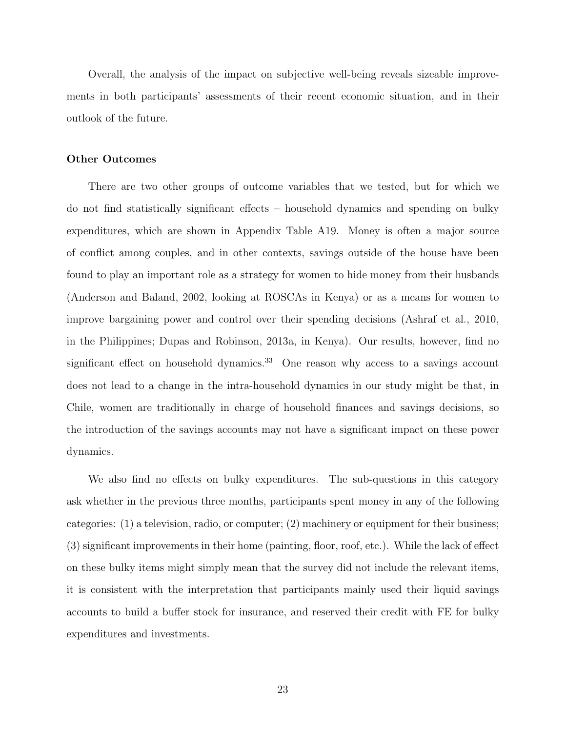Overall, the analysis of the impact on subjective well-being reveals sizeable improvements in both participants' assessments of their recent economic situation, and in their outlook of the future.

**Other Outcomes**

There are two other groups of outcome variables that we tested, but for which we do not find statistically significant effects – household dynamics and spending on bulky expenditures, which are shown in Appendix Table A19. Money is often a major source of conflict among couples, and in other contexts, savings outside of the house have been found to play an important role as a strategy for women to hide money from their husbands (Anderson and Baland, 2002, looking at ROSCAs in Kenya) or as a means for women to improve bargaining power and control over their spending decisions (Ashraf et al., 2010, in the Philippines; Dupas and Robinson, 2013a, in Kenya). Our results, however, find no significant effect on household dynamics.[33] One reason why access to a savings account does not lead to a change in the intra-household dynamics in our study might be that, in Chile, women are traditionally in charge of household finances and savings decisions, so the introduction of the savings accounts may not have a significant impact on these power dynamics.

We also find no effects on bulky expenditures. The sub-questions in this category ask whether in the previous three months, participants spent money in any of the following categories: (1) a television, radio, or computer; (2) machinery or equipment for their business; (3) significant improvements in their home (painting, floor, roof, etc.). While the lack of effect on these bulky items might simply mean that the survey did not include the relevant items, it is consistent with the interpretation that participants mainly used their liquid savings accounts to build a buffer stock for insurance, and reserved their credit with FE for bulky expenditures and investments.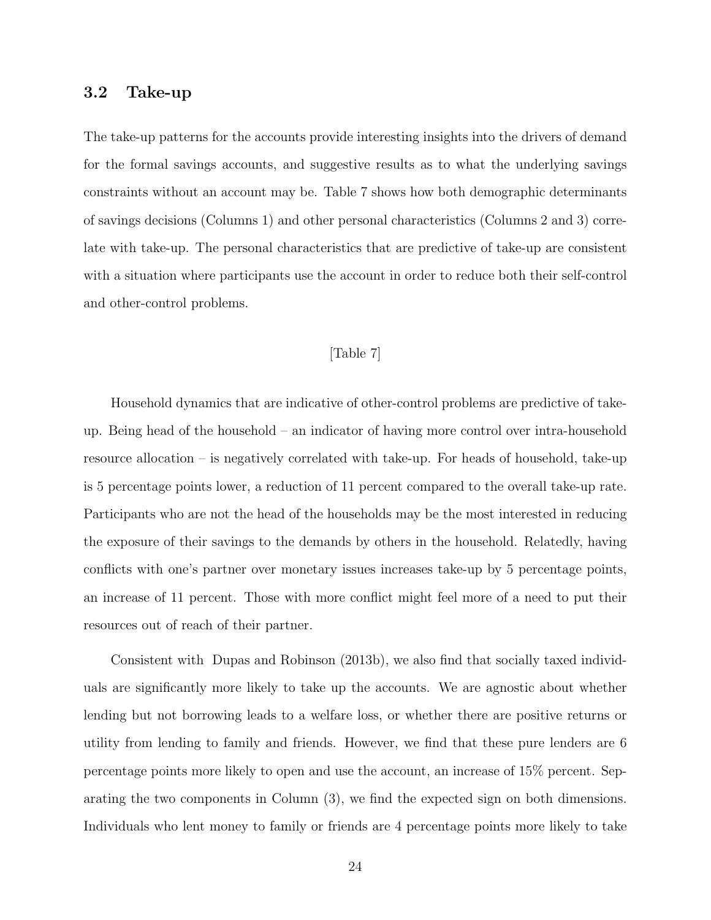### 3.2 Take-up

The take-up patterns for the accounts provide interesting insights into the drivers of demand for the formal savings accounts, and suggestive results as to what the underlying savings constraints without an account may be. Table 7 shows how both demographic determinants of savings decisions (Columns 1) and other personal characteristics (Columns 2 and 3) correlate with take-up. The personal characteristics that are predictive of take-up are consistent with a situation where participants use the account in order to reduce both their self-control and other-control problems.

[Table 7]

Household dynamics that are indicative of other-control problems are predictive of take-up. Being head of the household – an indicator of having more control over intra-household resource allocation – is negatively correlated with take-up. For heads of household, take-up is 5 percentage points lower, a reduction of 11 percent compared to the overall take-up rate. Participants who are not the head of the households may be the most interested in reducing the exposure of their savings to the demands by others in the household. Relatedly, having conflicts with one's partner over monetary issues increases take-up by 5 percentage points, an increase of 11 percent. Those with more conflict might feel more of a need to put their resources out of reach of their partner.

Consistent with Dupas and Robinson (2013b), we also find that socially taxed individuals are significantly more likely to take up the accounts. We are agnostic about whether lending but not borrowing leads to a welfare loss, or whether there are positive returns or utility from lending to family and friends. However, we find that these pure lenders are 6 percentage points more likely to open and use the account, an increase of 15% percent. Separating the two components in Column (3), we find the expected sign on both dimensions. Individuals who lent money to family or friends are 4 percentage points more likely to take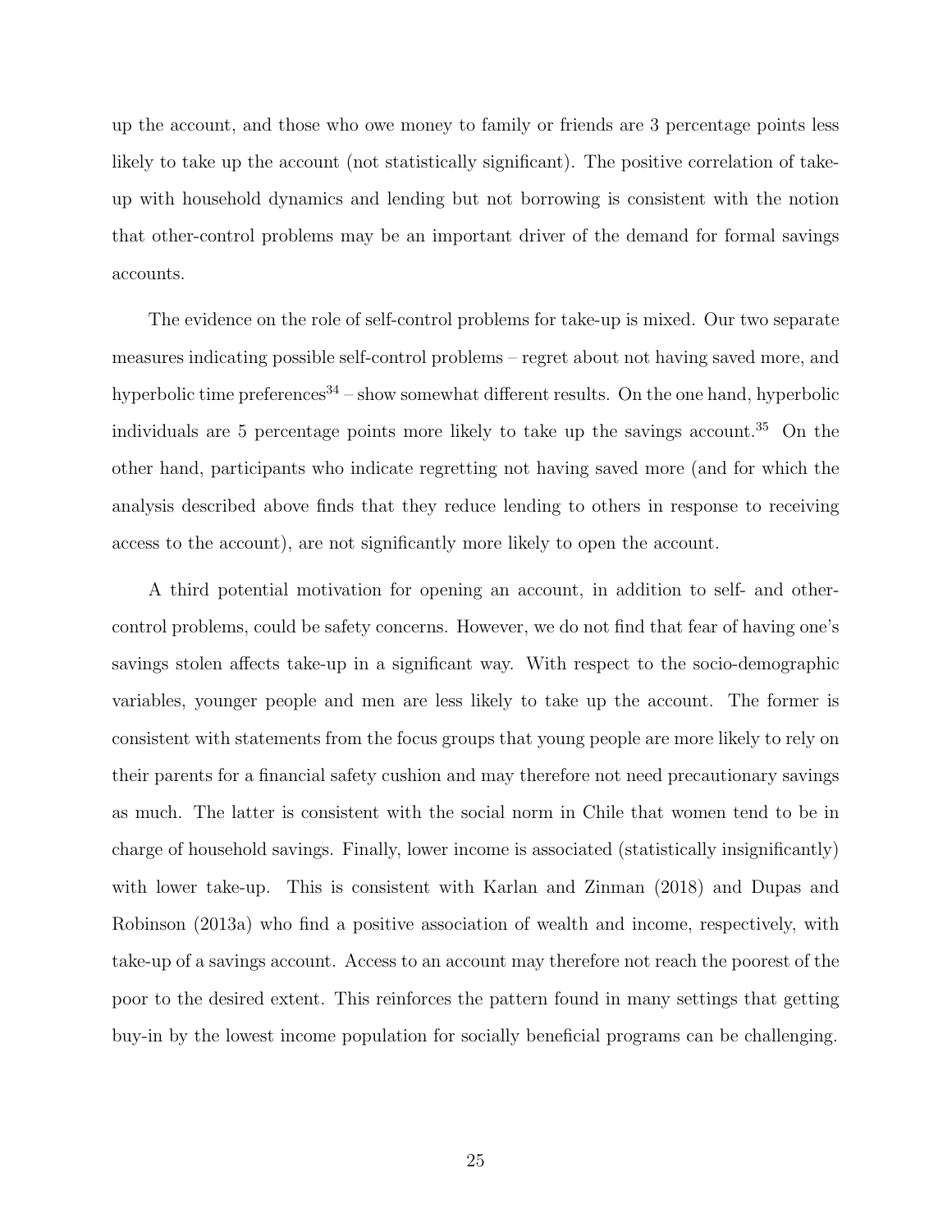up the account, and those who owe money to family or friends are 3 percentage points less likely to take up the account (not statistically significant). The positive correlation of take-up with household dynamics and lending but not borrowing is consistent with the notion that other-control problems may be an important driver of the demand for formal savings accounts.

The evidence on the role of self-control problems for take-up is mixed. Our two separate measures indicating possible self-control problems – regret about not having saved more, and hyperbolic time preferences[34] – show somewhat different results. On the one hand, hyperbolic individuals are 5 percentage points more likely to take up the savings account.[35] On the other hand, participants who indicate regretting not having saved more (and for which the analysis described above finds that they reduce lending to others in response to receiving access to the account), are not significantly more likely to open the account.

A third potential motivation for opening an account, in addition to self- and other-control problems, could be safety concerns. However, we do not find that fear of having one's savings stolen affects take-up in a significant way. With respect to the socio-demographic variables, younger people and men are less likely to take up the account. The former is consistent with statements from the focus groups that young people are more likely to rely on their parents for a financial safety cushion and may therefore not need precautionary savings as much. The latter is consistent with the social norm in Chile that women tend to be in charge of household savings. Finally, lower income is associated (statistically insignificantly) with lower take-up. This is consistent with Karlan and Zinman (2018) and Dupas and Robinson (2013a) who find a positive association of wealth and income, respectively, with take-up of a savings account. Access to an account may therefore not reach the poorest of the poor to the desired extent. This reinforces the pattern found in many settings that getting buy-in by the lowest income population for socially beneficial programs can be challenging.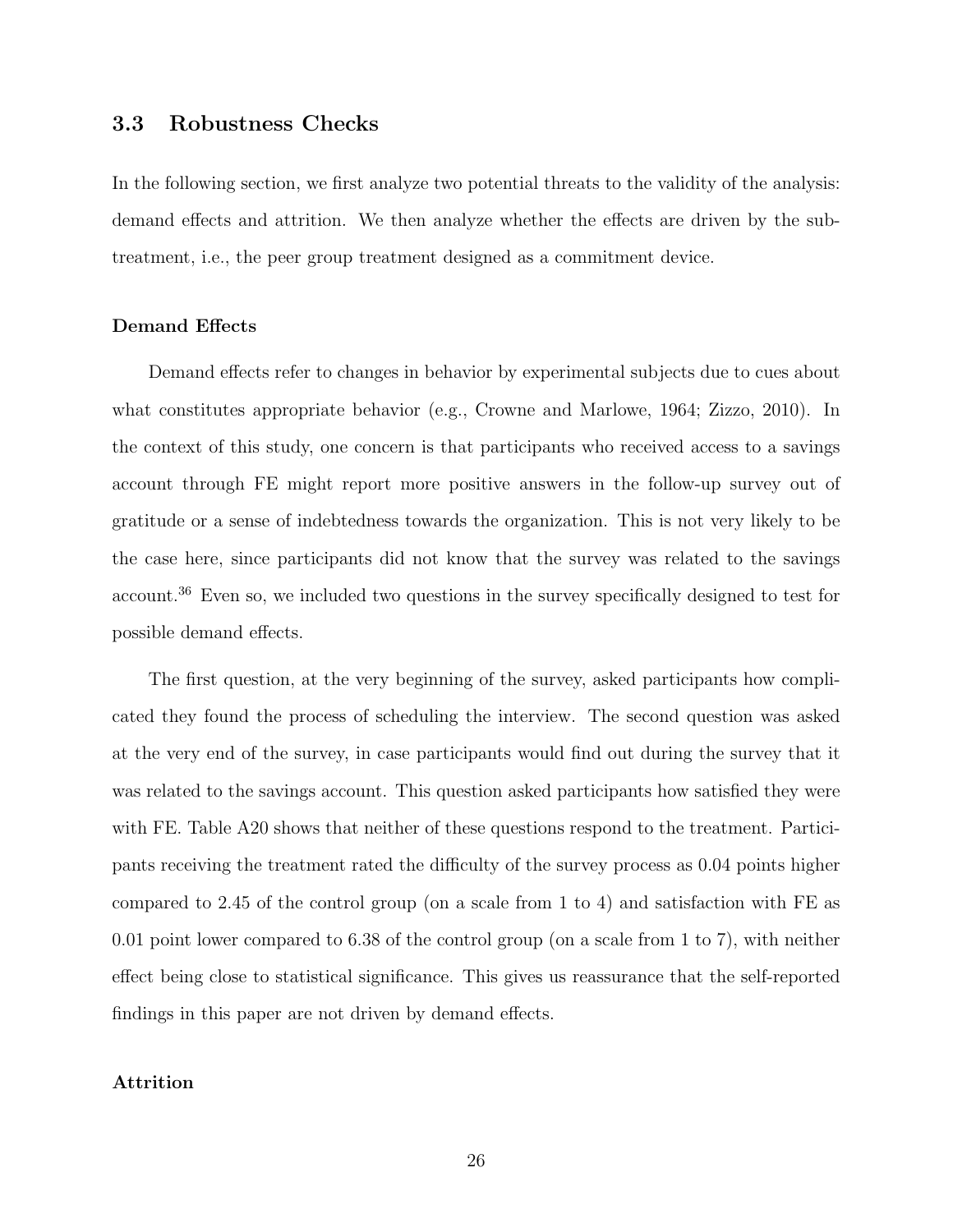### 3.3 Robustness Checks

In the following section, we first analyze two potential threats to the validity of the analysis: demand effects and attrition. We then analyze whether the effects are driven by the sub-treatment, i.e., the peer group treatment designed as a commitment device.

**Demand Effects**

Demand effects refer to changes in behavior by experimental subjects due to cues about what constitutes appropriate behavior (e.g., Crowne and Marlowe, 1964; Zizzo, 2010). In the context of this study, one concern is that participants who received access to a savings account through FE might report more positive answers in the follow-up survey out of gratitude or a sense of indebtedness towards the organization. This is not very likely to be the case here, since participants did not know that the survey was related to the savings account.[36] Even so, we included two questions in the survey specifically designed to test for possible demand effects.

The first question, at the very beginning of the survey, asked participants how complicated they found the process of scheduling the interview. The second question was asked at the very end of the survey, in case participants would find out during the survey that it was related to the savings account. This question asked participants how satisfied they were with FE. Table A20 shows that neither of these questions respond to the treatment. Participants receiving the treatment rated the difficulty of the survey process as 0.04 points higher compared to 2.45 of the control group (on a scale from 1 to 4) and satisfaction with FE as 0.01 point lower compared to 6.38 of the control group (on a scale from 1 to 7), with neither effect being close to statistical significance. This gives us reassurance that the self-reported findings in this paper are not driven by demand effects.

**Attrition**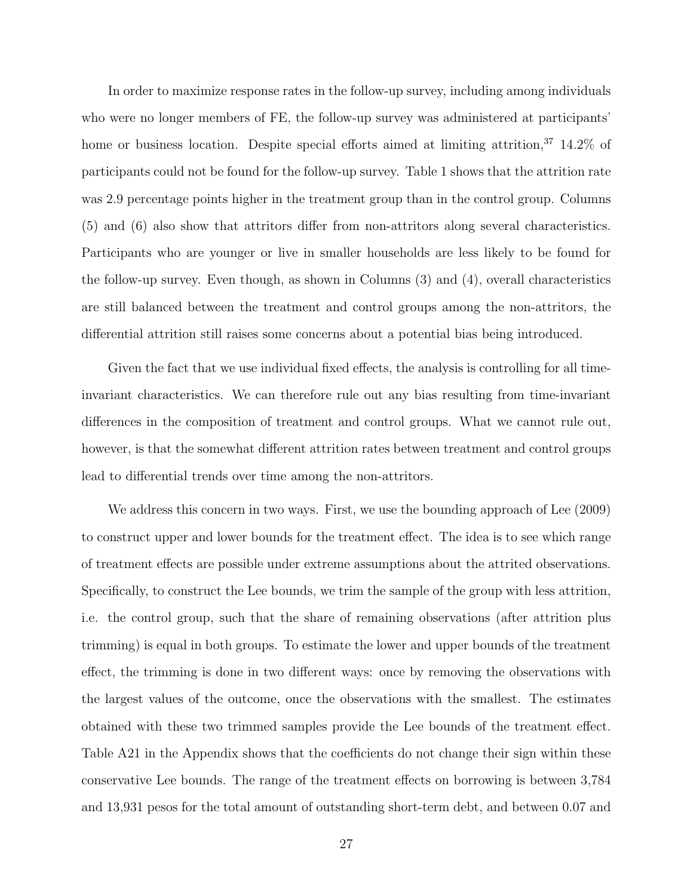In order to maximize response rates in the follow-up survey, including among individuals who were no longer members of FE, the follow-up survey was administered at participants' home or business location. Despite special efforts aimed at limiting attrition,[37] 14.2% of participants could not be found for the follow-up survey. Table 1 shows that the attrition rate was 2.9 percentage points higher in the treatment group than in the control group. Columns (5) and (6) also show that attritors differ from non-attritors along several characteristics. Participants who are younger or live in smaller households are less likely to be found for the follow-up survey. Even though, as shown in Columns (3) and (4), overall characteristics are still balanced between the treatment and control groups among the non-attritors, the differential attrition still raises some concerns about a potential bias being introduced.

Given the fact that we use individual fixed effects, the analysis is controlling for all time-invariant characteristics. We can therefore rule out any bias resulting from time-invariant differences in the composition of treatment and control groups. What we cannot rule out, however, is that the somewhat different attrition rates between treatment and control groups lead to differential trends over time among the non-attritors.

We address this concern in two ways. First, we use the bounding approach of Lee (2009) to construct upper and lower bounds for the treatment effect. The idea is to see which range of treatment effects are possible under extreme assumptions about the attrited observations. Specifically, to construct the Lee bounds, we trim the sample of the group with less attrition, i.e. the control group, such that the share of remaining observations (after attrition plus trimming) is equal in both groups. To estimate the lower and upper bounds of the treatment effect, the trimming is done in two different ways: once by removing the observations with the largest values of the outcome, once the observations with the smallest. The estimates obtained with these two trimmed samples provide the Lee bounds of the treatment effect. Table A21 in the Appendix shows that the coefficients do not change their sign within these conservative Lee bounds. The range of the treatment effects on borrowing is between 3,784 and 13,931 pesos for the total amount of outstanding short-term debt, and between 0.07 and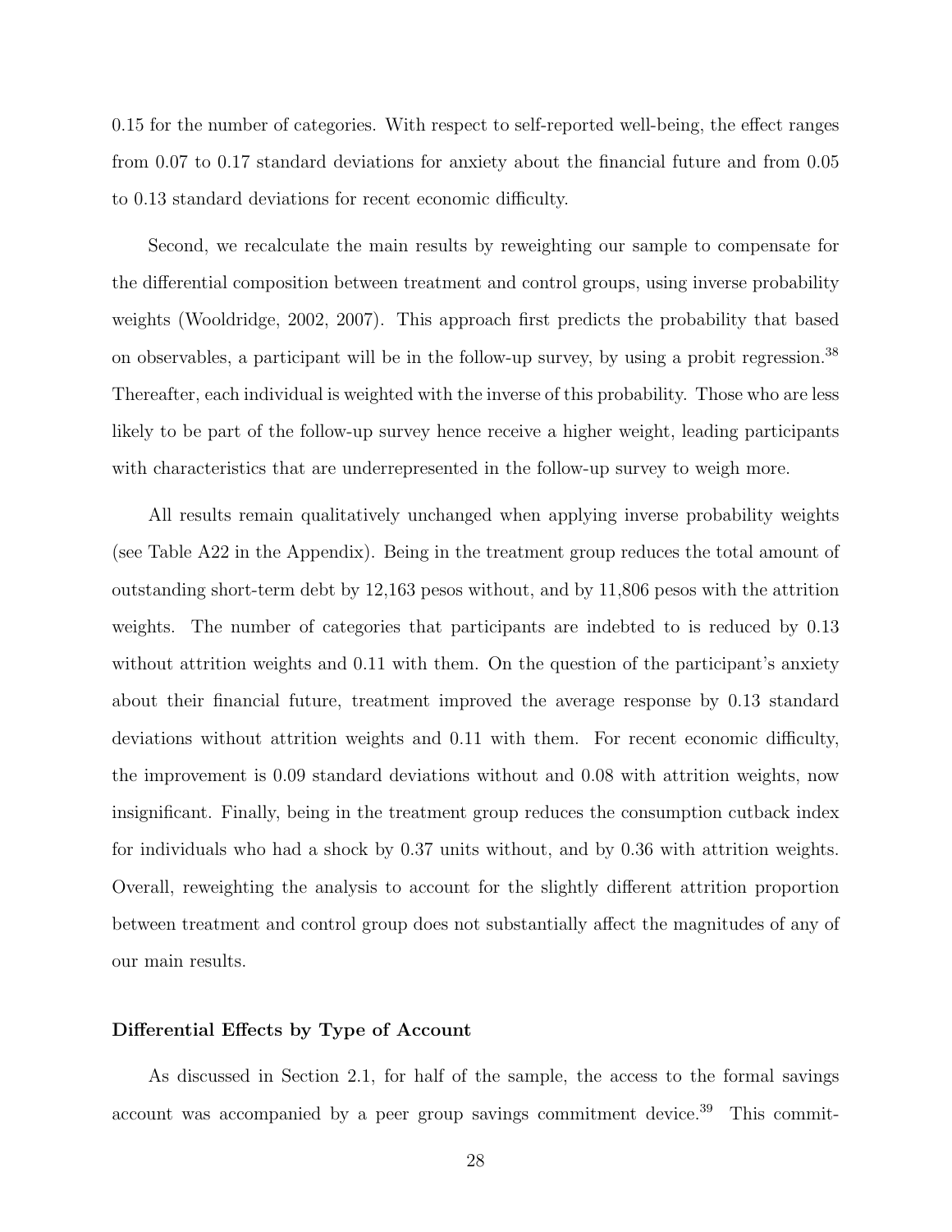0.15 for the number of categories. With respect to self-reported well-being, the effect ranges from 0.07 to 0.17 standard deviations for anxiety about the financial future and from 0.05 to 0.13 standard deviations for recent economic difficulty.

Second, we recalculate the main results by reweighting our sample to compensate for the differential composition between treatment and control groups, using inverse probability weights (Wooldridge, 2002, 2007). This approach first predicts the probability that based on observables, a participant will be in the follow-up survey, by using a probit regression.[38] Thereafter, each individual is weighted with the inverse of this probability. Those who are less likely to be part of the follow-up survey hence receive a higher weight, leading participants with characteristics that are underrepresented in the follow-up survey to weigh more.

All results remain qualitatively unchanged when applying inverse probability weights (see Table A22 in the Appendix). Being in the treatment group reduces the total amount of outstanding short-term debt by 12,163 pesos without, and by 11,806 pesos with the attrition weights. The number of categories that participants are indebted to is reduced by 0.13 without attrition weights and 0.11 with them. On the question of the participant's anxiety about their financial future, treatment improved the average response by 0.13 standard deviations without attrition weights and 0.11 with them. For recent economic difficulty, the improvement is 0.09 standard deviations without and 0.08 with attrition weights, now insignificant. Finally, being in the treatment group reduces the consumption cutback index for individuals who had a shock by 0.37 units without, and by 0.36 with attrition weights. Overall, reweighting the analysis to account for the slightly different attrition proportion between treatment and control group does not substantially affect the magnitudes of any of our main results.

**Differential Effects by Type of Account**

As discussed in Section 2.1, for half of the sample, the access to the formal savings account was accompanied by a peer group savings commitment device.[39] This commit-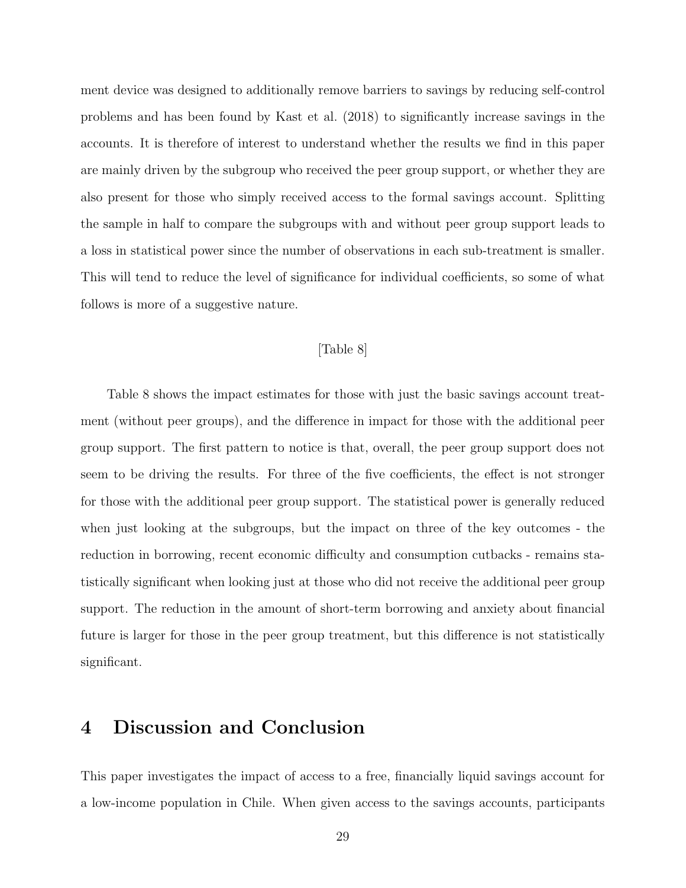ment device was designed to additionally remove barriers to savings by reducing self-control problems and has been found by Kast et al. (2018) to significantly increase savings in the accounts. It is therefore of interest to understand whether the results we find in this paper are mainly driven by the subgroup who received the peer group support, or whether they are also present for those who simply received access to the formal savings account. Splitting the sample in half to compare the subgroups with and without peer group support leads to a loss in statistical power since the number of observations in each sub-treatment is smaller. This will tend to reduce the level of significance for individual coefficients, so some of what follows is more of a suggestive nature.

[Table 8]

Table 8 shows the impact estimates for those with just the basic savings account treatment (without peer groups), and the difference in impact for those with the additional peer group support. The first pattern to notice is that, overall, the peer group support does not seem to be driving the results. For three of the five coefficients, the effect is not stronger for those with the additional peer group support. The statistical power is generally reduced when just looking at the subgroups, but the impact on three of the key outcomes - the reduction in borrowing, recent economic difficulty and consumption cutbacks - remains statistically significant when looking just at those who did not receive the additional peer group support. The reduction in the amount of short-term borrowing and anxiety about financial future is larger for those in the peer group treatment, but this difference is not statistically significant.

# 4 Discussion and Conclusion

This paper investigates the impact of access to a free, financially liquid savings account for a low-income population in Chile. When given access to the savings accounts, participants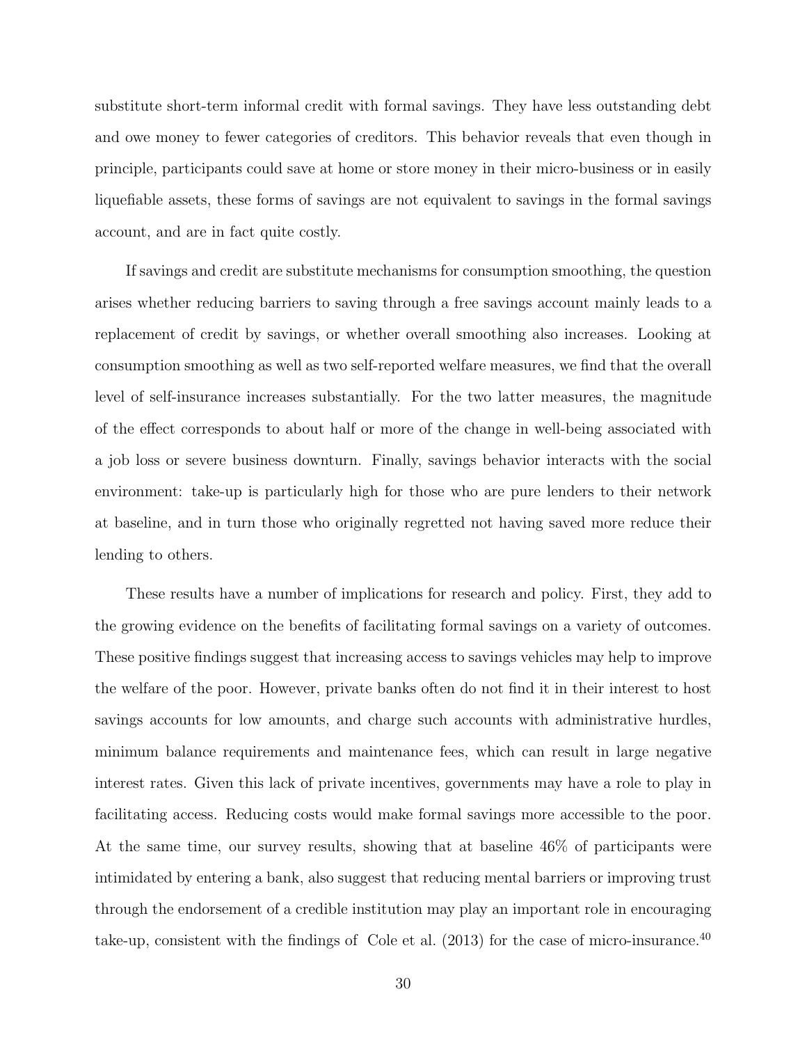substitute short-term informal credit with formal savings. They have less outstanding debt and owe money to fewer categories of creditors. This behavior reveals that even though in principle, participants could save at home or store money in their micro-business or in easily liquefiable assets, these forms of savings are not equivalent to savings in the formal savings account, and are in fact quite costly.

If savings and credit are substitute mechanisms for consumption smoothing, the question arises whether reducing barriers to saving through a free savings account mainly leads to a replacement of credit by savings, or whether overall smoothing also increases. Looking at consumption smoothing as well as two self-reported welfare measures, we find that the overall level of self-insurance increases substantially. For the two latter measures, the magnitude of the effect corresponds to about half or more of the change in well-being associated with a job loss or severe business downturn. Finally, savings behavior interacts with the social environment: take-up is particularly high for those who are pure lenders to their network at baseline, and in turn those who originally regretted not having saved more reduce their lending to others.

These results have a number of implications for research and policy. First, they add to the growing evidence on the benefits of facilitating formal savings on a variety of outcomes. These positive findings suggest that increasing access to savings vehicles may help to improve the welfare of the poor. However, private banks often do not find it in their interest to host savings accounts for low amounts, and charge such accounts with administrative hurdles, minimum balance requirements and maintenance fees, which can result in large negative interest rates. Given this lack of private incentives, governments may have a role to play in facilitating access. Reducing costs would make formal savings more accessible to the poor. At the same time, our survey results, showing that at baseline 46% of participants were intimidated by entering a bank, also suggest that reducing mental barriers or improving trust through the endorsement of a credible institution may play an important role in encouraging take-up, consistent with the findings of Cole et al. (2013) for the case of micro-insurance.[40]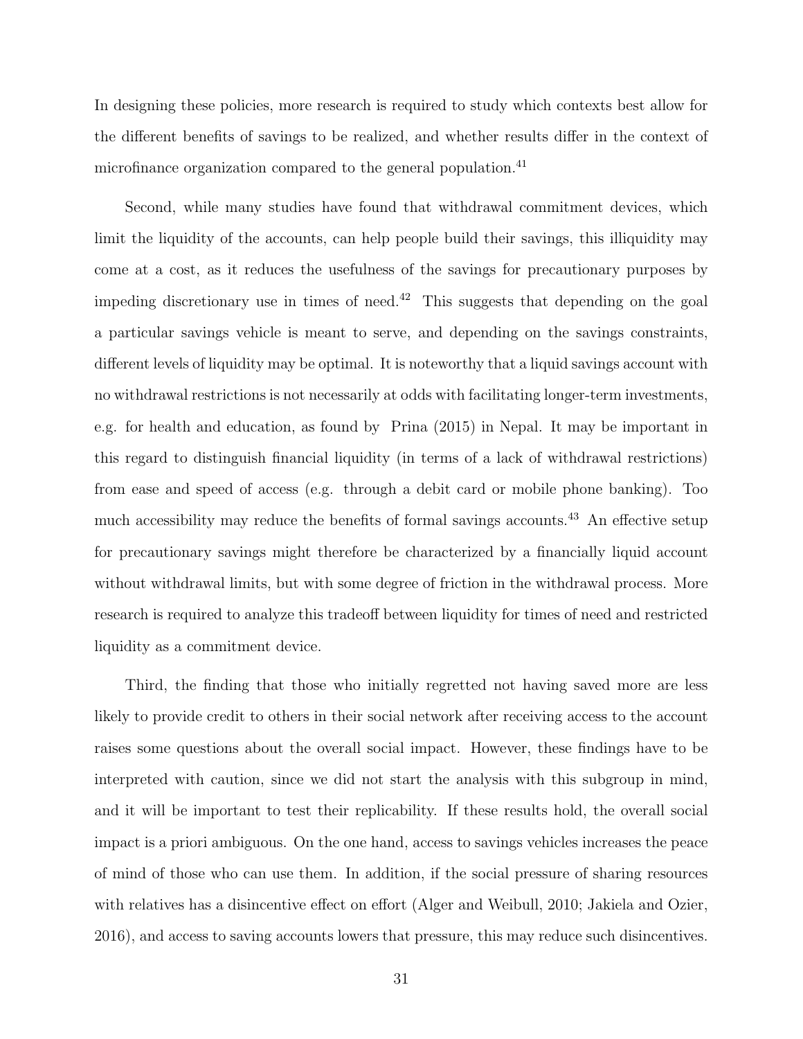In designing these policies, more research is required to study which contexts best allow for the different benefits of savings to be realized, and whether results differ in the context of microfinance organization compared to the general population.[41]

Second, while many studies have found that withdrawal commitment devices, which limit the liquidity of the accounts, can help people build their savings, this illiquidity may come at a cost, as it reduces the usefulness of the savings for precautionary purposes by impeding discretionary use in times of need.[42] This suggests that depending on the goal a particular savings vehicle is meant to serve, and depending on the savings constraints, different levels of liquidity may be optimal. It is noteworthy that a liquid savings account with no withdrawal restrictions is not necessarily at odds with facilitating longer-term investments, e.g. for health and education, as found by Prina (2015) in Nepal. It may be important in this regard to distinguish financial liquidity (in terms of a lack of withdrawal restrictions) from ease and speed of access (e.g. through a debit card or mobile phone banking). Too much accessibility may reduce the benefits of formal savings accounts.[43] An effective setup for precautionary savings might therefore be characterized by a financially liquid account without withdrawal limits, but with some degree of friction in the withdrawal process. More research is required to analyze this tradeoff between liquidity for times of need and restricted liquidity as a commitment device.

Third, the finding that those who initially regretted not having saved more are less likely to provide credit to others in their social network after receiving access to the account raises some questions about the overall social impact. However, these findings have to be interpreted with caution, since we did not start the analysis with this subgroup in mind, and it will be important to test their replicability. If these results hold, the overall social impact is a priori ambiguous. On the one hand, access to savings vehicles increases the peace of mind of those who can use them. In addition, if the social pressure of sharing resources with relatives has a disincentive effect on effort (Alger and Weibull, 2010; Jakiela and Ozier, 2016), and access to saving accounts lowers that pressure, this may reduce such disincentives.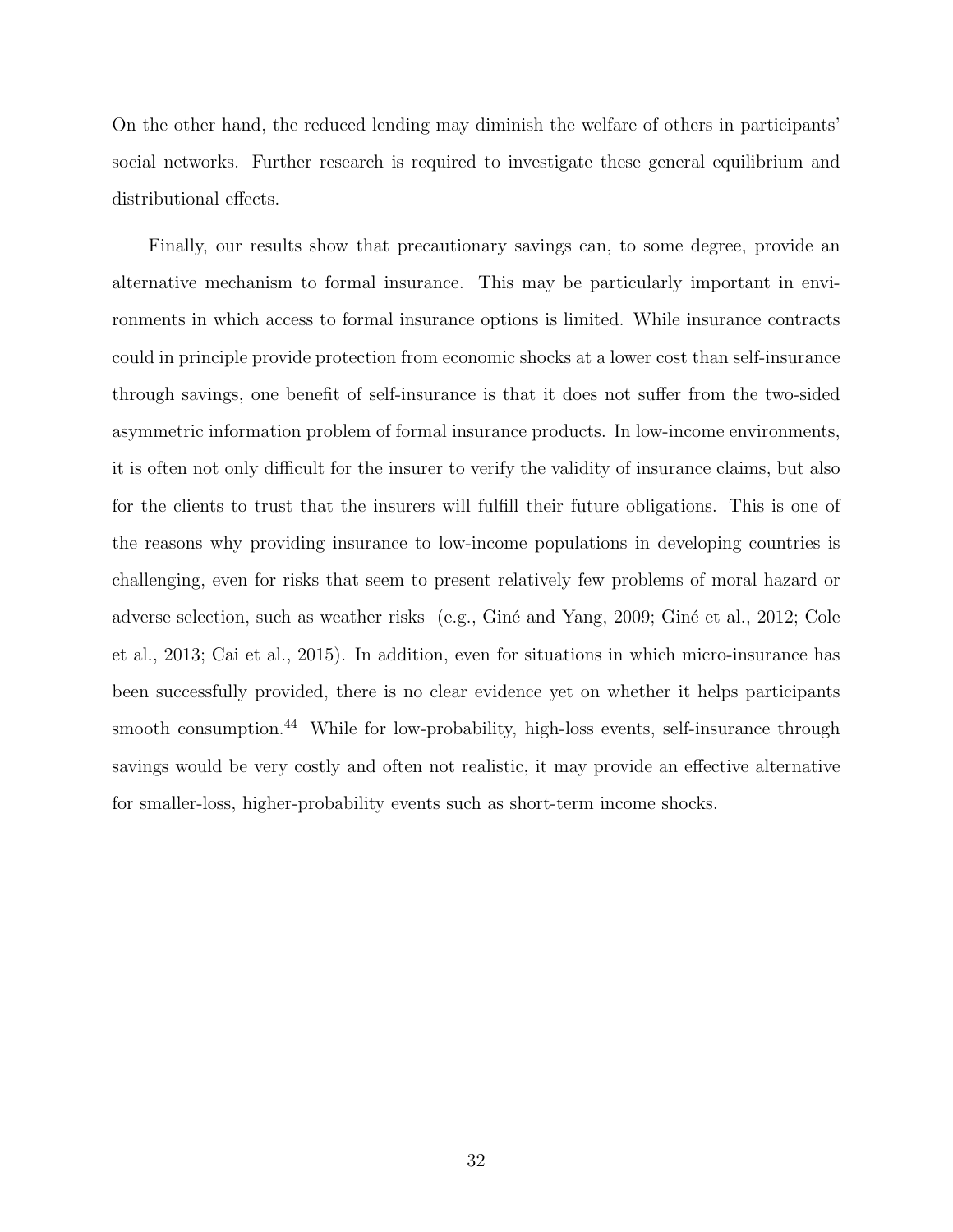On the other hand, the reduced lending may diminish the welfare of others in participants' social networks. Further research is required to investigate these general equilibrium and distributional effects.

Finally, our results show that precautionary savings can, to some degree, provide an alternative mechanism to formal insurance. This may be particularly important in environments in which access to formal insurance options is limited. While insurance contracts could in principle provide protection from economic shocks at a lower cost than self-insurance through savings, one benefit of self-insurance is that it does not suffer from the two-sided asymmetric information problem of formal insurance products. In low-income environments, it is often not only difficult for the insurer to verify the validity of insurance claims, but also for the clients to trust that the insurers will fulfill their future obligations. This is one of the reasons why providing insurance to low-income populations in developing countries is challenging, even for risks that seem to present relatively few problems of moral hazard or adverse selection, such as weather risks (e.g., Giné and Yang, 2009; Giné et al., 2012; Cole et al., 2013; Cai et al., 2015). In addition, even for situations in which micro-insurance has been successfully provided, there is no clear evidence yet on whether it helps participants smooth consumption.[44] While for low-probability, high-loss events, self-insurance through savings would be very costly and often not realistic, it may provide an effective alternative for smaller-loss, higher-probability events such as short-term income shocks.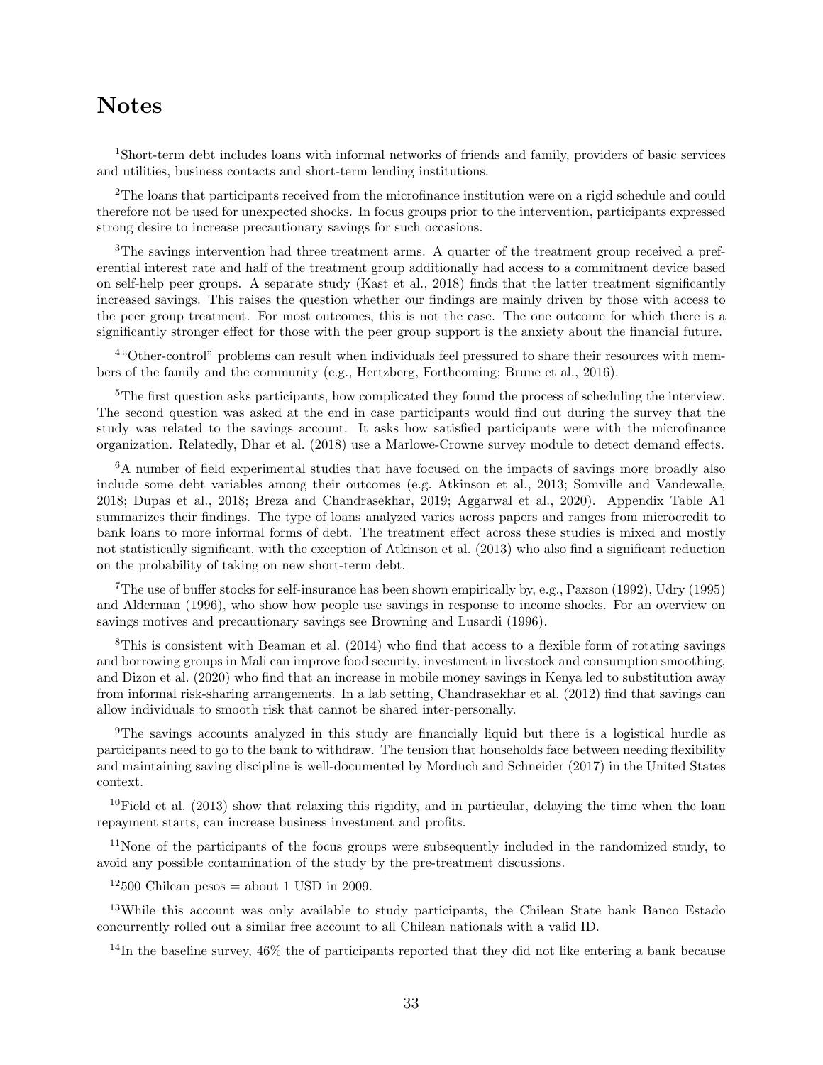## Notes

[1]Short-term debt includes loans with informal networks of friends and family, providers of basic services and utilities, business contacts and short-term lending institutions.

[2]The loans that participants received from the microfinance institution were on a rigid schedule and could therefore not be used for unexpected shocks. In focus groups prior to the intervention, participants expressed strong desire to increase precautionary savings for such occasions.

[3]The savings intervention had three treatment arms. A quarter of the treatment group received a preferential interest rate and half of the treatment group additionally had access to a commitment device based on self-help peer groups. A separate study (Kast et al., 2018) finds that the latter treatment significantly increased savings. This raises the question whether our findings are mainly driven by those with access to the peer group treatment. For most outcomes, this is not the case. The one outcome for which there is a significantly stronger effect for those with the peer group support is the anxiety about the financial future.

[4]"Other-control" problems can result when individuals feel pressured to share their resources with members of the family and the community (e.g., Hertzberg, Forthcoming; Brune et al., 2016).

[5]The first question asks participants, how complicated they found the process of scheduling the interview. The second question was asked at the end in case participants would find out during the survey that the study was related to the savings account. It asks how satisfied participants were with the microfinance organization. Relatedly, Dhar et al. (2018) use a Marlowe-Crowne survey module to detect demand effects.

[6]A number of field experimental studies that have focused on the impacts of savings more broadly also include some debt variables among their outcomes (e.g. Atkinson et al., 2013; Somville and Vandewalle, 2018; Dupas et al., 2018; Breza and Chandrasekhar, 2019; Aggarwal et al., 2020). Appendix Table A1 summarizes their findings. The type of loans analyzed varies across papers and ranges from microcredit to bank loans to more informal forms of debt. The treatment effect across these studies is mixed and mostly not statistically significant, with the exception of Atkinson et al. (2013) who also find a significant reduction on the probability of taking on new short-term debt.

[7]The use of buffer stocks for self-insurance has been shown empirically by, e.g., Paxson (1992), Udry (1995) and Alderman (1996), who show how people use savings in response to income shocks. For an overview on savings motives and precautionary savings see Browning and Lusardi (1996).

[8]This is consistent with Beaman et al. (2014) who find that access to a flexible form of rotating savings and borrowing groups in Mali can improve food security, investment in livestock and consumption smoothing, and Dizon et al. (2020) who find that an increase in mobile money savings in Kenya led to substitution away from informal risk-sharing arrangements. In a lab setting, Chandrasekhar et al. (2012) find that savings can allow individuals to smooth risk that cannot be shared inter-personally.

[9]The savings accounts analyzed in this study are financially liquid but there is a logistical hurdle as participants need to go to the bank to withdraw. The tension that households face between needing flexibility and maintaining saving discipline is well-documented by Morduch and Schneider (2017) in the United States context.

[10]Field et al. (2013) show that relaxing this rigidity, and in particular, delaying the time when the loan repayment starts, can increase business investment and profits.

[11]None of the participants of the focus groups were subsequently included in the randomized study, to avoid any possible contamination of the study by the pre-treatment discussions.

[12]500 Chilean pesos = about 1 USD in 2009.

[13]While this account was only available to study participants, the Chilean State bank Banco Estado concurrently rolled out a similar free account to all Chilean nationals with a valid ID.

[14]In the baseline survey, 46% the of participants reported that they did not like entering a bank because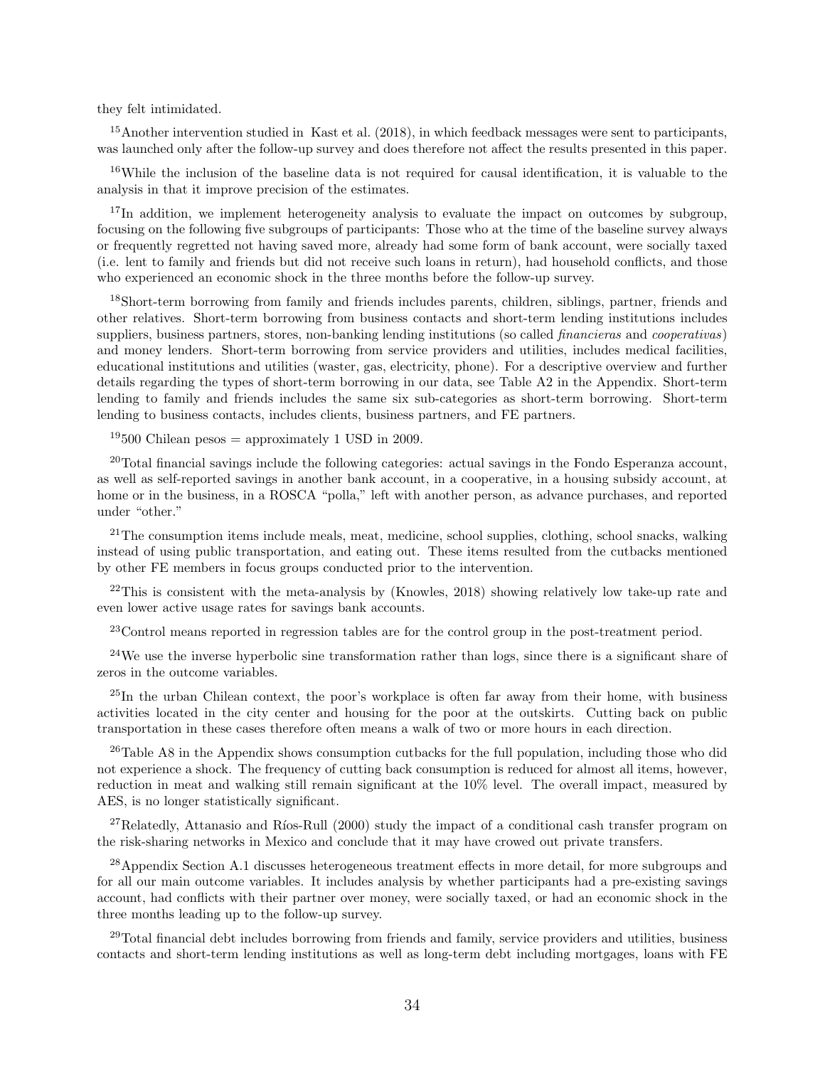they felt intimidated.

[15]Another intervention studied in Kast et al. (2018), in which feedback messages were sent to participants, was launched only after the follow-up survey and does therefore not affect the results presented in this paper.

[16]While the inclusion of the baseline data is not required for causal identification, it is valuable to the analysis in that it improve precision of the estimates.

[17]In addition, we implement heterogeneity analysis to evaluate the impact on outcomes by subgroup, focusing on the following five subgroups of participants: Those who at the time of the baseline survey always or frequently regretted not having saved more, already had some form of bank account, were socially taxed (i.e. lent to family and friends but did not receive such loans in return), had household conflicts, and those who experienced an economic shock in the three months before the follow-up survey.

[18]Short-term borrowing from family and friends includes parents, children, siblings, partner, friends and other relatives. Short-term borrowing from business contacts and short-term lending institutions includes suppliers, business partners, stores, non-banking lending institutions (so called *financieras* and *cooperativas*) and money lenders. Short-term borrowing from service providers and utilities, includes medical facilities, educational institutions and utilities (waster, gas, electricity, phone). For a descriptive overview and further details regarding the types of short-term borrowing in our data, see Table A2 in the Appendix. Short-term lending to family and friends includes the same six sub-categories as short-term borrowing. Short-term lending to business contacts, includes clients, business partners, and FE partners.

[19]500 Chilean pesos = approximately 1 USD in 2009.

[20]Total financial savings include the following categories: actual savings in the Fondo Esperanza account, as well as self-reported savings in another bank account, in a cooperative, in a housing subsidy account, at home or in the business, in a ROSCA "polla," left with another person, as advance purchases, and reported under "other."

[21]The consumption items include meals, meat, medicine, school supplies, clothing, school snacks, walking instead of using public transportation, and eating out. These items resulted from the cutbacks mentioned by other FE members in focus groups conducted prior to the intervention.

[22]This is consistent with the meta-analysis by (Knowles, 2018) showing relatively low take-up rate and even lower active usage rates for savings bank accounts.

[23]Control means reported in regression tables are for the control group in the post-treatment period.

[24]We use the inverse hyperbolic sine transformation rather than logs, since there is a significant share of zeros in the outcome variables.

[25]In the urban Chilean context, the poor's workplace is often far away from their home, with business activities located in the city center and housing for the poor at the outskirts. Cutting back on public transportation in these cases therefore often means a walk of two or more hours in each direction.

[26]Table A8 in the Appendix shows consumption cutbacks for the full population, including those who did not experience a shock. The frequency of cutting back consumption is reduced for almost all items, however, reduction in meat and walking still remain significant at the 10% level. The overall impact, measured by AES, is no longer statistically significant.

[27]Relatedly, Attanasio and Ríos-Rull (2000) study the impact of a conditional cash transfer program on the risk-sharing networks in Mexico and conclude that it may have crowed out private transfers.

[28]Appendix Section A.1 discusses heterogeneous treatment effects in more detail, for more subgroups and for all our main outcome variables. It includes analysis by whether participants had a pre-existing savings account, had conflicts with their partner over money, were socially taxed, or had an economic shock in the three months leading up to the follow-up survey.

[29]Total financial debt includes borrowing from friends and family, service providers and utilities, business contacts and short-term lending institutions as well as long-term debt including mortgages, loans with FE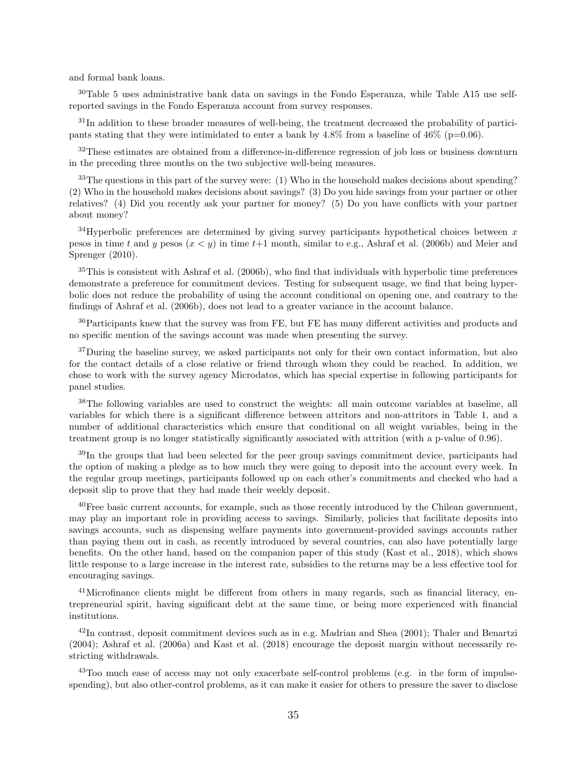and formal bank loans.

[30]Table 5 uses administrative bank data on savings in the Fondo Esperanza, while Table A15 use self-reported savings in the Fondo Esperanza account from survey responses.

[31]In addition to these broader measures of well-being, the treatment decreased the probability of participants stating that they were intimidated to enter a bank by 4.8% from a baseline of 46% (p=0.06).

[32]These estimates are obtained from a difference-in-difference regression of job loss or business downturn in the preceding three months on the two subjective well-being measures.

[33]The questions in this part of the survey were: (1) Who in the household makes decisions about spending? (2) Who in the household makes decisions about savings? (3) Do you hide savings from your partner or other relatives? (4) Did you recently ask your partner for money? (5) Do you have conflicts with your partner about money?

[34]Hyperbolic preferences are determined by giving survey participants hypothetical choices between $x$ pesos in time $t$ and $y$ pesos ($x < y$) in time $t$+1 month, similar to e.g., Ashraf et al. (2006b) and Meier and Sprenger (2010).

[35]This is consistent with Ashraf et al. (2006b), who find that individuals with hyperbolic time preferences demonstrate a preference for commitment devices. Testing for subsequent usage, we find that being hyperbolic does not reduce the probability of using the account conditional on opening one, and contrary to the findings of Ashraf et al. (2006b), does not lead to a greater variance in the account balance.

[36]Participants knew that the survey was from FE, but FE has many different activities and products and no specific mention of the savings account was made when presenting the survey.

[37]During the baseline survey, we asked participants not only for their own contact information, but also for the contact details of a close relative or friend through whom they could be reached. In addition, we chose to work with the survey agency Microdatos, which has special expertise in following participants for panel studies.

[38]The following variables are used to construct the weights: all main outcome variables at baseline, all variables for which there is a significant difference between attritors and non-attritors in Table 1, and a number of additional characteristics which ensure that conditional on all weight variables, being in the treatment group is no longer statistically significantly associated with attrition (with a p-value of 0.96).

[39]In the groups that had been selected for the peer group savings commitment device, participants had the option of making a pledge as to how much they were going to deposit into the account every week. In the regular group meetings, participants followed up on each other's commitments and checked who had a deposit slip to prove that they had made their weekly deposit.

[40]Free basic current accounts, for example, such as those recently introduced by the Chilean government, may play an important role in providing access to savings. Similarly, policies that facilitate deposits into savings accounts, such as dispensing welfare payments into government-provided savings accounts rather than paying them out in cash, as recently introduced by several countries, can also have potentially large benefits. On the other hand, based on the companion paper of this study (Kast et al., 2018), which shows little response to a large increase in the interest rate, subsidies to the returns may be a less effective tool for encouraging savings.

[41]Microfinance clients might be different from others in many regards, such as financial literacy, entrepreneurial spirit, having significant debt at the same time, or being more experienced with financial institutions.

[42]In contrast, deposit commitment devices such as in e.g. Madrian and Shea (2001); Thaler and Benartzi (2004); Ashraf et al. (2006a) and Kast et al. (2018) encourage the deposit margin without necessarily restricting withdrawals.

[43]Too much ease of access may not only exacerbate self-control problems (e.g. in the form of impulse-spending), but also other-control problems, as it can make it easier for others to pressure the saver to disclose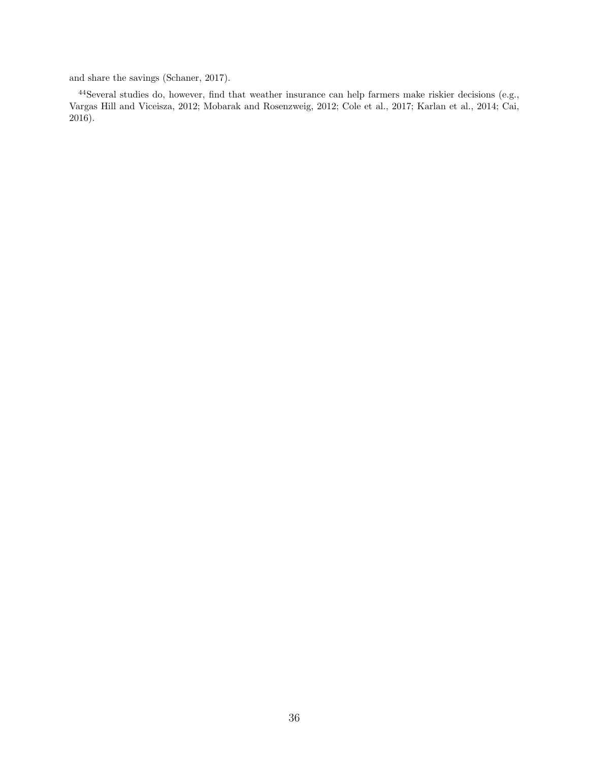and share the savings (Schaner, 2017).

[44]Several studies do, however, find that weather insurance can help farmers make riskier decisions (e.g., Vargas Hill and Viceisza, 2012; Mobarak and Rosenzweig, 2012; Cole et al., 2017; Karlan et al., 2014; Cai, 2016).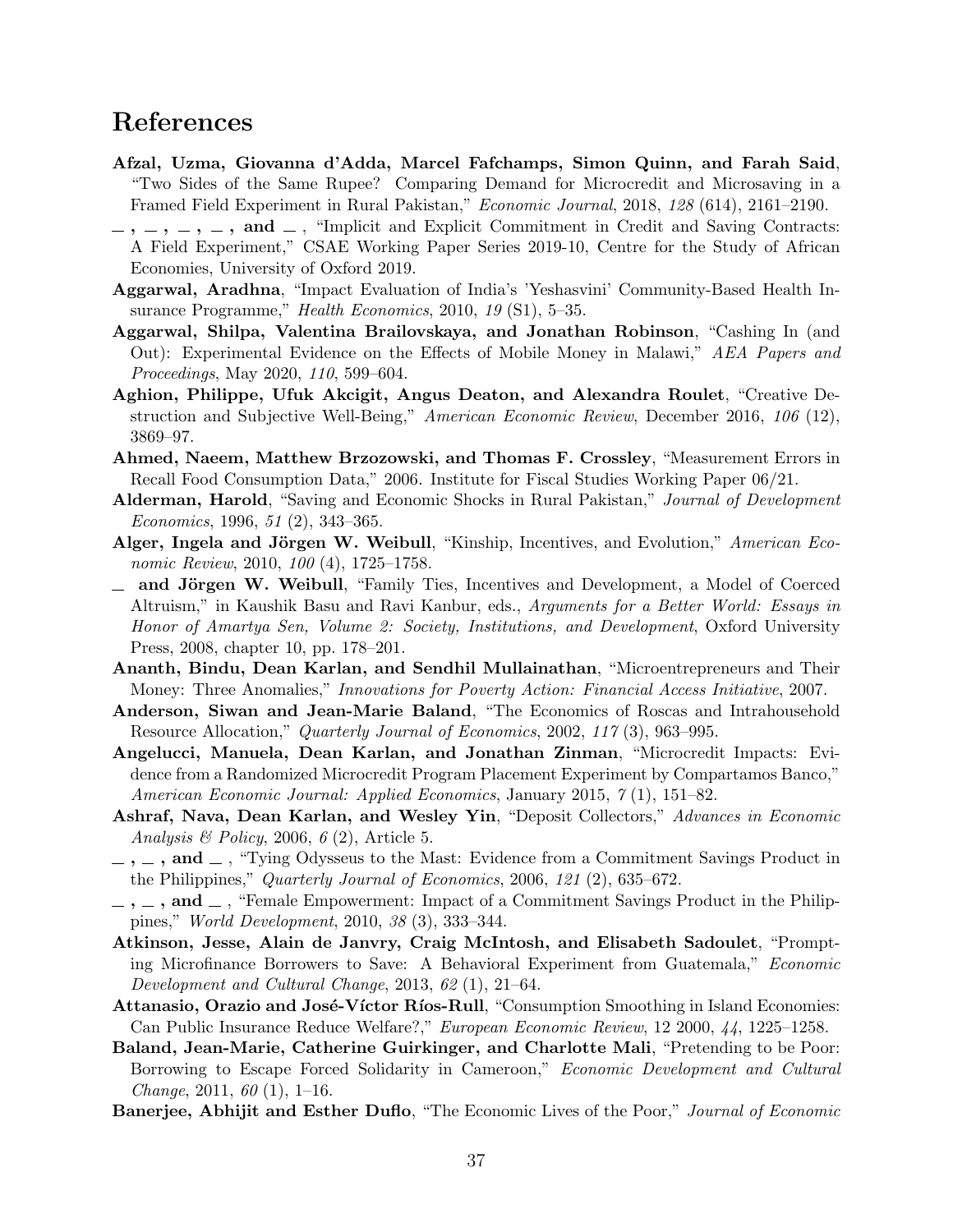# References

**Afzal, Uzma, Giovanna d'Adda, Marcel Fafchamps, Simon Quinn, and Farah Said**, "Two Sides of the Same Rupee? Comparing Demand for Microcredit and Microsaving in a Framed Field Experiment in Rural Pakistan," *Economic Journal*, 2018, *128* (614), 2161–2190.

**_ , _ , _ , _ , and _** , "Implicit and Explicit Commitment in Credit and Saving Contracts: A Field Experiment," CSAE Working Paper Series 2019-10, Centre for the Study of African Economies, University of Oxford 2019.

**Aggarwal, Aradhna**, "Impact Evaluation of India's 'Yeshasvini' Community-Based Health Insurance Programme," *Health Economics*, 2010, *19* (S1), 5–35.

**Aggarwal, Shilpa, Valentina Brailovskaya, and Jonathan Robinson**, "Cashing In (and Out): Experimental Evidence on the Effects of Mobile Money in Malawi," *AEA Papers and Proceedings*, May 2020, *110*, 599–604.

**Aghion, Philippe, Ufuk Akcigit, Angus Deaton, and Alexandra Roulet**, "Creative Destruction and Subjective Well-Being," *American Economic Review*, December 2016, *106* (12), 3869–97.

**Ahmed, Naeem, Matthew Brzozowski, and Thomas F. Crossley**, "Measurement Errors in Recall Food Consumption Data," 2006. Institute for Fiscal Studies Working Paper 06/21.

**Alderman, Harold**, "Saving and Economic Shocks in Rural Pakistan," *Journal of Development Economics*, 1996, *51* (2), 343–365.

**Alger, Ingela and Jörgen W. Weibull**, "Kinship, Incentives, and Evolution," *American Economic Review*, 2010, *100* (4), 1725–1758.

**_ and Jörgen W. Weibull**, "Family Ties, Incentives and Development, a Model of Coerced Altruism," in Kaushik Basu and Ravi Kanbur, eds., *Arguments for a Better World: Essays in Honor of Amartya Sen, Volume 2: Society, Institutions, and Development*, Oxford University Press, 2008, chapter 10, pp. 178–201.

**Ananth, Bindu, Dean Karlan, and Sendhil Mullainathan**, "Microentrepreneurs and Their Money: Three Anomalies," *Innovations for Poverty Action: Financial Access Initiative*, 2007.

**Anderson, Siwan and Jean-Marie Baland**, "The Economics of Roscas and Intrahousehold Resource Allocation," *Quarterly Journal of Economics*, 2002, *117* (3), 963–995.

**Angelucci, Manuela, Dean Karlan, and Jonathan Zinman**, "Microcredit Impacts: Evidence from a Randomized Microcredit Program Placement Experiment by Compartamos Banco," *American Economic Journal: Applied Economics*, January 2015, *7* (1), 151–82.

**Ashraf, Nava, Dean Karlan, and Wesley Yin**, "Deposit Collectors," *Advances in Economic Analysis & Policy*, 2006, *6* (2), Article 5.

**_ , _ , and _** , "Tying Odysseus to the Mast: Evidence from a Commitment Savings Product in the Philippines," *Quarterly Journal of Economics*, 2006, *121* (2), 635–672.

**_ , _ , and _** , "Female Empowerment: Impact of a Commitment Savings Product in the Philippines," *World Development*, 2010, *38* (3), 333–344.

**Atkinson, Jesse, Alain de Janvry, Craig McIntosh, and Elisabeth Sadoulet**, "Prompting Microfinance Borrowers to Save: A Behavioral Experiment from Guatemala," *Economic Development and Cultural Change*, 2013, *62* (1), 21–64.

**Attanasio, Orazio and José-Víctor Ríos-Rull**, "Consumption Smoothing in Island Economies: Can Public Insurance Reduce Welfare?," *European Economic Review*, 12 2000, *44*, 1225–1258.

**Baland, Jean-Marie, Catherine Guirkinger, and Charlotte Mali**, "Pretending to be Poor: Borrowing to Escape Forced Solidarity in Cameroon," *Economic Development and Cultural Change*, 2011, *60* (1), 1–16.

**Banerjee, Abhijit and Esther Duflo**, "The Economic Lives of the Poor," *Journal of Economic*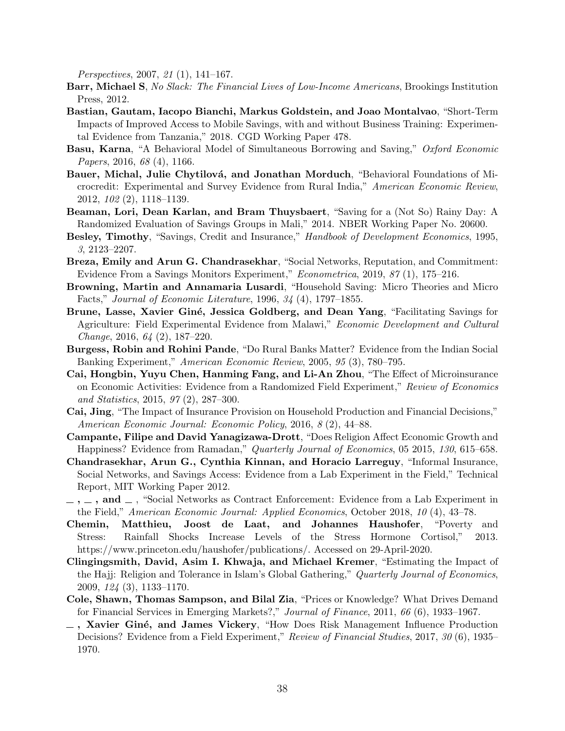*Perspectives*, 2007, *21* (1), 141–167.

**Barr, Michael S**, *No Slack: The Financial Lives of Low-Income Americans*, Brookings Institution Press, 2012.

**Bastian, Gautam, Iacopo Bianchi, Markus Goldstein, and Joao Montalvao**, "Short-Term Impacts of Improved Access to Mobile Savings, with and without Business Training: Experimental Evidence from Tanzania," 2018. CGD Working Paper 478.

**Basu, Karna**, "A Behavioral Model of Simultaneous Borrowing and Saving," *Oxford Economic Papers*, 2016, *68* (4), 1166.

**Bauer, Michal, Julie Chytilová, and Jonathan Morduch**, "Behavioral Foundations of Microcredit: Experimental and Survey Evidence from Rural India," *American Economic Review*, 2012, *102* (2), 1118–1139.

**Beaman, Lori, Dean Karlan, and Bram Thuysbaert**, "Saving for a (Not So) Rainy Day: A Randomized Evaluation of Savings Groups in Mali," 2014. NBER Working Paper No. 20600.

**Besley, Timothy**, "Savings, Credit and Insurance," *Handbook of Development Economics*, 1995, *3*, 2123–2207.

**Breza, Emily and Arun G. Chandrasekhar**, "Social Networks, Reputation, and Commitment: Evidence From a Savings Monitors Experiment," *Econometrica*, 2019, *87* (1), 175–216.

**Browning, Martin and Annamaria Lusardi**, "Household Saving: Micro Theories and Micro Facts," *Journal of Economic Literature*, 1996, *34* (4), 1797–1855.

**Brune, Lasse, Xavier Giné, Jessica Goldberg, and Dean Yang**, "Facilitating Savings for Agriculture: Field Experimental Evidence from Malawi," *Economic Development and Cultural Change*, 2016, *64* (2), 187–220.

**Burgess, Robin and Rohini Pande**, "Do Rural Banks Matter? Evidence from the Indian Social Banking Experiment," *American Economic Review*, 2005, *95* (3), 780–795.

**Cai, Hongbin, Yuyu Chen, Hanming Fang, and Li-An Zhou**, "The Effect of Microinsurance on Economic Activities: Evidence from a Randomized Field Experiment," *Review of Economics and Statistics*, 2015, *97* (2), 287–300.

**Cai, Jing**, "The Impact of Insurance Provision on Household Production and Financial Decisions," *American Economic Journal: Economic Policy*, 2016, *8* (2), 44–88.

**Campante, Filipe and David Yanagizawa-Drott**, "Does Religion Affect Economic Growth and Happiness? Evidence from Ramadan," *Quarterly Journal of Economics*, 05 2015, *130*, 615–658.

**Chandrasekhar, Arun G., Cynthia Kinnan, and Horacio Larreguy**, "Informal Insurance, Social Networks, and Savings Access: Evidence from a Lab Experiment in the Field," Technical Report, MIT Working Paper 2012.

**_ , _ , and _** , "Social Networks as Contract Enforcement: Evidence from a Lab Experiment in the Field," *American Economic Journal: Applied Economics*, October 2018, *10* (4), 43–78.

**Chemin, Matthieu, Joost de Laat, and Johannes Haushofer**, "Poverty and Stress: Rainfall Shocks Increase Levels of the Stress Hormone Cortisol," 2013. https://www.princeton.edu/haushofer/publications/. Accessed on 29-April-2020.

**Clingingsmith, David, Asim I. Khwaja, and Michael Kremer**, "Estimating the Impact of the Hajj: Religion and Tolerance in Islam's Global Gathering," *Quarterly Journal of Economics*, 2009, *124* (3), 1133–1170.

**Cole, Shawn, Thomas Sampson, and Bilal Zia**, "Prices or Knowledge? What Drives Demand for Financial Services in Emerging Markets?," *Journal of Finance*, 2011, *66* (6), 1933–1967.

**_ , Xavier Giné, and James Vickery**, "How Does Risk Management Influence Production Decisions? Evidence from a Field Experiment," *Review of Financial Studies*, 2017, *30* (6), 1935–1970.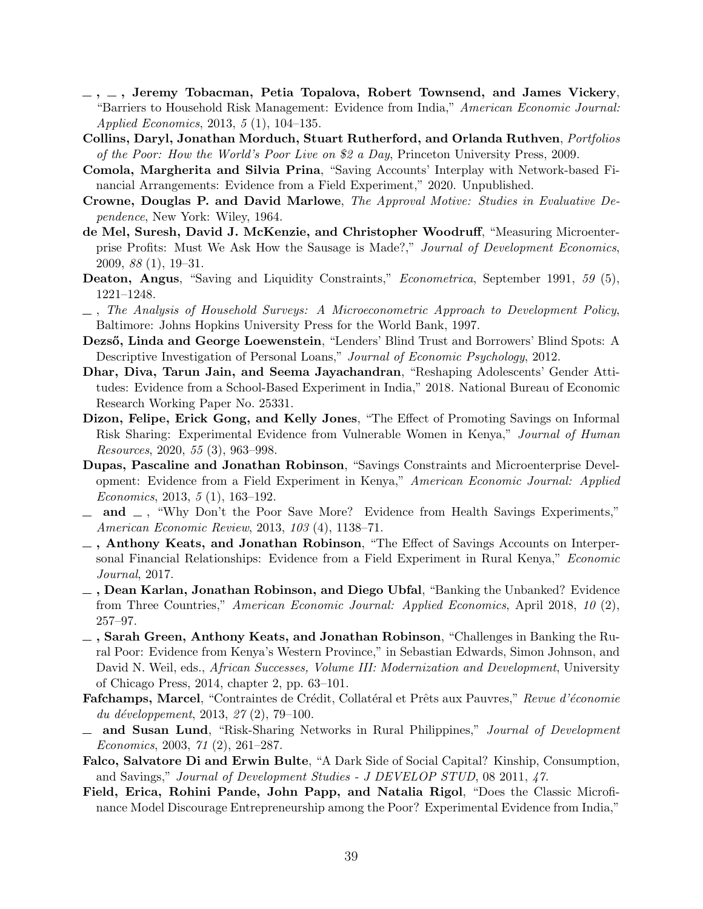\_ , \_ , **Jeremy Tobacman, Petia Topalova, Robert Townsend, and James Vickery**, "Barriers to Household Risk Management: Evidence from India," *American Economic Journal: Applied Economics*, 2013, *5* (1), 104–135.

**Collins, Daryl, Jonathan Morduch, Stuart Rutherford, and Orlanda Ruthven**, *Portfolios of the Poor: How the World's Poor Live on $2 a Day*, Princeton University Press, 2009.

**Comola, Margherita and Silvia Prina**, "Saving Accounts' Interplay with Network-based Financial Arrangements: Evidence from a Field Experiment," 2020. Unpublished.

**Crowne, Douglas P. and David Marlowe**, *The Approval Motive: Studies in Evaluative Dependence*, New York: Wiley, 1964.

**de Mel, Suresh, David J. McKenzie, and Christopher Woodruff**, "Measuring Microenterprise Profits: Must We Ask How the Sausage is Made?," *Journal of Development Economics*, 2009, *88* (1), 19–31.

**Deaton, Angus**, "Saving and Liquidity Constraints," *Econometrica*, September 1991, *59* (5), 1221–1248.

\_ , *The Analysis of Household Surveys: A Microeconometric Approach to Development Policy*, Baltimore: Johns Hopkins University Press for the World Bank, 1997.

**Dezső, Linda and George Loewenstein**, "Lenders' Blind Trust and Borrowers' Blind Spots: A Descriptive Investigation of Personal Loans," *Journal of Economic Psychology*, 2012.

**Dhar, Diva, Tarun Jain, and Seema Jayachandran**, "Reshaping Adolescents' Gender Attitudes: Evidence from a School-Based Experiment in India," 2018. National Bureau of Economic Research Working Paper No. 25331.

**Dizon, Felipe, Erick Gong, and Kelly Jones**, "The Effect of Promoting Savings on Informal Risk Sharing: Experimental Evidence from Vulnerable Women in Kenya," *Journal of Human Resources*, 2020, *55* (3), 963–998.

**Dupas, Pascaline and Jonathan Robinson**, "Savings Constraints and Microenterprise Development: Evidence from a Field Experiment in Kenya," *American Economic Journal: Applied Economics*, 2013, *5* (1), 163–192.

\_ **and** \_ , "Why Don't the Poor Save More? Evidence from Health Savings Experiments," *American Economic Review*, 2013, *103* (4), 1138–71.

\_ **, Anthony Keats, and Jonathan Robinson**, "The Effect of Savings Accounts on Interpersonal Financial Relationships: Evidence from a Field Experiment in Rural Kenya," *Economic Journal*, 2017.

\_ **, Dean Karlan, Jonathan Robinson, and Diego Ubfal**, "Banking the Unbanked? Evidence from Three Countries," *American Economic Journal: Applied Economics*, April 2018, *10* (2), 257–97.

\_ **, Sarah Green, Anthony Keats, and Jonathan Robinson**, "Challenges in Banking the Rural Poor: Evidence from Kenya's Western Province," in Sebastian Edwards, Simon Johnson, and David N. Weil, eds., *African Successes, Volume III: Modernization and Development*, University of Chicago Press, 2014, chapter 2, pp. 63–101.

**Fafchamps, Marcel**, "Contraintes de Crédit, Collatéral et Prêts aux Pauvres," *Revue d'économie du développement*, 2013, *27* (2), 79–100.

\_ **and Susan Lund**, "Risk-Sharing Networks in Rural Philippines," *Journal of Development Economics*, 2003, *71* (2), 261–287.

**Falco, Salvatore Di and Erwin Bulte**, "A Dark Side of Social Capital? Kinship, Consumption, and Savings," *Journal of Development Studies - J DEVELOP STUD*, 08 2011, *47.*

**Field, Erica, Rohini Pande, John Papp, and Natalia Rigol**, "Does the Classic Microfinance Model Discourage Entrepreneurship among the Poor? Experimental Evidence from India,"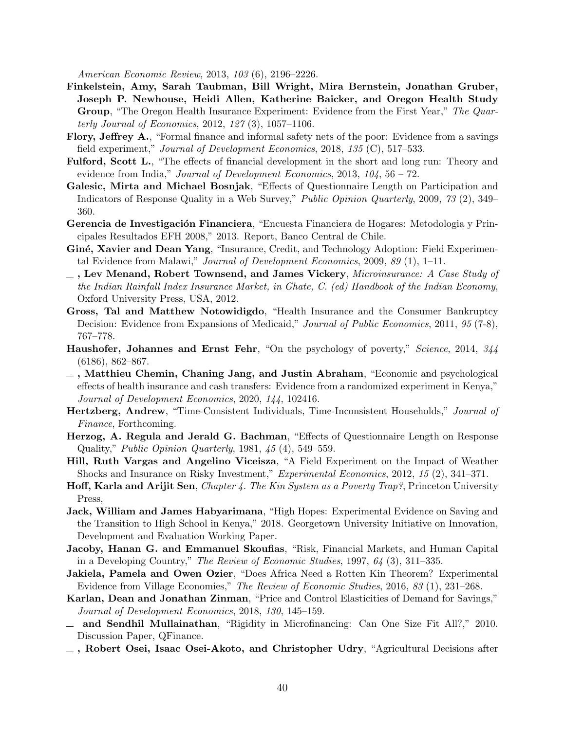*American Economic Review*, 2013, *103* (6), 2196–2226.

**Finkelstein, Amy, Sarah Taubman, Bill Wright, Mira Bernstein, Jonathan Gruber, Joseph P. Newhouse, Heidi Allen, Katherine Baicker, and Oregon Health Study Group**, "The Oregon Health Insurance Experiment: Evidence from the First Year," *The Quarterly Journal of Economics*, 2012, *127* (3), 1057–1106.

**Flory, Jeffrey A.**, "Formal finance and informal safety nets of the poor: Evidence from a savings field experiment," *Journal of Development Economics*, 2018, *135* (C), 517–533.

**Fulford, Scott L.**, "The effects of financial development in the short and long run: Theory and evidence from India," *Journal of Development Economics*, 2013, *104*, 56 – 72.

**Galesic, Mirta and Michael Bosnjak**, "Effects of Questionnaire Length on Participation and Indicators of Response Quality in a Web Survey," *Public Opinion Quarterly*, 2009, *73* (2), 349–360.

**Gerencia de Investigación Financiera**, "Encuesta Financiera de Hogares: Metodologia y Principales Resultados EFH 2008," 2013. Report, Banco Central de Chile.

**Giné, Xavier and Dean Yang**, "Insurance, Credit, and Technology Adoption: Field Experimental Evidence from Malawi," *Journal of Development Economics*, 2009, *89* (1), 1–11.

**_ , Lev Menand, Robert Townsend, and James Vickery**, *Microinsurance: A Case Study of the Indian Rainfall Index Insurance Market, in Ghate, C. (ed) Handbook of the Indian Economy*, Oxford University Press, USA, 2012.

**Gross, Tal and Matthew Notowidigdo**, "Health Insurance and the Consumer Bankruptcy Decision: Evidence from Expansions of Medicaid," *Journal of Public Economics*, 2011, *95* (7-8), 767–778.

**Haushofer, Johannes and Ernst Fehr**, "On the psychology of poverty," *Science*, 2014, *344* (6186), 862–867.

**_ , Matthieu Chemin, Chaning Jang, and Justin Abraham**, "Economic and psychological effects of health insurance and cash transfers: Evidence from a randomized experiment in Kenya," *Journal of Development Economics*, 2020, *144*, 102416.

**Hertzberg, Andrew**, "Time-Consistent Individuals, Time-Inconsistent Households," *Journal of Finance*, Forthcoming.

**Herzog, A. Regula and Jerald G. Bachman**, "Effects of Questionnaire Length on Response Quality," *Public Opinion Quarterly*, 1981, *45* (4), 549–559.

**Hill, Ruth Vargas and Angelino Viceisza**, "A Field Experiment on the Impact of Weather Shocks and Insurance on Risky Investment," *Experimental Economics*, 2012, *15* (2), 341–371.

**Hoff, Karla and Arijit Sen**, *Chapter 4. The Kin System as a Poverty Trap?*, Princeton University Press,

**Jack, William and James Habyarimana**, "High Hopes: Experimental Evidence on Saving and the Transition to High School in Kenya," 2018. Georgetown University Initiative on Innovation, Development and Evaluation Working Paper.

**Jacoby, Hanan G. and Emmanuel Skoufias**, "Risk, Financial Markets, and Human Capital in a Developing Country," *The Review of Economic Studies*, 1997, *64* (3), 311–335.

**Jakiela, Pamela and Owen Ozier**, "Does Africa Need a Rotten Kin Theorem? Experimental Evidence from Village Economies," *The Review of Economic Studies*, 2016, *83* (1), 231–268.

**Karlan, Dean and Jonathan Zinman**, "Price and Control Elasticities of Demand for Savings," *Journal of Development Economics*, 2018, *130*, 145–159.

**_ and Sendhil Mullainathan**, "Rigidity in Microfinancing: Can One Size Fit All?," 2010. Discussion Paper, QFinance.

**_ , Robert Osei, Isaac Osei-Akoto, and Christopher Udry**, "Agricultural Decisions after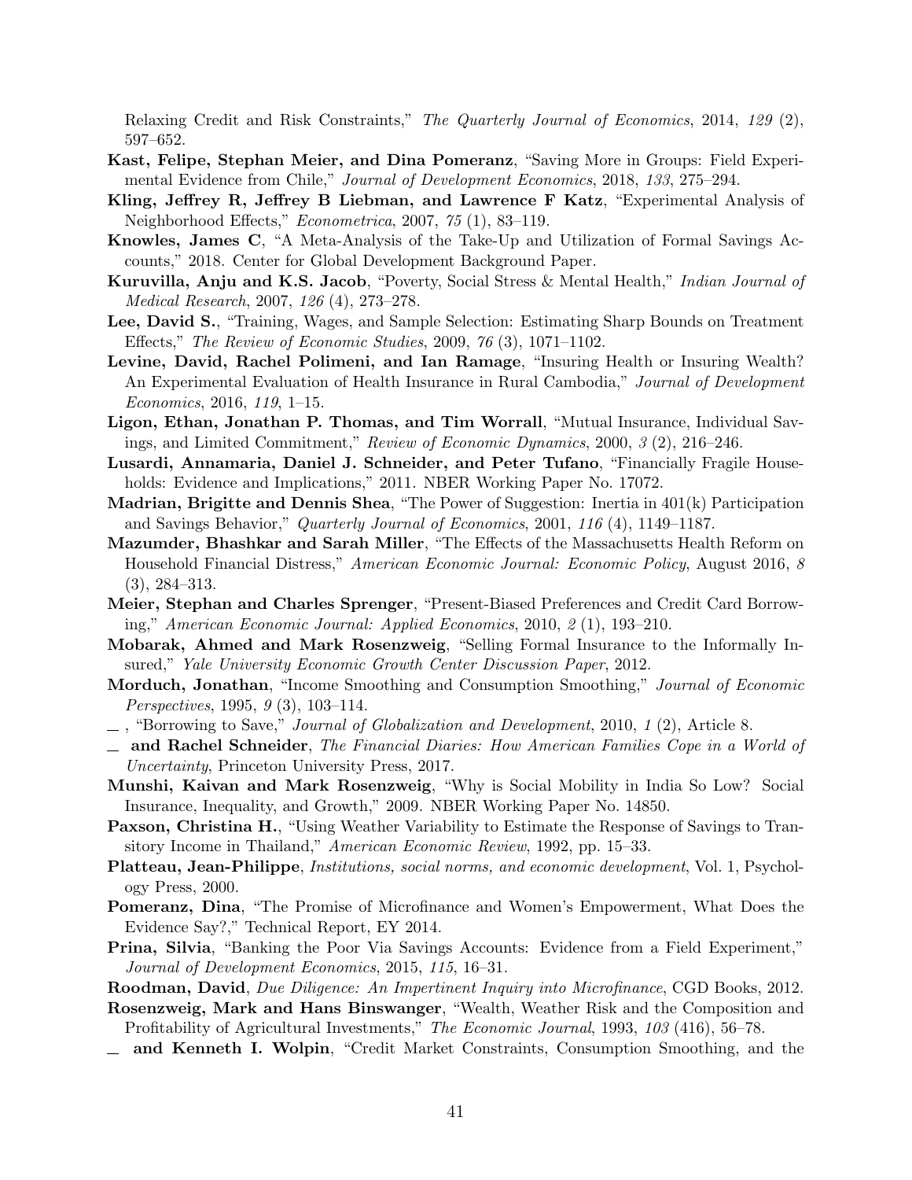Relaxing Credit and Risk Constraints," *The Quarterly Journal of Economics*, 2014, *129* (2), 597–652.

**Kast, Felipe, Stephan Meier, and Dina Pomeranz**, "Saving More in Groups: Field Experimental Evidence from Chile," *Journal of Development Economics*, 2018, *133*, 275–294.

**Kling, Jeffrey R, Jeffrey B Liebman, and Lawrence F Katz**, "Experimental Analysis of Neighborhood Effects," *Econometrica*, 2007, *75* (1), 83–119.

**Knowles, James C**, "A Meta-Analysis of the Take-Up and Utilization of Formal Savings Accounts," 2018. Center for Global Development Background Paper.

**Kuruvilla, Anju and K.S. Jacob**, "Poverty, Social Stress & Mental Health," *Indian Journal of Medical Research*, 2007, *126* (4), 273–278.

**Lee, David S.**, "Training, Wages, and Sample Selection: Estimating Sharp Bounds on Treatment Effects," *The Review of Economic Studies*, 2009, *76* (3), 1071–1102.

**Levine, David, Rachel Polimeni, and Ian Ramage**, "Insuring Health or Insuring Wealth? An Experimental Evaluation of Health Insurance in Rural Cambodia," *Journal of Development Economics*, 2016, *119*, 1–15.

**Ligon, Ethan, Jonathan P. Thomas, and Tim Worrall**, "Mutual Insurance, Individual Savings, and Limited Commitment," *Review of Economic Dynamics*, 2000, *3* (2), 216–246.

**Lusardi, Annamaria, Daniel J. Schneider, and Peter Tufano**, "Financially Fragile Households: Evidence and Implications," 2011. NBER Working Paper No. 17072.

**Madrian, Brigitte and Dennis Shea**, "The Power of Suggestion: Inertia in 401(k) Participation and Savings Behavior," *Quarterly Journal of Economics*, 2001, *116* (4), 1149–1187.

**Mazumder, Bhashkar and Sarah Miller**, "The Effects of the Massachusetts Health Reform on Household Financial Distress," *American Economic Journal: Economic Policy*, August 2016, *8* (3), 284–313.

**Meier, Stephan and Charles Sprenger**, "Present-Biased Preferences and Credit Card Borrowing," *American Economic Journal: Applied Economics*, 2010, *2* (1), 193–210.

**Mobarak, Ahmed and Mark Rosenzweig**, "Selling Formal Insurance to the Informally Insured," *Yale University Economic Growth Center Discussion Paper*, 2012.

**Morduch, Jonathan**, "Income Smoothing and Consumption Smoothing," *Journal of Economic Perspectives*, 1995, *9* (3), 103–114.

\_\_ , "Borrowing to Save," *Journal of Globalization and Development*, 2010, *1* (2), Article 8.

\_\_ **and Rachel Schneider**, *The Financial Diaries: How American Families Cope in a World of Uncertainty*, Princeton University Press, 2017.

**Munshi, Kaivan and Mark Rosenzweig**, "Why is Social Mobility in India So Low? Social Insurance, Inequality, and Growth," 2009. NBER Working Paper No. 14850.

**Paxson, Christina H.**, "Using Weather Variability to Estimate the Response of Savings to Transitory Income in Thailand," *American Economic Review*, 1992, pp. 15–33.

**Platteau, Jean-Philippe**, *Institutions, social norms, and economic development*, Vol. 1, Psychology Press, 2000.

**Pomeranz, Dina**, "The Promise of Microfinance and Women's Empowerment, What Does the Evidence Say?," Technical Report, EY 2014.

**Prina, Silvia**, "Banking the Poor Via Savings Accounts: Evidence from a Field Experiment," *Journal of Development Economics*, 2015, *115*, 16–31.

**Roodman, David**, *Due Diligence: An Impertinent Inquiry into Microfinance*, CGD Books, 2012.

**Rosenzweig, Mark and Hans Binswanger**, "Wealth, Weather Risk and the Composition and Profitability of Agricultural Investments," *The Economic Journal*, 1993, *103* (416), 56–78.

\_\_ **and Kenneth I. Wolpin**, "Credit Market Constraints, Consumption Smoothing, and the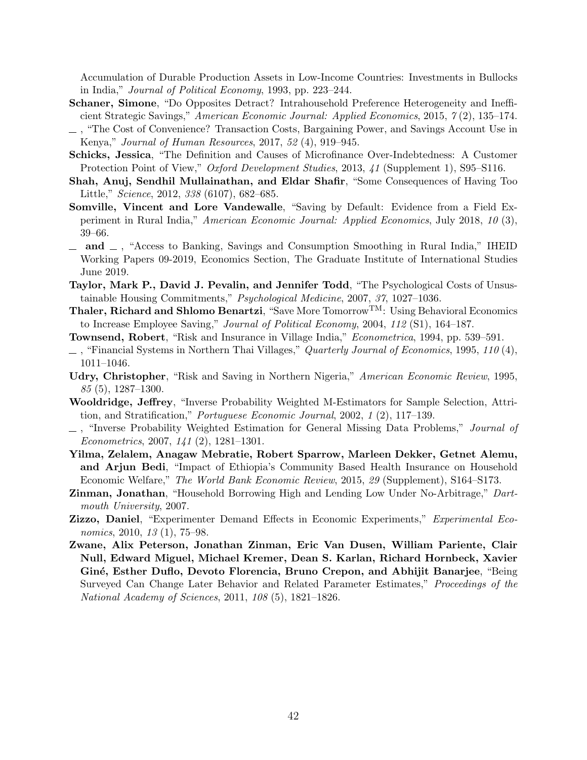Accumulation of Durable Production Assets in Low-Income Countries: Investments in Bullocks in India," *Journal of Political Economy*, 1993, pp. 223–244.

**Schaner, Simone**, "Do Opposites Detract? Intrahousehold Preference Heterogeneity and Inefficient Strategic Savings," *American Economic Journal: Applied Economics*, 2015, *7* (2), 135–174.

_ , "The Cost of Convenience? Transaction Costs, Bargaining Power, and Savings Account Use in Kenya," *Journal of Human Resources*, 2017, *52* (4), 919–945.

**Schicks, Jessica**, "The Definition and Causes of Microfinance Over-Indebtedness: A Customer Protection Point of View," *Oxford Development Studies*, 2013, *41* (Supplement 1), S95–S116.

**Shah, Anuj, Sendhil Mullainathan, and Eldar Shafir**, "Some Consequences of Having Too Little," *Science*, 2012, *338* (6107), 682–685.

**Somville, Vincent and Lore Vandewalle**, "Saving by Default: Evidence from a Field Experiment in Rural India," *American Economic Journal: Applied Economics*, July 2018, *10* (3), 39–66.

_ **and** _ , "Access to Banking, Savings and Consumption Smoothing in Rural India," IHEID Working Papers 09-2019, Economics Section, The Graduate Institute of International Studies June 2019.

**Taylor, Mark P., David J. Pevalin, and Jennifer Todd**, "The Psychological Costs of Unsustainable Housing Commitments," *Psychological Medicine*, 2007, *37*, 1027–1036.

**Thaler, Richard and Shlomo Benartzi**, "Save More Tomorrow™: Using Behavioral Economics to Increase Employee Saving," *Journal of Political Economy*, 2004, *112* (S1), 164–187.

**Townsend, Robert**, "Risk and Insurance in Village India," *Econometrica*, 1994, pp. 539–591.

_ , "Financial Systems in Northern Thai Villages," *Quarterly Journal of Economics*, 1995, *110* (4), 1011–1046.

**Udry, Christopher**, "Risk and Saving in Northern Nigeria," *American Economic Review*, 1995, *85* (5), 1287–1300.

**Wooldridge, Jeffrey**, "Inverse Probability Weighted M-Estimators for Sample Selection, Attrition, and Stratification," *Portuguese Economic Journal*, 2002, *1* (2), 117–139.

_ , "Inverse Probability Weighted Estimation for General Missing Data Problems," *Journal of Econometrics*, 2007, *141* (2), 1281–1301.

**Yilma, Zelalem, Anagaw Mebratie, Robert Sparrow, Marleen Dekker, Getnet Alemu, and Arjun Bedi**, "Impact of Ethiopia's Community Based Health Insurance on Household Economic Welfare," *The World Bank Economic Review*, 2015, *29* (Supplement), S164–S173.

**Zinman, Jonathan**, "Household Borrowing High and Lending Low Under No-Arbitrage," *Dartmouth University*, 2007.

**Zizzo, Daniel**, "Experimenter Demand Effects in Economic Experiments," *Experimental Economics*, 2010, *13* (1), 75–98.

**Zwane, Alix Peterson, Jonathan Zinman, Eric Van Dusen, William Pariente, Clair Null, Edward Miguel, Michael Kremer, Dean S. Karlan, Richard Hornbeck, Xavier Giné, Esther Duflo, Devoto Florencia, Bruno Crepon, and Abhijit Banarjee**, "Being Surveyed Can Change Later Behavior and Related Parameter Estimates," *Proceedings of the National Academy of Sciences*, 2011, *108* (5), 1821–1826.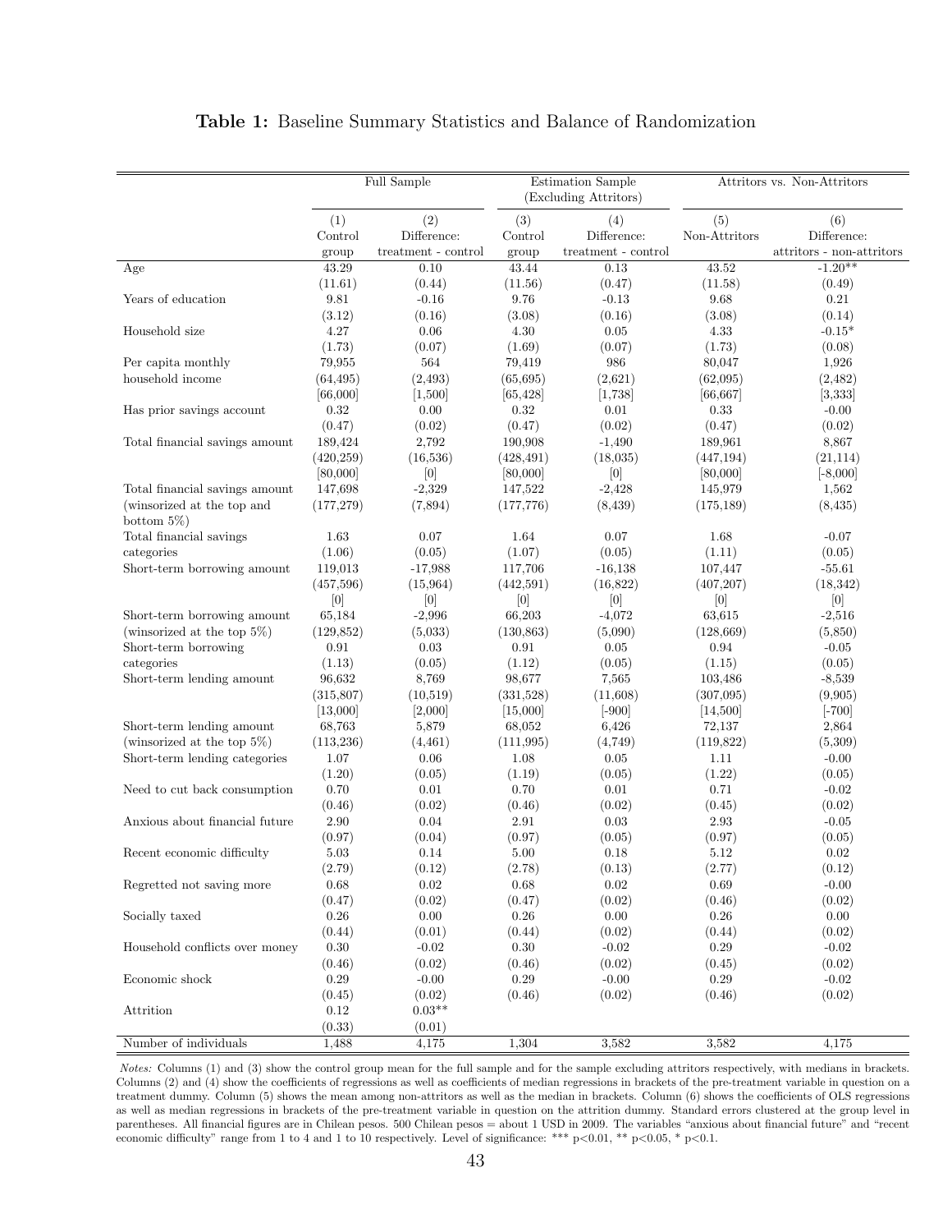**Table 1:** Baseline Summary Statistics and Balance of Randomization

| | Full Sample | | Estimation Sample (Excluding Attritors) | | Attritors vs. Non-Attritors | |
|---|---|---|---|---|---|---|
| | (1) Control group | (2) Difference: treatment - control | (3) Control group | (4) Difference: treatment - control | (5) Non-Attritors | (6) Difference: attritors - non-attritors |
| Age | 43.29 | 0.10 | 43.44 | 0.13 | 43.52 | -1.20** |
| | (11.61) | (0.44) | (11.56) | (0.47) | (11.58) | (0.49) |
| Years of education | 9.81 | -0.16 | 9.76 | -0.13 | 9.68 | 0.21 |
| | (3.12) | (0.16) | (3.08) | (0.16) | (3.08) | (0.14) |
| Household size | 4.27 | 0.06 | 4.30 | 0.05 | 4.33 | -0.15* |
| | (1.73) | (0.07) | (1.69) | (0.07) | (1.73) | (0.08) |
| Per capita monthly household income | 79,955 | 564 | 79,419 | 986 | 80,047 | 1,926 |
| | (64,495) | (2,493) | (65,695) | (2,621) | (62,095) | (2,482) |
| | [66,000] | [1,500] | [65,428] | [1,738] | [66,667] | [3,333] |
| Has prior savings account | 0.32 | 0.00 | 0.32 | 0.01 | 0.33 | -0.00 |
| | (0.47) | (0.02) | (0.47) | (0.02) | (0.47) | (0.02) |
| Total financial savings amount | 189,424 | 2,792 | 190,908 | -1,490 | 189,961 | 8,867 |
| | (420,259) | (16,536) | (428,491) | (18,035) | (447,194) | (21,114) |
| | [80,000] | [0] | [80,000] | [0] | [80,000] | [-8,000] |
| Total financial savings amount (winsorized at the top and bottom 5%) | 147,698 | -2,329 | 147,522 | -2,428 | 145,979 | 1,562 |
| | (177,279) | (7,894) | (177,776) | (8,439) | (175,189) | (8,435) |
| Total financial savings categories | 1.63 | 0.07 | 1.64 | 0.07 | 1.68 | -0.07 |
| | (1.06) | (0.05) | (1.07) | (0.05) | (1.11) | (0.05) |
| Short-term borrowing amount | 119,013 | -17,988 | 117,706 | -16,138 | 107,447 | -55.61 |
| | (457,596) | (15,964) | (442,591) | (16,822) | (407,207) | (18,342) |
| | [0] | [0] | [0] | [0] | [0] | [0] |
| Short-term borrowing amount (winsorized at the top 5%) | 65,184 | -2,996 | 66,203 | -4,072 | 63,615 | -2,516 |
| | (129,852) | (5,033) | (130,863) | (5,090) | (128,669) | (5,850) |
| Short-term borrowing categories | 0.91 | 0.03 | 0.91 | 0.05 | 0.94 | -0.05 |
| | (1.13) | (0.05) | (1.12) | (0.05) | (1.15) | (0.05) |
| Short-term lending amount | 96,632 | 8,769 | 98,677 | 7,565 | 103,486 | -8,539 |
| | (315,807) | (10,519) | (331,528) | (11,608) | (307,095) | (9,905) |
| | [13,000] | [2,000] | [15,000] | [-900] | [14,500] | [-700] |
| Short-term lending amount (winsorized at the top 5%) | 68,763 | 5,879 | 68,052 | 6,426 | 72,137 | 2,864 |
| | (113,236) | (4,461) | (111,995) | (4,749) | (119,822) | (5,309) |
| Short-term lending categories | 1.07 | 0.06 | 1.08 | 0.05 | 1.11 | -0.00 |
| | (1.20) | (0.05) | (1.19) | (0.05) | (1.22) | (0.05) |
| Need to cut back consumption | 0.70 | 0.01 | 0.70 | 0.01 | 0.71 | -0.02 |
| | (0.46) | (0.02) | (0.46) | (0.02) | (0.45) | (0.02) |
| Anxious about financial future | 2.90 | 0.04 | 2.91 | 0.03 | 2.93 | -0.05 |
| | (0.97) | (0.04) | (0.97) | (0.05) | (0.97) | (0.05) |
| Recent economic difficulty | 5.03 | 0.14 | 5.00 | 0.18 | 5.12 | 0.02 |
| | (2.79) | (0.12) | (2.78) | (0.13) | (2.77) | (0.12) |
| Regretted not saving more | 0.68 | 0.02 | 0.68 | 0.02 | 0.69 | -0.00 |
| | (0.47) | (0.02) | (0.47) | (0.02) | (0.46) | (0.02) |
| Socially taxed | 0.26 | 0.00 | 0.26 | 0.00 | 0.26 | 0.00 |
| | (0.44) | (0.01) | (0.44) | (0.02) | (0.44) | (0.02) |
| Household conflicts over money | 0.30 | -0.02 | 0.30 | -0.02 | 0.29 | -0.02 |
| | (0.46) | (0.02) | (0.46) | (0.02) | (0.45) | (0.02) |
| Economic shock | 0.29 | -0.00 | 0.29 | -0.00 | 0.29 | -0.02 |
| | (0.45) | (0.02) | (0.46) | (0.02) | (0.46) | (0.02) |
| Attrition | 0.12 | 0.03** | | | | |
| | (0.33) | (0.01) | | | | |
| Number of individuals | 1,488 | 4,175 | 1,304 | 3,582 | 3,582 | 4,175 |

*Notes:* Columns (1) and (3) show the control group mean for the full sample and for the sample excluding attritors respectively, with medians in brackets. Columns (2) and (4) show the coefficients of regressions as well as coefficients of median regressions in brackets of the pre-treatment variable in question on a treatment dummy. Column (5) shows the mean among non-attritors as well as the median in brackets. Column (6) shows the coefficients of OLS regressions as well as median regressions in brackets of the pre-treatment variable in question on the attrition dummy. Standard errors clustered at the group level in parentheses. All financial figures are in Chilean pesos. 500 Chilean pesos = about 1 USD in 2009. The variables "anxious about financial future" and "recent economic difficulty" range from 1 to 4 and 1 to 10 respectively. Level of significance: *** p<0.01, ** p<0.05, * p<0.1.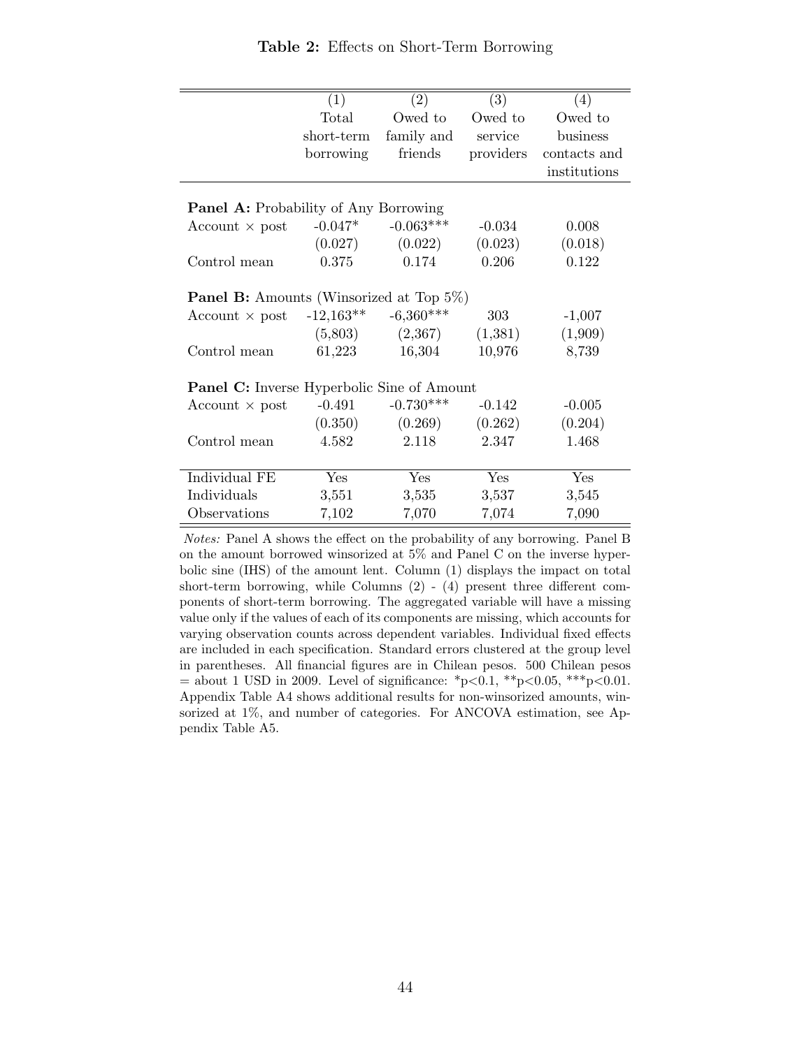**Table 2:** Effects on Short-Term Borrowing

| | (1) Total short-term borrowing | (2) Owed to family and friends | (3) Owed to service providers | (4) Owed to business contacts and institutions |
|---|---|---|---|---|
| **Panel A:** Probability of Any Borrowing | | | | |
| Account × post | -0.047* | -0.063*** | -0.034 | 0.008 |
| | (0.027) | (0.022) | (0.023) | (0.018) |
| Control mean | 0.375 | 0.174 | 0.206 | 0.122 |
| **Panel B:** Amounts (Winsorized at Top 5%) | | | | |
| Account × post | -12,163** | -6,360*** | 303 | -1,007 |
| | (5,803) | (2,367) | (1,381) | (1,909) |
| Control mean | 61,223 | 16,304 | 10,976 | 8,739 |
| **Panel C:** Inverse Hyperbolic Sine of Amount | | | | |
| Account × post | -0.491 | -0.730*** | -0.142 | -0.005 |
| | (0.350) | (0.269) | (0.262) | (0.204) |
| Control mean | 4.582 | 2.118 | 2.347 | 1.468 |
| Individual FE | Yes | Yes | Yes | Yes |
| Individuals | 3,551 | 3,535 | 3,537 | 3,545 |
| Observations | 7,102 | 7,070 | 7,074 | 7,090 |

*Notes:* Panel A shows the effect on the probability of any borrowing. Panel B on the amount borrowed winsorized at 5% and Panel C on the inverse hyperbolic sine (IHS) of the amount lent. Column (1) displays the impact on total short-term borrowing, while Columns (2) - (4) present three different components of short-term borrowing. The aggregated variable will have a missing value only if the values of each of its components are missing, which accounts for varying observation counts across dependent variables. Individual fixed effects are included in each specification. Standard errors clustered at the group level in parentheses. All financial figures are in Chilean pesos. 500 Chilean pesos = about 1 USD in 2009. Level of significance: *p<0.1, **p<0.05, ***p<0.01. Appendix Table A4 shows additional results for non-winsorized amounts, winsorized at 1%, and number of categories. For ANCOVA estimation, see Appendix Table A5.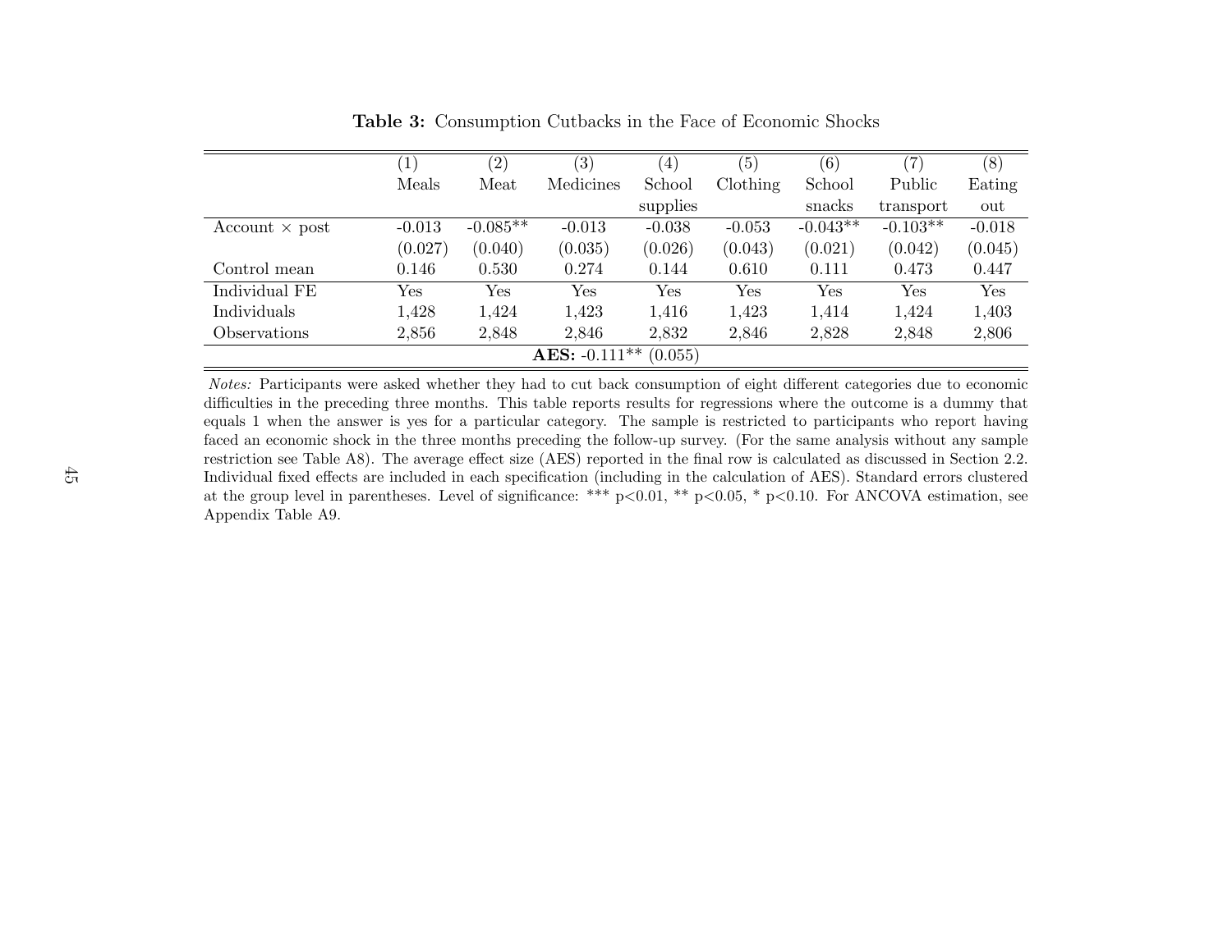**Table 3:** Consumption Cutbacks in the Face of Economic Shocks

| | (1) Meals | (2) Meat | (3) Medicines | (4) School supplies | (5) Clothing | (6) School snacks | (7) Public transport | (8) Eating out |
|---|---|---|---|---|---|---|---|---|
| Account × post | -0.013 | -0.085** | -0.013 | -0.038 | -0.053 | -0.043** | -0.103** | -0.018 |
| | (0.027) | (0.040) | (0.035) | (0.026) | (0.043) | (0.021) | (0.042) | (0.045) |
| Control mean | 0.146 | 0.530 | 0.274 | 0.144 | 0.610 | 0.111 | 0.473 | 0.447 |
| Individual FE | Yes | Yes | Yes | Yes | Yes | Yes | Yes | Yes |
| Individuals | 1,428 | 1,424 | 1,423 | 1,416 | 1,423 | 1,414 | 1,424 | 1,403 |
| Observations | 2,856 | 2,848 | 2,846 | 2,832 | 2,846 | 2,828 | 2,848 | 2,806 |
| **AES:** -0.111** (0.055) | | | | | | | | |

*Notes:* Participants were asked whether they had to cut back consumption of eight different categories due to economic difficulties in the preceding three months. This table reports results for regressions where the outcome is a dummy that equals 1 when the answer is yes for a particular category. The sample is restricted to participants who report having faced an economic shock in the three months preceding the follow-up survey. (For the same analysis without any sample restriction see Table A8). The average effect size (AES) reported in the final row is calculated as discussed in Section 2.2. Individual fixed effects are included in each specification (including in the calculation of AES). Standard errors clustered at the group level in parentheses. Level of significance: *** p<0.01, ** p<0.05, * p<0.10. For ANCOVA estimation, see Appendix Table A9.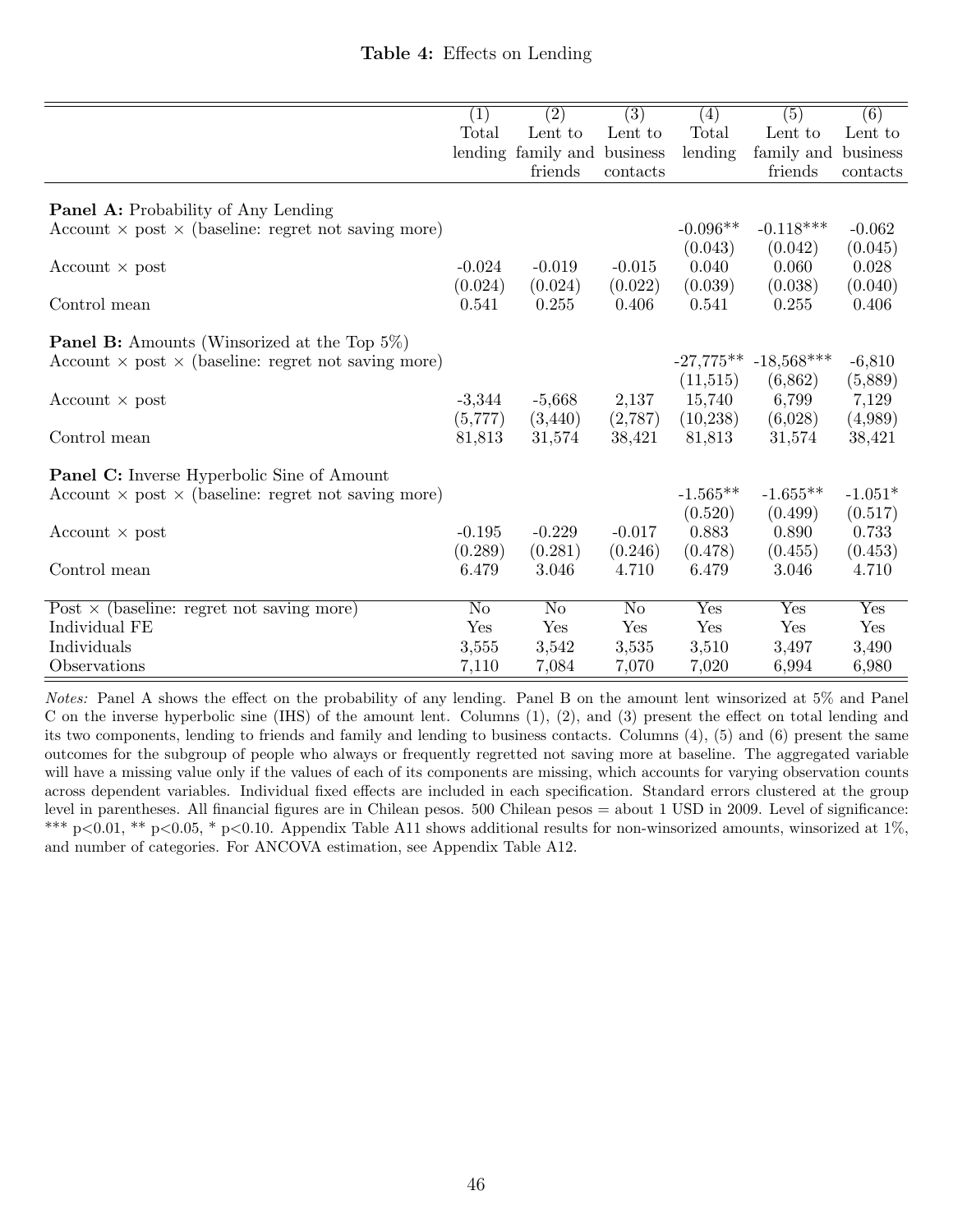**Table 4:** Effects on Lending

| | (1) | (2) | (3) | (4) | (5) | (6) |
|---|---|---|---|---|---|---|
| | Total lending | Lent to family and friends | Lent to business contacts | Total lending | Lent to family and friends | Lent to business contacts |
| **Panel A:** Probability of Any Lending | | | | | | |
| Account × post × (baseline: regret not saving more) | | | | -0.096** | -0.118*** | -0.062 |
| | | | | (0.043) | (0.042) | (0.045) |
| Account × post | -0.024 | -0.019 | -0.015 | 0.040 | 0.060 | 0.028 |
| | (0.024) | (0.024) | (0.022) | (0.039) | (0.038) | (0.040) |
| Control mean | 0.541 | 0.255 | 0.406 | 0.541 | 0.255 | 0.406 |
| **Panel B:** Amounts (Winsorized at the Top 5%) | | | | | | |
| Account × post × (baseline: regret not saving more) | | | | -27,775** | -18,568*** | -6,810 |
| | | | | (11,515) | (6,862) | (5,889) |
| Account × post | -3,344 | -5,668 | 2,137 | 15,740 | 6,799 | 7,129 |
| | (5,777) | (3,440) | (2,787) | (10,238) | (6,028) | (4,989) |
| Control mean | 81,813 | 31,574 | 38,421 | 81,813 | 31,574 | 38,421 |
| **Panel C:** Inverse Hyperbolic Sine of Amount | | | | | | |
| Account × post × (baseline: regret not saving more) | | | | -1.565** | -1.655** | -1.051* |
| | | | | (0.520) | (0.499) | (0.517) |
| Account × post | -0.195 | -0.229 | -0.017 | 0.883 | 0.890 | 0.733 |
| | (0.289) | (0.281) | (0.246) | (0.478) | (0.455) | (0.453) |
| Control mean | 6.479 | 3.046 | 4.710 | 6.479 | 3.046 | 4.710 |
| Post × (baseline: regret not saving more) | No | No | No | Yes | Yes | Yes |
| Individual FE | Yes | Yes | Yes | Yes | Yes | Yes |
| Individuals | 3,555 | 3,542 | 3,535 | 3,510 | 3,497 | 3,490 |
| Observations | 7,110 | 7,084 | 7,070 | 7,020 | 6,994 | 6,980 |

*Notes:* Panel A shows the effect on the probability of any lending. Panel B on the amount lent winsorized at 5% and Panel C on the inverse hyperbolic sine (IHS) of the amount lent. Columns (1), (2), and (3) present the effect on total lending and its two components, lending to friends and family and lending to business contacts. Columns (4), (5) and (6) present the same outcomes for the subgroup of people who always or frequently regretted not saving more at baseline. The aggregated variable will have a missing value only if the values of each of its components are missing, which accounts for varying observation counts across dependent variables. Individual fixed effects are included in each specification. Standard errors clustered at the group level in parentheses. All financial figures are in Chilean pesos. 500 Chilean pesos = about 1 USD in 2009. Level of significance: *** p<0.01, ** p<0.05, * p<0.10. Appendix Table A11 shows additional results for non-winsorized amounts, winsorized at 1%, and number of categories. For ANCOVA estimation, see Appendix Table A12.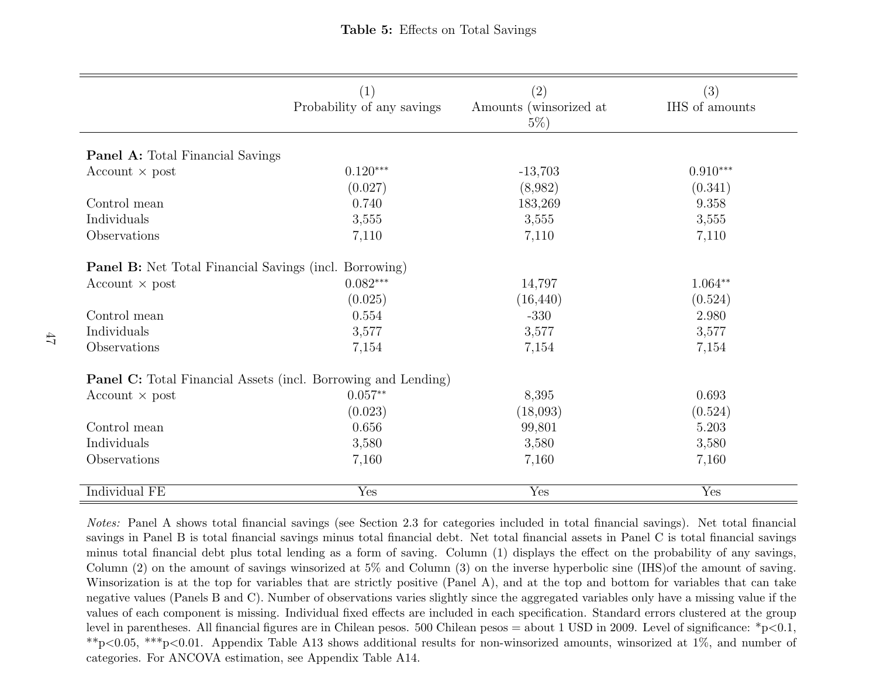**Table 5:** Effects on Total Savings

| | (1)<br>Probability of any savings | (2)<br>Amounts (winsorized at 5%) | (3)<br>IHS of amounts |
|---|---|---|---|
| **Panel A:** Total Financial Savings | | | |
| Account × post | 0.120*** | -13,703 | 0.910*** |
| | (0.027) | (8,982) | (0.341) |
| Control mean | 0.740 | 183,269 | 9.358 |
| Individuals | 3,555 | 3,555 | 3,555 |
| Observations | 7,110 | 7,110 | 7,110 |
| **Panel B:** Net Total Financial Savings (incl. Borrowing) | | | |
| Account × post | 0.082*** | 14,797 | 1.064** |
| | (0.025) | (16,440) | (0.524) |
| Control mean | 0.554 | -330 | 2.980 |
| Individuals | 3,577 | 3,577 | 3,577 |
| Observations | 7,154 | 7,154 | 7,154 |
| **Panel C:** Total Financial Assets (incl. Borrowing and Lending) | | | |
| Account × post | 0.057** | 8,395 | 0.693 |
| | (0.023) | (18,093) | (0.524) |
| Control mean | 0.656 | 99,801 | 5.203 |
| Individuals | 3,580 | 3,580 | 3,580 |
| Observations | 7,160 | 7,160 | 7,160 |
| Individual FE | Yes | Yes | Yes |

*Notes:* Panel A shows total financial savings (see Section 2.3 for categories included in total financial savings). Net total financial savings in Panel B is total financial savings minus total financial debt. Net total financial assets in Panel C is total financial savings minus total financial debt plus total lending as a form of saving. Column (1) displays the effect on the probability of any savings, Column (2) on the amount of savings winsorized at 5% and Column (3) on the inverse hyperbolic sine (IHS)of the amount of saving. Winsorization is at the top for variables that are strictly positive (Panel A), and at the top and bottom for variables that can take negative values (Panels B and C). Number of observations varies slightly since the aggregated variables only have a missing value if the values of each component is missing. Individual fixed effects are included in each specification. Standard errors clustered at the group level in parentheses. All financial figures are in Chilean pesos. 500 Chilean pesos = about 1 USD in 2009. Level of significance: *p<0.1, **p<0.05, ***p<0.01. Appendix Table A13 shows additional results for non-winsorized amounts, winsorized at 1%, and number of categories. For ANCOVA estimation, see Appendix Table A14.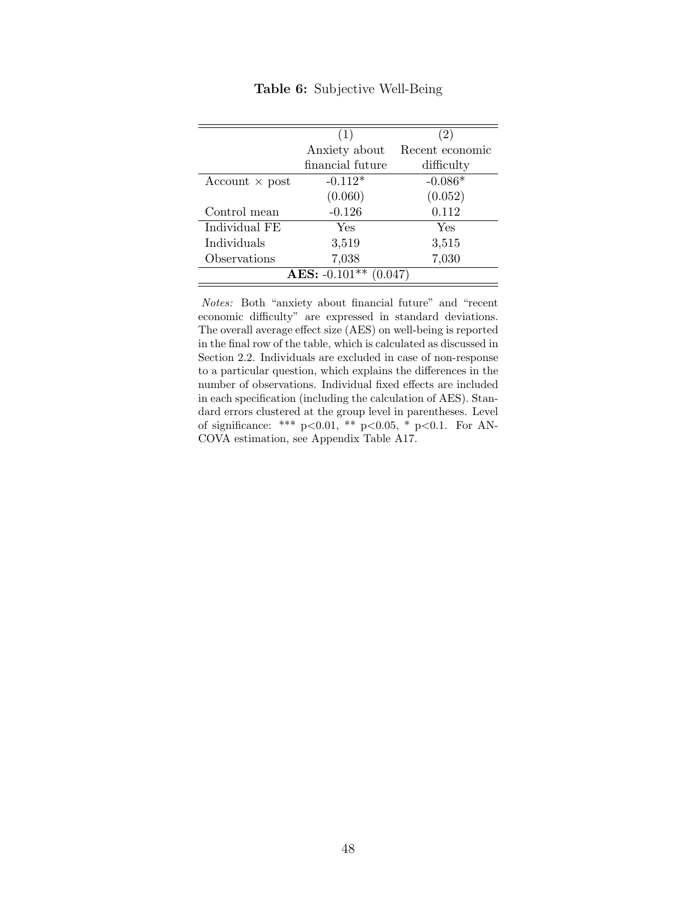**Table 6:** Subjective Well-Being

| | (1) Anxiety about financial future | (2) Recent economic difficulty |
|---|---|---|
| Account × post | -0.112* | -0.086* |
| | (0.060) | (0.052) |
| Control mean | -0.126 | 0.112 |
| Individual FE | Yes | Yes |
| Individuals | 3,519 | 3,515 |
| Observations | 7,038 | 7,030 |
| **AES:** -0.101** (0.047) | | |

*Notes:* Both "anxiety about financial future" and "recent economic difficulty" are expressed in standard deviations. The overall average effect size (AES) on well-being is reported in the final row of the table, which is calculated as discussed in Section 2.2. Individuals are excluded in case of non-response to a particular question, which explains the differences in the number of observations. Individual fixed effects are included in each specification (including the calculation of AES). Standard errors clustered at the group level in parentheses. Level of significance: *** $p<0.01$, ** $p<0.05$, * $p<0.1$. For ANCOVA estimation, see Appendix Table A17.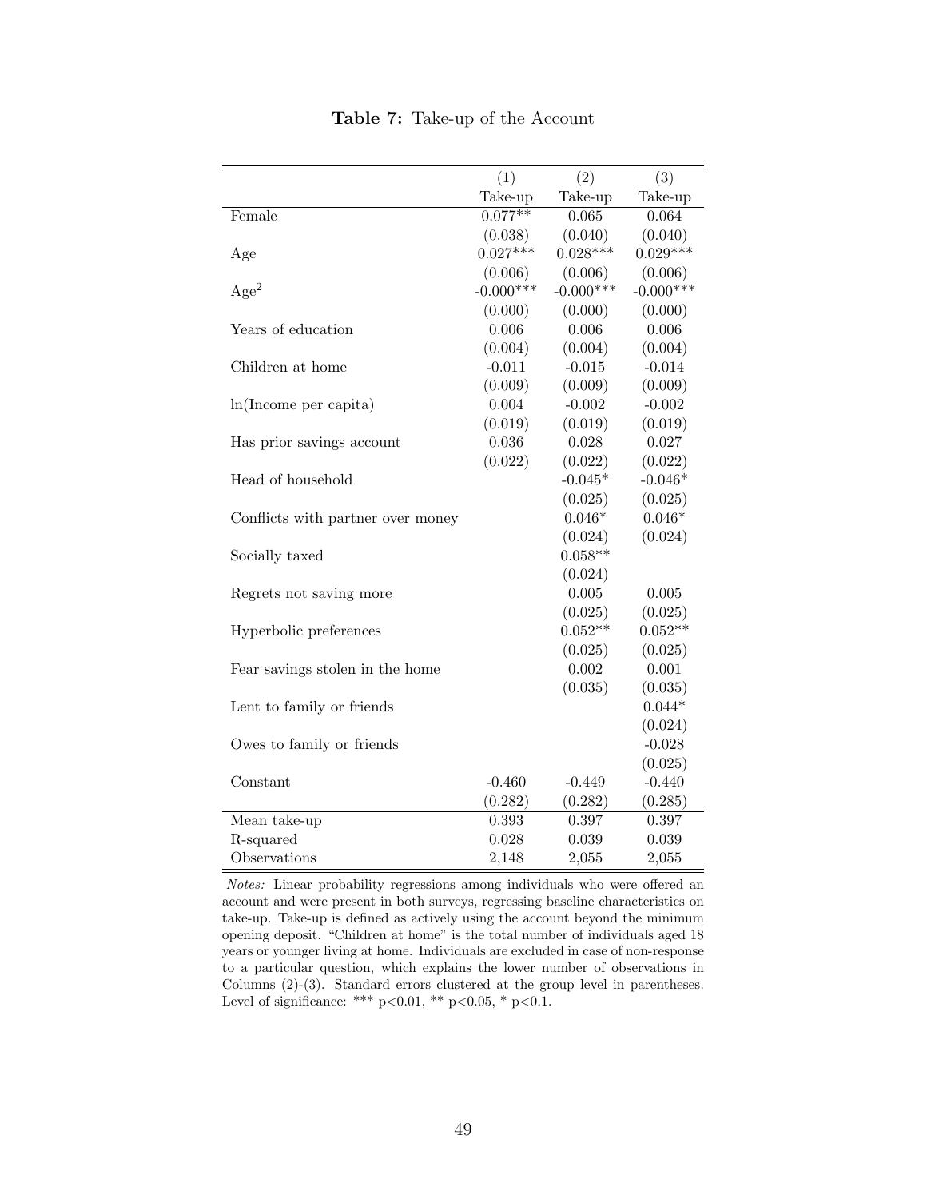**Table 7:** Take-up of the Account

| | (1) | (2) | (3) |
|---|---|---|---|
| | Take-up | Take-up | Take-up |
| Female | 0.077** | 0.065 | 0.064 |
| | (0.038) | (0.040) | (0.040) |
| Age | 0.027*** | 0.028*** | 0.029*** |
| | (0.006) | (0.006) | (0.006) |
| $Age^2$ | -0.000*** | -0.000*** | -0.000*** |
| | (0.000) | (0.000) | (0.000) |
| Years of education | 0.006 | 0.006 | 0.006 |
| | (0.004) | (0.004) | (0.004) |
| Children at home | -0.011 | -0.015 | -0.014 |
| | (0.009) | (0.009) | (0.009) |
| ln(Income per capita) | 0.004 | -0.002 | -0.002 |
| | (0.019) | (0.019) | (0.019) |
| Has prior savings account | 0.036 | 0.028 | 0.027 |
| | (0.022) | (0.022) | (0.022) |
| Head of household | | -0.045* | -0.046* |
| | | (0.025) | (0.025) |
| Conflicts with partner over money | | 0.046* | 0.046* |
| | | (0.024) | (0.024) |
| Socially taxed | | 0.058** | |
| | | (0.024) | |
| Regrets not saving more | | 0.005 | 0.005 |
| | | (0.025) | (0.025) |
| Hyperbolic preferences | | 0.052** | 0.052** |
| | | (0.025) | (0.025) |
| Fear savings stolen in the home | | 0.002 | 0.001 |
| | | (0.035) | (0.035) |
| Lent to family or friends | | | 0.044* |
| | | | (0.024) |
| Owes to family or friends | | | -0.028 |
| | | | (0.025) |
| Constant | -0.460 | -0.449 | -0.440 |
| | (0.282) | (0.282) | (0.285) |
| Mean take-up | 0.393 | 0.397 | 0.397 |
| R-squared | 0.028 | 0.039 | 0.039 |
| Observations | 2,148 | 2,055 | 2,055 |

*Notes:* Linear probability regressions among individuals who were offered an account and were present in both surveys, regressing baseline characteristics on take-up. Take-up is defined as actively using the account beyond the minimum opening deposit. "Children at home" is the total number of individuals aged 18 years or younger living at home. Individuals are excluded in case of non-response to a particular question, which explains the lower number of observations in Columns (2)-(3). Standard errors clustered at the group level in parentheses. Level of significance: *** p<0.01, ** p<0.05, * p<0.1.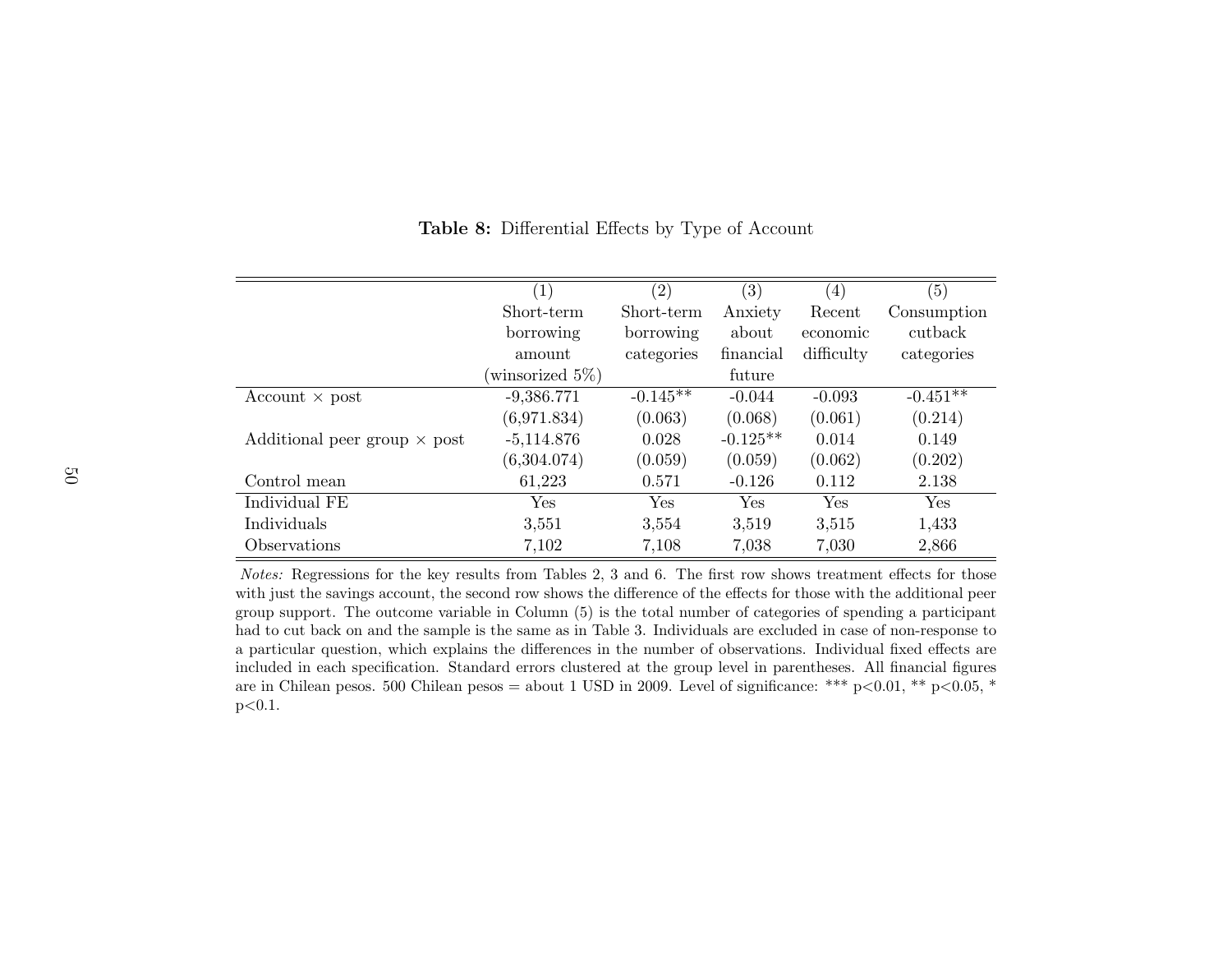**Table 8:** Differential Effects by Type of Account

| | (1) Short-term borrowing amount (winsorized 5%) | (2) Short-term borrowing categories | (3) Anxiety about financial future | (4) Recent economic difficulty | (5) Consumption cutback categories |
|---|---|---|---|---|---|
| Account × post | -9,386.771 | -0.145** | -0.044 | -0.093 | -0.451** |
| | (6,971.834) | (0.063) | (0.068) | (0.061) | (0.214) |
| Additional peer group × post | -5,114.876 | 0.028 | -0.125** | 0.014 | 0.149 |
| | (6,304.074) | (0.059) | (0.059) | (0.062) | (0.202) |
| Control mean | 61,223 | 0.571 | -0.126 | 0.112 | 2.138 |
| Individual FE | Yes | Yes | Yes | Yes | Yes |
| Individuals | 3,551 | 3,554 | 3,519 | 3,515 | 1,433 |
| Observations | 7,102 | 7,108 | 7,038 | 7,030 | 2,866 |

*Notes:* Regressions for the key results from Tables 2, 3 and 6. The first row shows treatment effects for those with just the savings account, the second row shows the difference of the effects for those with the additional peer group support. The outcome variable in Column (5) is the total number of categories of spending a participant had to cut back on and the sample is the same as in Table 3. Individuals are excluded in case of non-response to a particular question, which explains the differences in the number of observations. Individual fixed effects are included in each specification. Standard errors clustered at the group level in parentheses. All financial figures are in Chilean pesos. 500 Chilean pesos = about 1 USD in 2009. Level of significance: *** $p<0.01$, ** $p<0.05$, * $p<0.1$.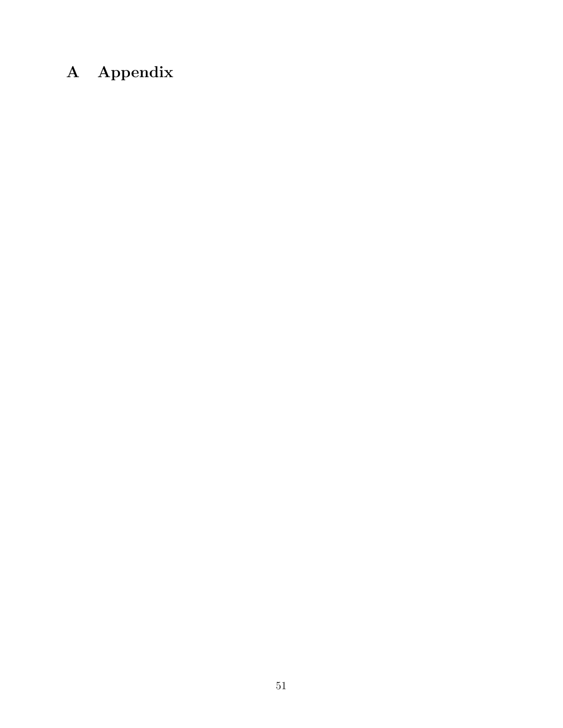# A Appendix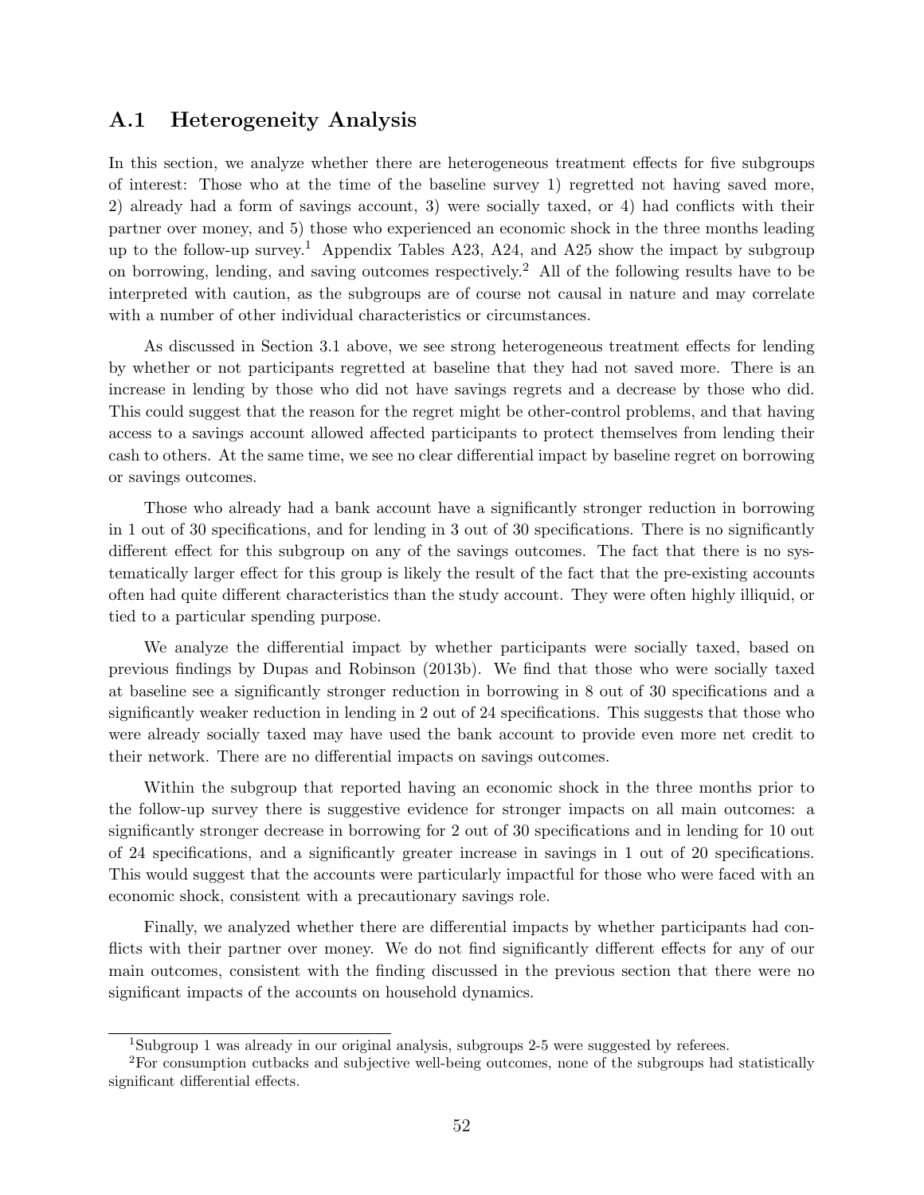## A.1 Heterogeneity Analysis

In this section, we analyze whether there are heterogeneous treatment effects for five subgroups of interest: Those who at the time of the baseline survey 1) regretted not having saved more, 2) already had a form of savings account, 3) were socially taxed, or 4) had conflicts with their partner over money, and 5) those who experienced an economic shock in the three months leading up to the follow-up survey.[1] Appendix Tables A23, A24, and A25 show the impact by subgroup on borrowing, lending, and saving outcomes respectively.[2] All of the following results have to be interpreted with caution, as the subgroups are of course not causal in nature and may correlate with a number of other individual characteristics or circumstances.

As discussed in Section 3.1 above, we see strong heterogeneous treatment effects for lending by whether or not participants regretted at baseline that they had not saved more. There is an increase in lending by those who did not have savings regrets and a decrease by those who did. This could suggest that the reason for the regret might be other-control problems, and that having access to a savings account allowed affected participants to protect themselves from lending their cash to others. At the same time, we see no clear differential impact by baseline regret on borrowing or savings outcomes.

Those who already had a bank account have a significantly stronger reduction in borrowing in 1 out of 30 specifications, and for lending in 3 out of 30 specifications. There is no significantly different effect for this subgroup on any of the savings outcomes. The fact that there is no systematically larger effect for this group is likely the result of the fact that the pre-existing accounts often had quite different characteristics than the study account. They were often highly illiquid, or tied to a particular spending purpose.

We analyze the differential impact by whether participants were socially taxed, based on previous findings by Dupas and Robinson (2013b). We find that those who were socially taxed at baseline see a significantly stronger reduction in borrowing in 8 out of 30 specifications and a significantly weaker reduction in lending in 2 out of 24 specifications. This suggests that those who were already socially taxed may have used the bank account to provide even more net credit to their network. There are no differential impacts on savings outcomes.

Within the subgroup that reported having an economic shock in the three months prior to the follow-up survey there is suggestive evidence for stronger impacts on all main outcomes: a significantly stronger decrease in borrowing for 2 out of 30 specifications and in lending for 10 out of 24 specifications, and a significantly greater increase in savings in 1 out of 20 specifications. This would suggest that the accounts were particularly impactful for those who were faced with an economic shock, consistent with a precautionary savings role.

Finally, we analyzed whether there are differential impacts by whether participants had conflicts with their partner over money. We do not find significantly different effects for any of our main outcomes, consistent with the finding discussed in the previous section that there were no significant impacts of the accounts on household dynamics.

[1] Subgroup 1 was already in our original analysis, subgroups 2-5 were suggested by referees.

[2] For consumption cutbacks and subjective well-being outcomes, none of the subgroups had statistically significant differential effects.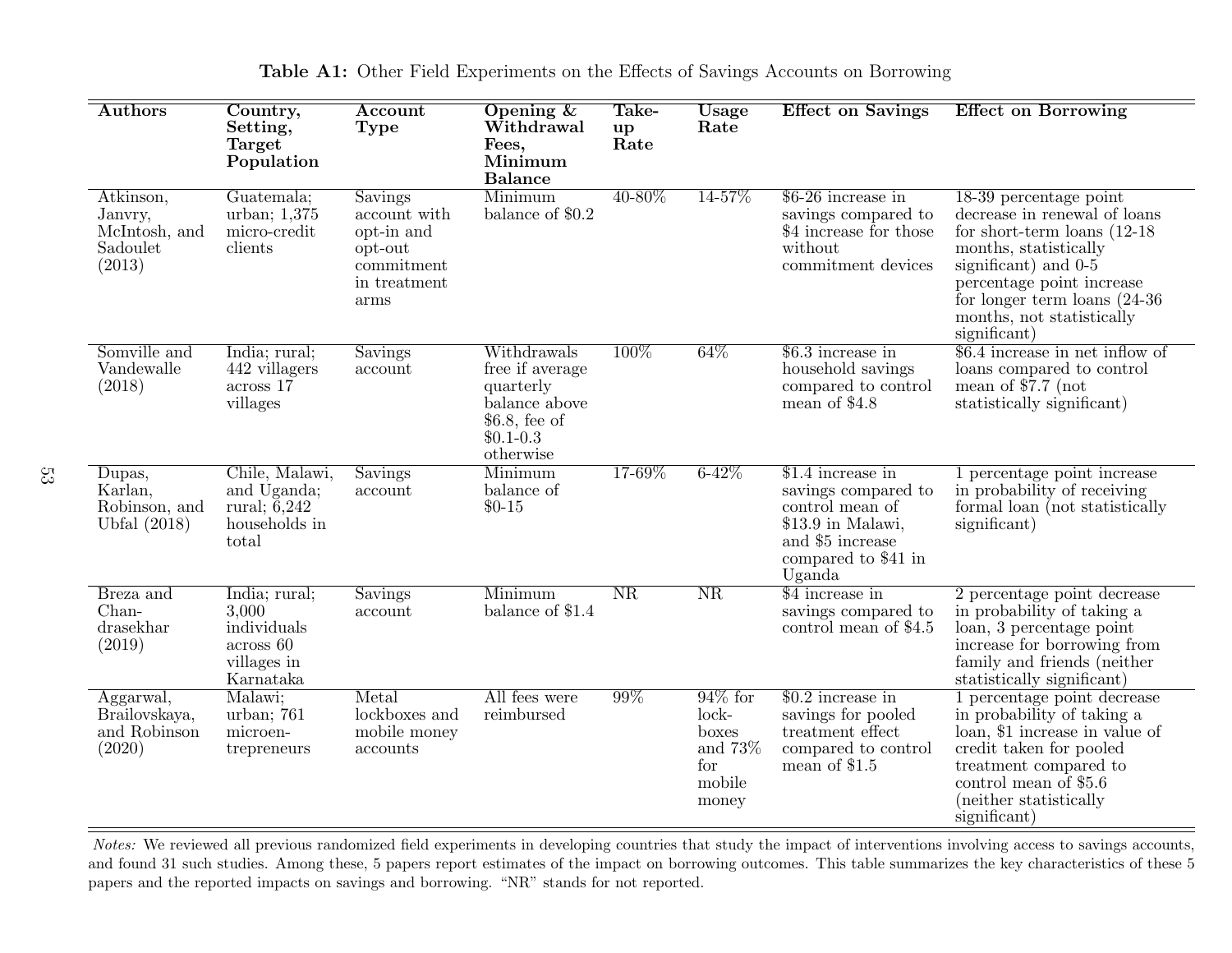**Table A1:** Other Field Experiments on the Effects of Savings Accounts on Borrowing

| Authors | Country, Setting, Target Population | Account Type | Opening & Withdrawal Fees, Minimum Balance | Take-up Rate | Usage Rate | Effect on Savings | Effect on Borrowing |
|---|---|---|---|---|---|---|---|
| Atkinson, Janvry, McIntosh, and Sadoulet (2013) | Guatemala; urban; 1,375 micro-credit clients | Savings account with opt-in and opt-out commitment in treatment arms | Minimum balance of $0.2 | 40-80% | 14-57% | $6-26 increase in savings compared to $4 increase for those without commitment devices | 18-39 percentage point decrease in renewal of loans for short-term loans (12-18 months, statistically significant) and 0-5 percentage point increase for longer term loans (24-36 months, not statistically significant) |
| Somville and Vandewalle (2018) | India; rural; 442 villagers across 17 villages | Savings account | Withdrawals free if average quarterly balance above $6.8, fee of $0.1-0.3 otherwise | 100% | 64% | $6.3 increase in household savings compared to control mean of $4.8 | $6.4 increase in net inflow of loans compared to control mean of $7.7 (not statistically significant) |
| Dupas, Karlan, Robinson, and Ubfal (2018) | Chile, Malawi, and Uganda; rural; 6,242 households in total | Savings account | Minimum balance of $0-15 | 17-69% | 6-42% | $1.4 increase in savings compared to control mean of $13.9 in Malawi, and $5 increase compared to $41 in Uganda | 1 percentage point increase in probability of receiving formal loan (not statistically significant) |
| Breza and Chandrasekhar (2019) | India; rural; 3,000 individuals across 60 villages in Karnataka | Savings account | Minimum balance of $1.4 | NR | NR | $4 increase in savings compared to control mean of $4.5 | 2 percentage point decrease in probability of taking a loan, 3 percentage point increase for borrowing from family and friends (neither statistically significant) |
| Aggarwal, Brailovskaya, and Robinson (2020) | Malawi; urban; 761 microentrepreneurs | Metal lockboxes and mobile money accounts | All fees were reimbursed | 99% | 94% for lockboxes and 73% for mobile money | $0.2 increase in savings for pooled treatment effect compared to control mean of $1.5 | 1 percentage point decrease in probability of taking a loan, $1 increase in value of credit taken for pooled treatment compared to control mean of $5.6 (neither statistically significant) |

*Notes:* We reviewed all previous randomized field experiments in developing countries that study the impact of interventions involving access to savings accounts, and found 31 such studies. Among these, 5 papers report estimates of the impact on borrowing outcomes. This table summarizes the key characteristics of these 5 papers and the reported impacts on savings and borrowing. "NR" stands for not reported.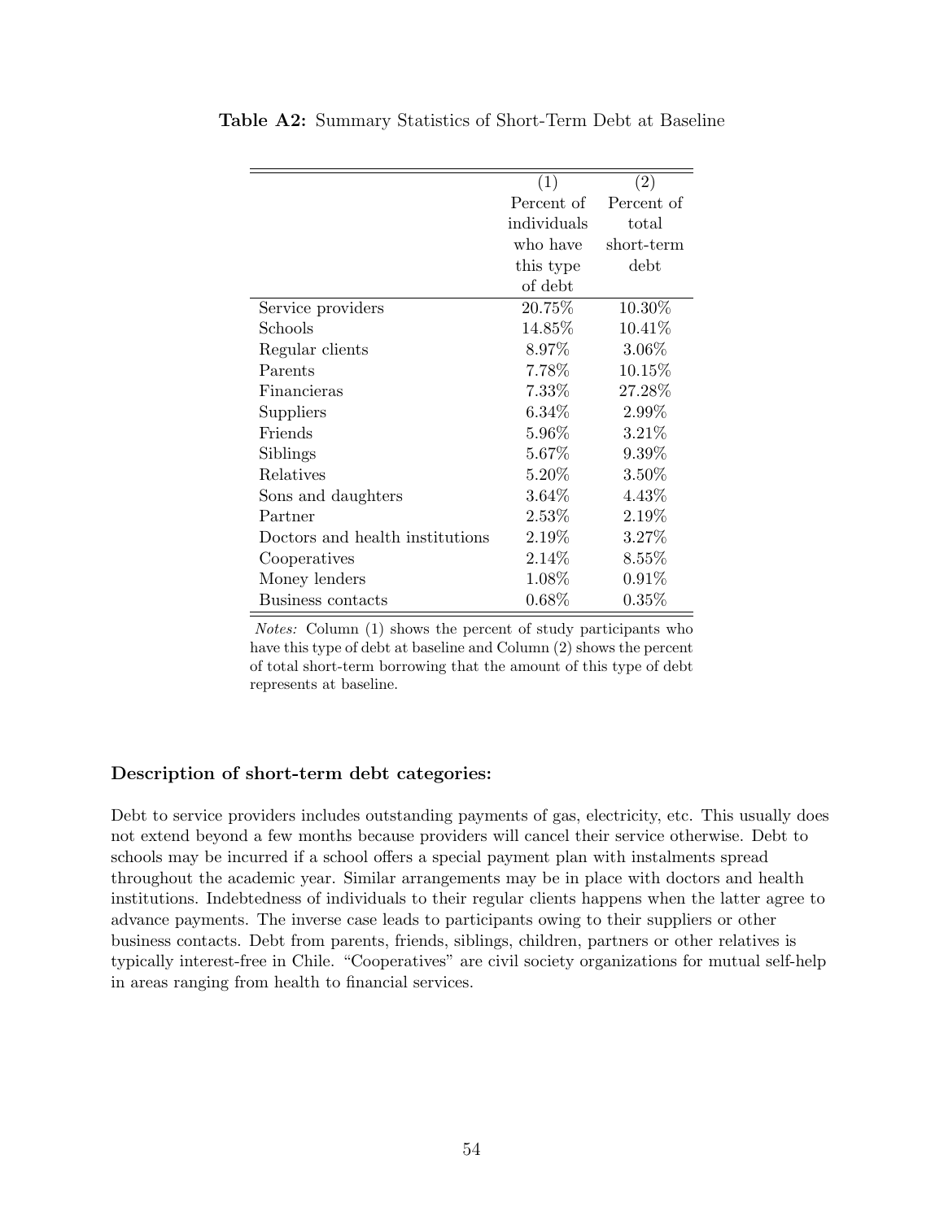**Table A2:** Summary Statistics of Short-Term Debt at Baseline

| | (1) Percent of individuals who have this type of debt | (2) Percent of total short-term debt |
|---|---|---|
| Service providers | 20.75% | 10.30% |
| Schools | 14.85% | 10.41% |
| Regular clients | 8.97% | 3.06% |
| Parents | 7.78% | 10.15% |
| Financieras | 7.33% | 27.28% |
| Suppliers | 6.34% | 2.99% |
| Friends | 5.96% | 3.21% |
| Siblings | 5.67% | 9.39% |
| Relatives | 5.20% | 3.50% |
| Sons and daughters | 3.64% | 4.43% |
| Partner | 2.53% | 2.19% |
| Doctors and health institutions | 2.19% | 3.27% |
| Cooperatives | 2.14% | 8.55% |
| Money lenders | 1.08% | 0.91% |
| Business contacts | 0.68% | 0.35% |

*Notes:* Column (1) shows the percent of study participants who have this type of debt at baseline and Column (2) shows the percent of total short-term borrowing that the amount of this type of debt represents at baseline.

### Description of short-term debt categories:

Debt to service providers includes outstanding payments of gas, electricity, etc. This usually does not extend beyond a few months because providers will cancel their service otherwise. Debt to schools may be incurred if a school offers a special payment plan with instalments spread throughout the academic year. Similar arrangements may be in place with doctors and health institutions. Indebtedness of individuals to their regular clients happens when the latter agree to advance payments. The inverse case leads to participants owing to their suppliers or other business contacts. Debt from parents, friends, siblings, children, partners or other relatives is typically interest-free in Chile. "Cooperatives" are civil society organizations for mutual self-help in areas ranging from health to financial services.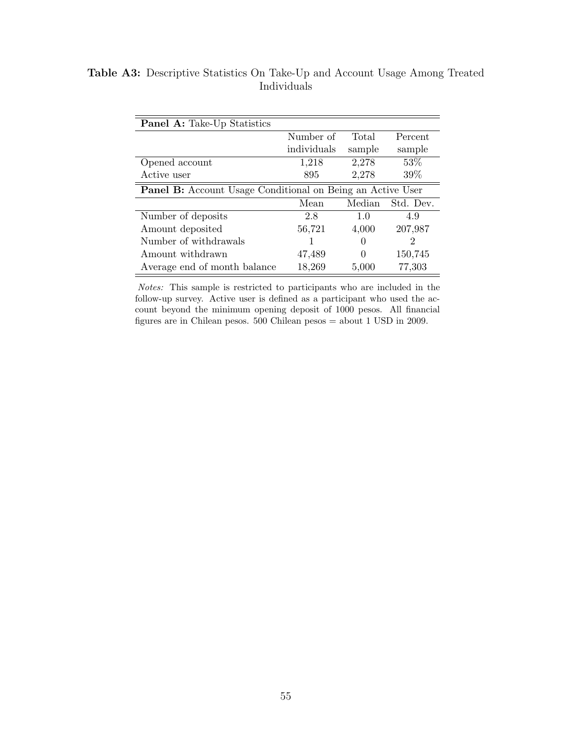**Table A3:** Descriptive Statistics On Take-Up and Account Usage Among Treated Individuals

| **Panel A:** Take-Up Statistics | | | |
|---|---|---|---|
| | Number of individuals | Total sample | Percent sample |
| Opened account | 1,218 | 2,278 | 53% |
| Active user | 895 | 2,278 | 39% |

| **Panel B:** Account Usage Conditional on Being an Active User | | | |
|---|---|---|---|
| | Mean | Median | Std. Dev. |
| Number of deposits | 2.8 | 1.0 | 4.9 |
| Amount deposited | 56,721 | 4,000 | 207,987 |
| Number of withdrawals | 1 | 0 | 2 |
| Amount withdrawn | 47,489 | 0 | 150,745 |
| Average end of month balance | 18,269 | 5,000 | 77,303 |

*Notes:* This sample is restricted to participants who are included in the follow-up survey. Active user is defined as a participant who used the account beyond the minimum opening deposit of 1000 pesos. All financial figures are in Chilean pesos. 500 Chilean pesos = about 1 USD in 2009.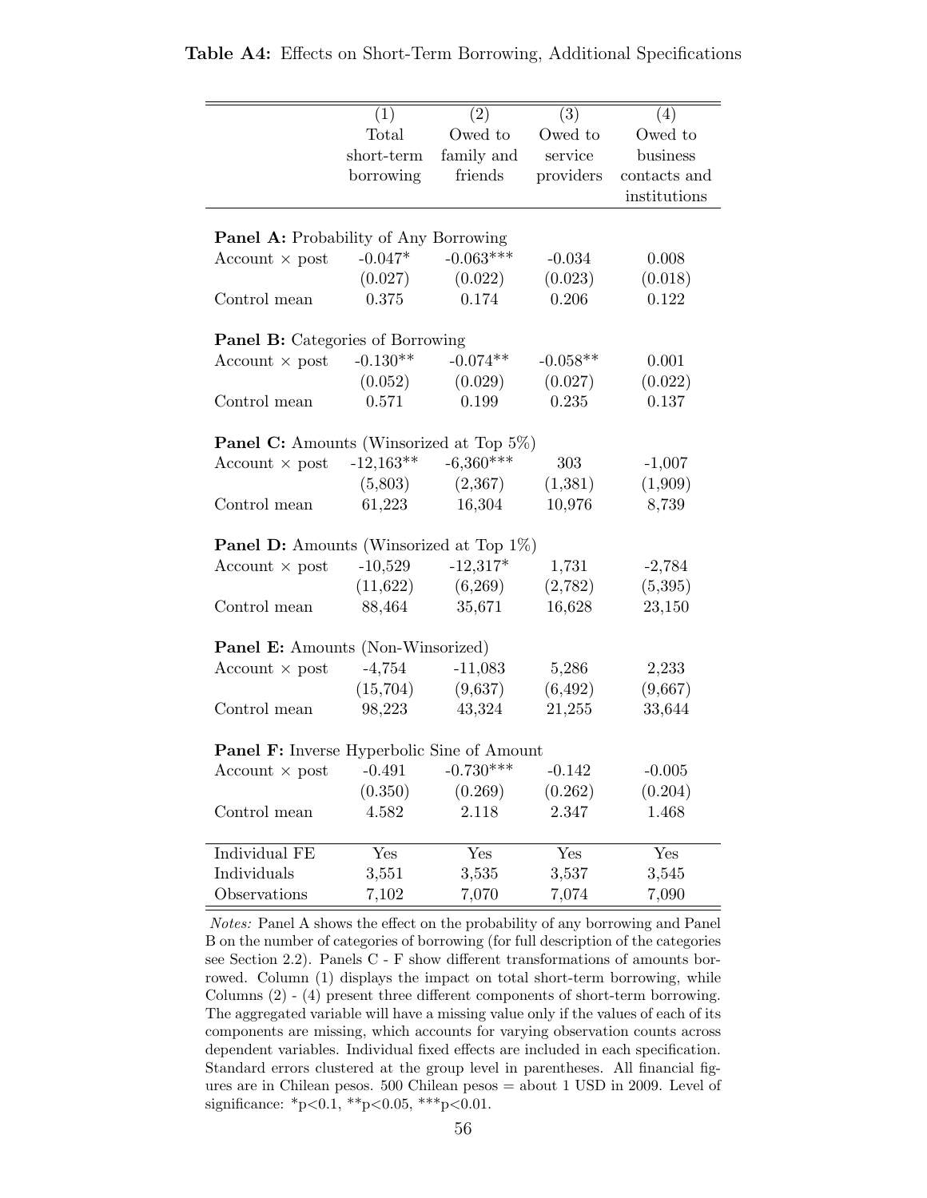**Table A4:** Effects on Short-Term Borrowing, Additional Specifications

| | (1) Total short-term borrowing | (2) Owed to family and friends | (3) Owed to service providers | (4) Owed to business contacts and institutions |
|---|---|---|---|---|
| **Panel A:** Probability of Any Borrowing | | | | |
| Account × post | -0.047* | -0.063*** | -0.034 | 0.008 |
| | (0.027) | (0.022) | (0.023) | (0.018) |
| Control mean | 0.375 | 0.174 | 0.206 | 0.122 |
| **Panel B:** Categories of Borrowing | | | | |
| Account × post | -0.130** | -0.074** | -0.058** | 0.001 |
| | (0.052) | (0.029) | (0.027) | (0.022) |
| Control mean | 0.571 | 0.199 | 0.235 | 0.137 |
| **Panel C:** Amounts (Winsorized at Top 5%) | | | | |
| Account × post | -12,163** | -6,360*** | 303 | -1,007 |
| | (5,803) | (2,367) | (1,381) | (1,909) |
| Control mean | 61,223 | 16,304 | 10,976 | 8,739 |
| **Panel D:** Amounts (Winsorized at Top 1%) | | | | |
| Account × post | -10,529 | -12,317* | 1,731 | -2,784 |
| | (11,622) | (6,269) | (2,782) | (5,395) |
| Control mean | 88,464 | 35,671 | 16,628 | 23,150 |
| **Panel E:** Amounts (Non-Winsorized) | | | | |
| Account × post | -4,754 | -11,083 | 5,286 | 2,233 |
| | (15,704) | (9,637) | (6,492) | (9,667) |
| Control mean | 98,223 | 43,324 | 21,255 | 33,644 |
| **Panel F:** Inverse Hyperbolic Sine of Amount | | | | |
| Account × post | -0.491 | -0.730*** | -0.142 | -0.005 |
| | (0.350) | (0.269) | (0.262) | (0.204) |
| Control mean | 4.582 | 2.118 | 2.347 | 1.468 |
| Individual FE | Yes | Yes | Yes | Yes |
| Individuals | 3,551 | 3,535 | 3,537 | 3,545 |
| Observations | 7,102 | 7,070 | 7,074 | 7,090 |

*Notes:* Panel A shows the effect on the probability of any borrowing and Panel B on the number of categories of borrowing (for full description of the categories see Section 2.2). Panels C - F show different transformations of amounts borrowed. Column (1) displays the impact on total short-term borrowing, while Columns (2) - (4) present three different components of short-term borrowing. The aggregated variable will have a missing value only if the values of each of its components are missing, which accounts for varying observation counts across dependent variables. Individual fixed effects are included in each specification. Standard errors clustered at the group level in parentheses. All financial figures are in Chilean pesos. 500 Chilean pesos = about 1 USD in 2009. Level of significance: *p<0.1, **p<0.05, ***p<0.01.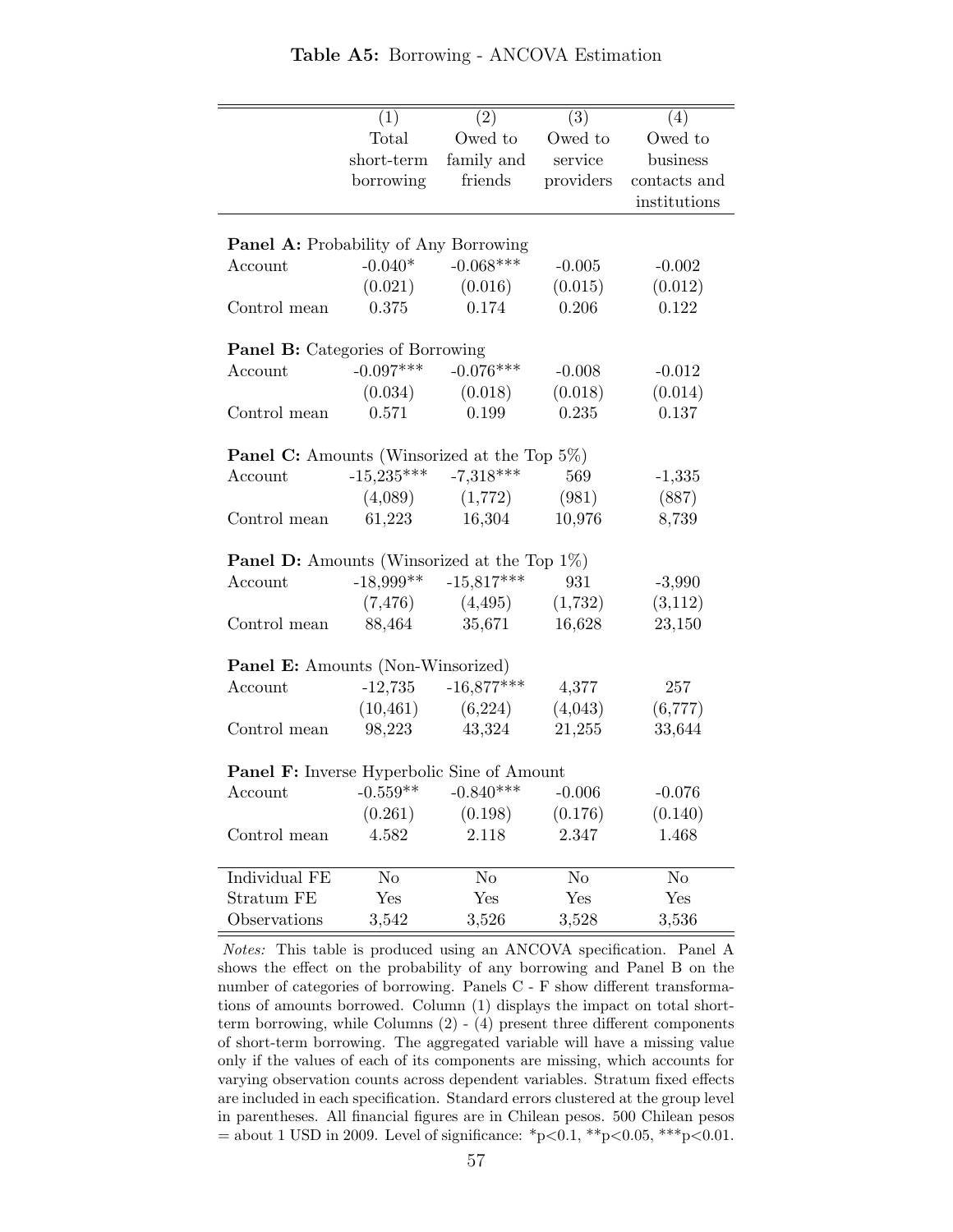**Table A5:** Borrowing - ANCOVA Estimation

| | (1) Total short-term borrowing | (2) Owed to family and friends | (3) Owed to service providers | (4) Owed to business contacts and institutions |
|---|---|---|---|---|
| **Panel A:** Probability of Any Borrowing | | | | |
| Account | -0.040* | -0.068*** | -0.005 | -0.002 |
| | (0.021) | (0.016) | (0.015) | (0.012) |
| Control mean | 0.375 | 0.174 | 0.206 | 0.122 |
| **Panel B:** Categories of Borrowing | | | | |
| Account | -0.097*** | -0.076*** | -0.008 | -0.012 |
| | (0.034) | (0.018) | (0.018) | (0.014) |
| Control mean | 0.571 | 0.199 | 0.235 | 0.137 |
| **Panel C:** Amounts (Winsorized at the Top 5%) | | | | |
| Account | -15,235*** | -7,318*** | 569 | -1,335 |
| | (4,089) | (1,772) | (981) | (887) |
| Control mean | 61,223 | 16,304 | 10,976 | 8,739 |
| **Panel D:** Amounts (Winsorized at the Top 1%) | | | | |
| Account | -18,999** | -15,817*** | 931 | -3,990 |
| | (7,476) | (4,495) | (1,732) | (3,112) |
| Control mean | 88,464 | 35,671 | 16,628 | 23,150 |
| **Panel E:** Amounts (Non-Winsorized) | | | | |
| Account | -12,735 | -16,877*** | 4,377 | 257 |
| | (10,461) | (6,224) | (4,043) | (6,777) |
| Control mean | 98,223 | 43,324 | 21,255 | 33,644 |
| **Panel F:** Inverse Hyperbolic Sine of Amount | | | | |
| Account | -0.559** | -0.840*** | -0.006 | -0.076 |
| | (0.261) | (0.198) | (0.176) | (0.140) |
| Control mean | 4.582 | 2.118 | 2.347 | 1.468 |
| Individual FE | No | No | No | No |
| Stratum FE | Yes | Yes | Yes | Yes |
| Observations | 3,542 | 3,526 | 3,528 | 3,536 |

*Notes:* This table is produced using an ANCOVA specification. Panel A shows the effect on the probability of any borrowing and Panel B on the number of categories of borrowing. Panels C - F show different transformations of amounts borrowed. Column (1) displays the impact on total short-term borrowing, while Columns (2) - (4) present three different components of short-term borrowing. The aggregated variable will have a missing value only if the values of each of its components are missing, which accounts for varying observation counts across dependent variables. Stratum fixed effects are included in each specification. Standard errors clustered at the group level in parentheses. All financial figures are in Chilean pesos. 500 Chilean pesos = about 1 USD in 2009. Level of significance: *p<0.1, **p<0.05, ***p<0.01.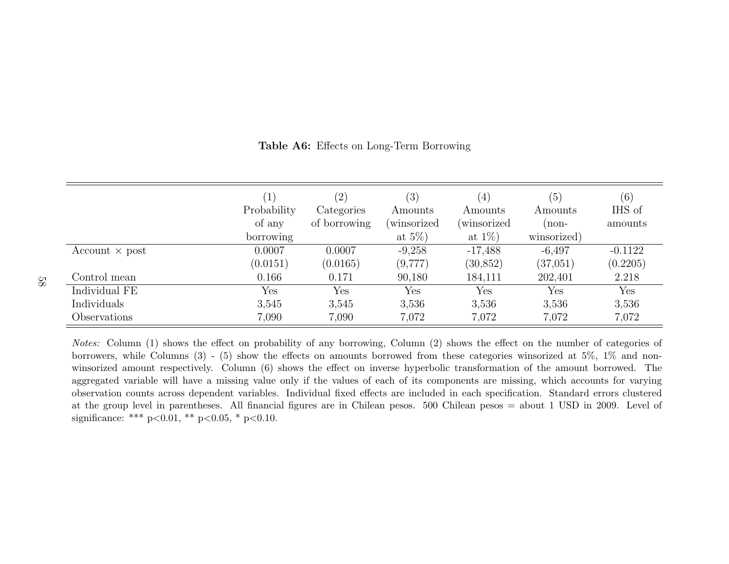**Table A6:** Effects on Long-Term Borrowing

| | (1) Probability of any borrowing | (2) Categories of borrowing | (3) Amounts (winsorized at 5%) | (4) Amounts (winsorized at 1%) | (5) Amounts (non-winsorized) | (6) IHS of amounts |
|---|---|---|---|---|---|---|
| Account × post | 0.0007 | 0.0007 | -9,258 | -17,488 | -6,497 | -0.1122 |
| | (0.0151) | (0.0165) | (9,777) | (30,852) | (37,051) | (0.2205) |
| Control mean | 0.166 | 0.171 | 90,180 | 184,111 | 202,401 | 2.218 |
| Individual FE | Yes | Yes | Yes | Yes | Yes | Yes |
| Individuals | 3,545 | 3,545 | 3,536 | 3,536 | 3,536 | 3,536 |
| Observations | 7,090 | 7,090 | 7,072 | 7,072 | 7,072 | 7,072 |

*Notes:* Column (1) shows the effect on probability of any borrowing, Column (2) shows the effect on the number of categories of borrowers, while Columns (3) - (5) show the effects on amounts borrowed from these categories winsorized at 5%, 1% and non-winsorized amount respectively. Column (6) shows the effect on inverse hyperbolic transformation of the amount borrowed. The aggregated variable will have a missing value only if the values of each of its components are missing, which accounts for varying observation counts across dependent variables. Individual fixed effects are included in each specification. Standard errors clustered at the group level in parentheses. All financial figures are in Chilean pesos. 500 Chilean pesos = about 1 USD in 2009. Level of significance: *** p<0.01, ** p<0.05, * p<0.10.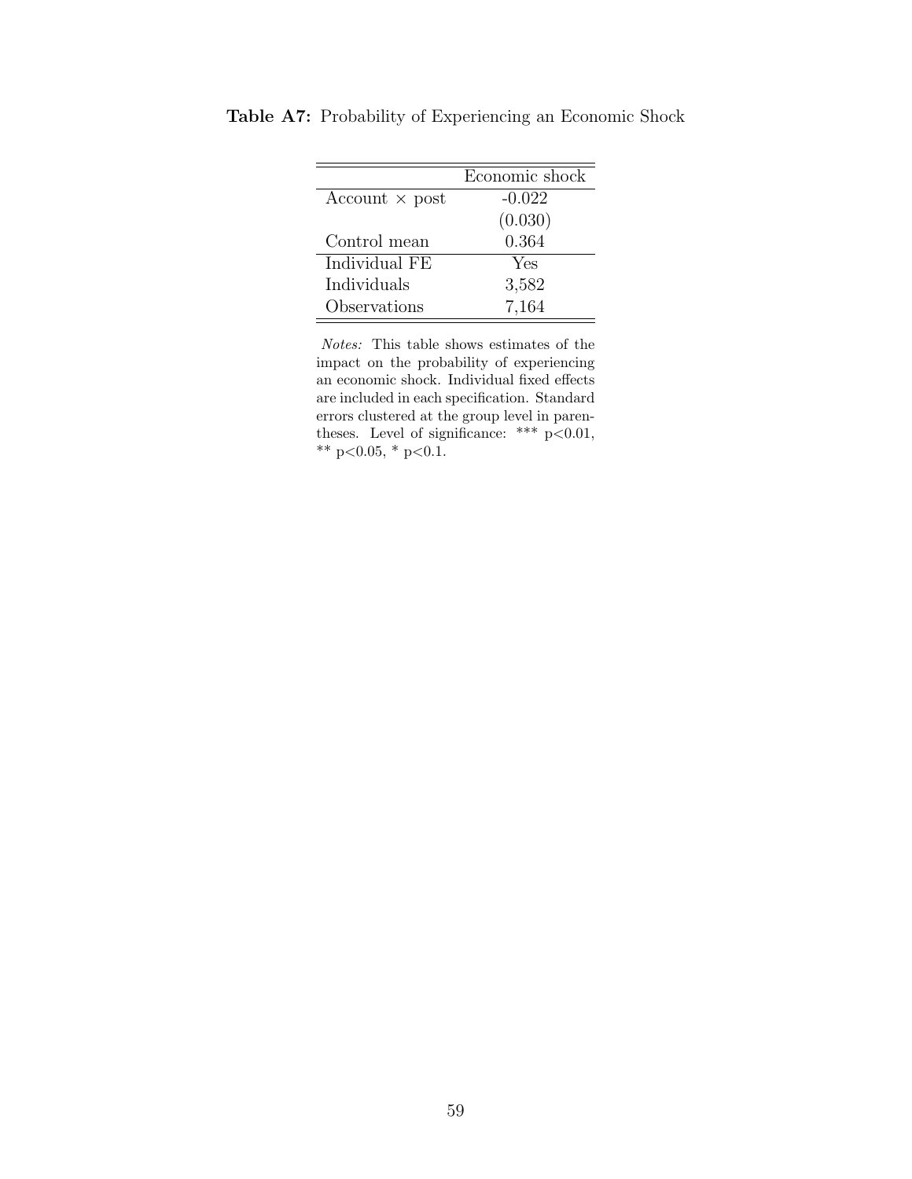**Table A7:** Probability of Experiencing an Economic Shock

| | Economic shock |
|---|---|
| Account × post | -0.022 |
| | (0.030) |
| Control mean | 0.364 |
| Individual FE | Yes |
| Individuals | 3,582 |
| Observations | 7,164 |

*Notes:* This table shows estimates of the impact on the probability of experiencing an economic shock. Individual fixed effects are included in each specification. Standard errors clustered at the group level in parentheses. Level of significance: *** p<0.01, ** p<0.05, * p<0.1.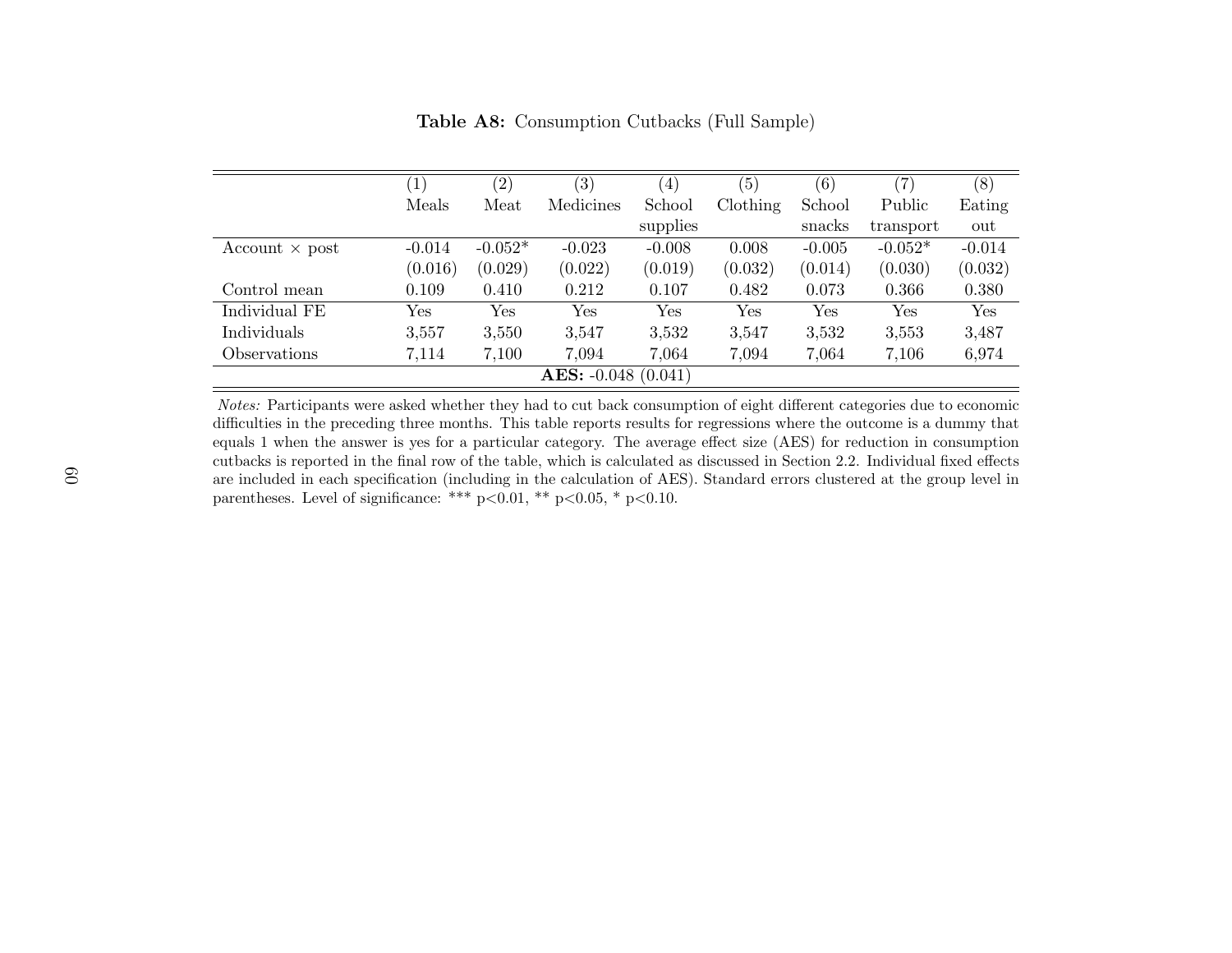**Table A8:** Consumption Cutbacks (Full Sample)

| | (1) Meals | (2) Meat | (3) Medicines | (4) School supplies | (5) Clothing | (6) School snacks | (7) Public transport | (8) Eating out |
|---|---|---|---|---|---|---|---|---|
| Account × post | -0.014 | -0.052* | -0.023 | -0.008 | 0.008 | -0.005 | -0.052* | -0.014 |
| | (0.016) | (0.029) | (0.022) | (0.019) | (0.032) | (0.014) | (0.030) | (0.032) |
| Control mean | 0.109 | 0.410 | 0.212 | 0.107 | 0.482 | 0.073 | 0.366 | 0.380 |
| Individual FE | Yes | Yes | Yes | Yes | Yes | Yes | Yes | Yes |
| Individuals | 3,557 | 3,550 | 3,547 | 3,532 | 3,547 | 3,532 | 3,553 | 3,487 |
| Observations | 7,114 | 7,100 | 7,094 | 7,064 | 7,094 | 7,064 | 7,106 | 6,974 |
| **AES:** -0.048 (0.041) | | | | | | | | |

*Notes:* Participants were asked whether they had to cut back consumption of eight different categories due to economic difficulties in the preceding three months. This table reports results for regressions where the outcome is a dummy that equals 1 when the answer is yes for a particular category. The average effect size (AES) for reduction in consumption cutbacks is reported in the final row of the table, which is calculated as discussed in Section 2.2. Individual fixed effects are included in each specification (including in the calculation of AES). Standard errors clustered at the group level in parentheses. Level of significance: *** p<0.01, ** p<0.05, * p<0.10.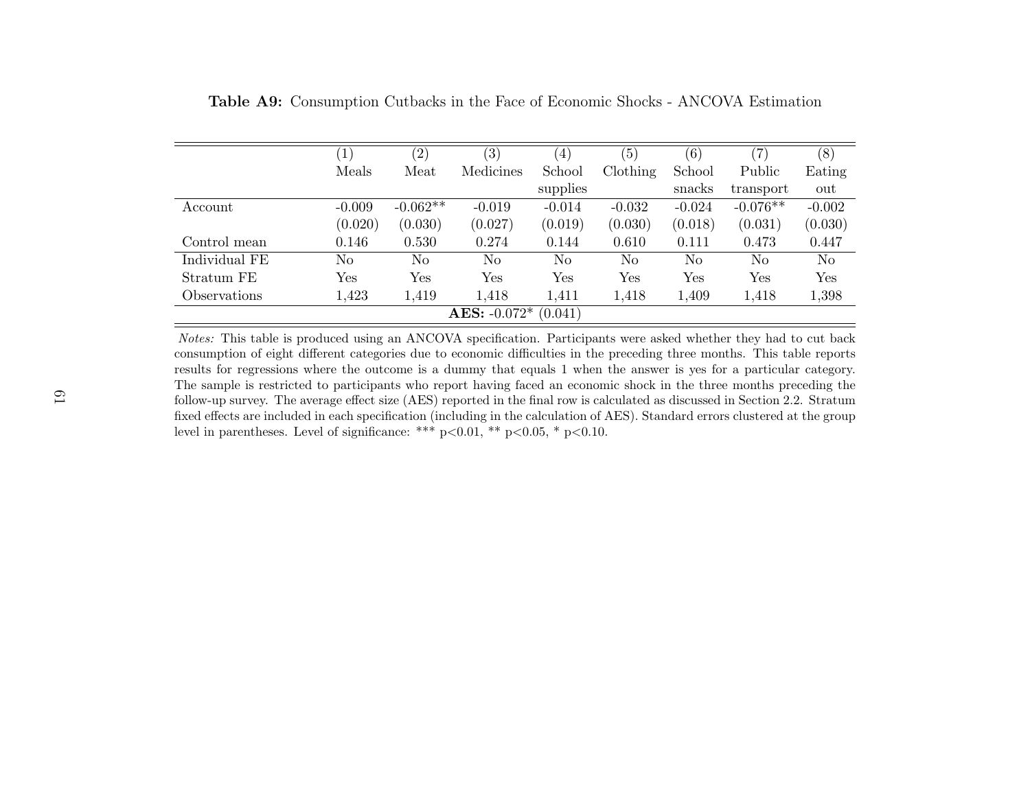**Table A9:** Consumption Cutbacks in the Face of Economic Shocks - ANCOVA Estimation

| | (1) | (2) | (3) | (4) | (5) | (6) | (7) | (8) |
|---|---|---|---|---|---|---|---|---|
| | Meals | Meat | Medicines | School supplies | Clothing | School snacks | Public transport | Eating out |
| Account | -0.009 | -0.062** | -0.019 | -0.014 | -0.032 | -0.024 | -0.076** | -0.002 |
| | (0.020) | (0.030) | (0.027) | (0.019) | (0.030) | (0.018) | (0.031) | (0.030) |
| Control mean | 0.146 | 0.530 | 0.274 | 0.144 | 0.610 | 0.111 | 0.473 | 0.447 |
| Individual FE | No | No | No | No | No | No | No | No |
| Stratum FE | Yes | Yes | Yes | Yes | Yes | Yes | Yes | Yes |
| Observations | 1,423 | 1,419 | 1,418 | 1,411 | 1,418 | 1,409 | 1,418 | 1,398 |
| **AES:** -0.072* (0.041) | | | | | | | | |

*Notes:* This table is produced using an ANCOVA specification. Participants were asked whether they had to cut back consumption of eight different categories due to economic difficulties in the preceding three months. This table reports results for regressions where the outcome is a dummy that equals 1 when the answer is yes for a particular category. The sample is restricted to participants who report having faced an economic shock in the three months preceding the follow-up survey. The average effect size (AES) reported in the final row is calculated as discussed in Section 2.2. Stratum fixed effects are included in each specification (including in the calculation of AES). Standard errors clustered at the group level in parentheses. Level of significance: *** p<0.01, ** p<0.05, * p<0.10.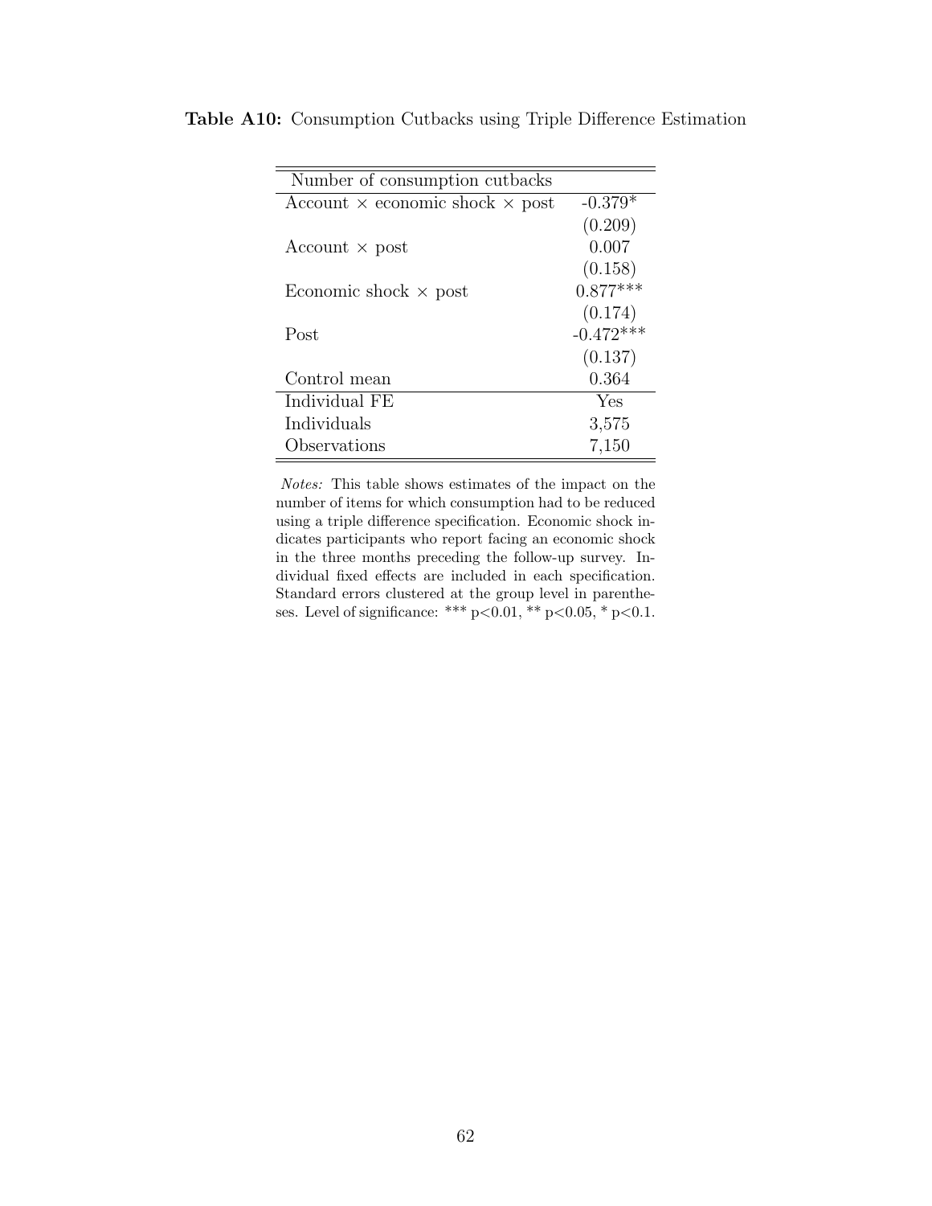**Table A10:** Consumption Cutbacks using Triple Difference Estimation

| Number of consumption cutbacks | |
|---|---|
| Account × economic shock × post | -0.379* |
| | (0.209) |
| Account × post | 0.007 |
| | (0.158) |
| Economic shock × post | 0.877*** |
| | (0.174) |
| Post | -0.472*** |
| | (0.137) |
| Control mean | 0.364 |
| Individual FE | Yes |
| Individuals | 3,575 |
| Observations | 7,150 |

*Notes:* This table shows estimates of the impact on the number of items for which consumption had to be reduced using a triple difference specification. Economic shock indicates participants who report facing an economic shock in the three months preceding the follow-up survey. Individual fixed effects are included in each specification. Standard errors clustered at the group level in parentheses. Level of significance: *** p<0.01, ** p<0.05, * p<0.1.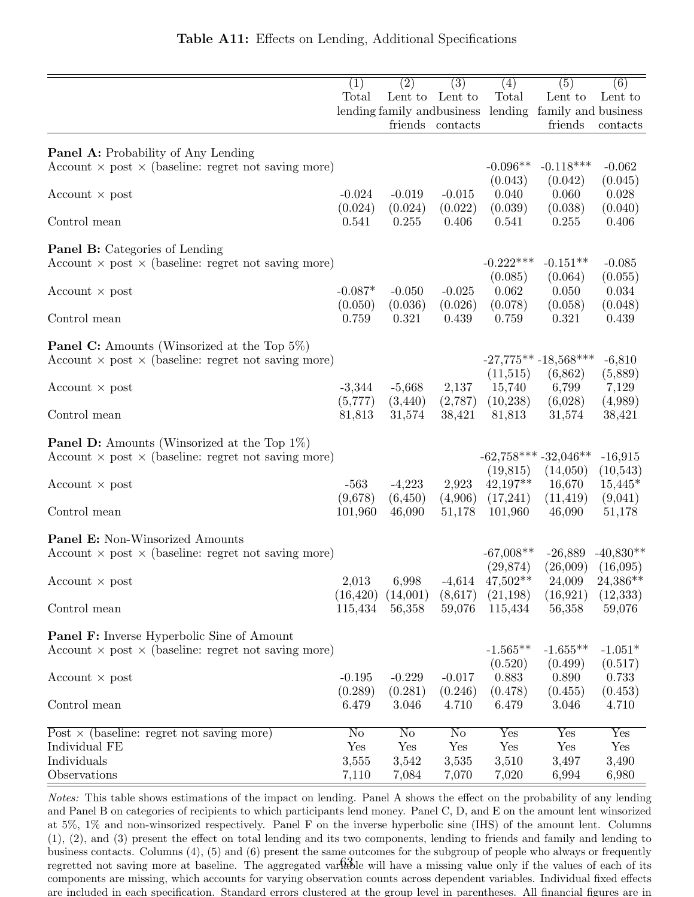**Table A11:** Effects on Lending, Additional Specifications

| | (1) Total lending | (2) Lent to family and friends | (3) Lent to business contacts | (4) Total lending | (5) Lent to family and friends | (6) Lent to business contacts |
|---|---|---|---|---|---|---|
| **Panel A:** Probability of Any Lending | | | | | | |
| Account × post × (baseline: regret not saving more) | | | | -0.096** | -0.118*** | -0.062 |
| | | | | (0.043) | (0.042) | (0.045) |
| Account × post | -0.024 | -0.019 | -0.015 | 0.040 | 0.060 | 0.028 |
| | (0.024) | (0.024) | (0.022) | (0.039) | (0.038) | (0.040) |
| Control mean | 0.541 | 0.255 | 0.406 | 0.541 | 0.255 | 0.406 |
| **Panel B:** Categories of Lending | | | | | | |
| Account × post × (baseline: regret not saving more) | | | | -0.222*** | -0.151** | -0.085 |
| | | | | (0.085) | (0.064) | (0.055) |
| Account × post | -0.087* | -0.050 | -0.025 | 0.062 | 0.050 | 0.034 |
| | (0.050) | (0.036) | (0.026) | (0.078) | (0.058) | (0.048) |
| Control mean | 0.759 | 0.321 | 0.439 | 0.759 | 0.321 | 0.439 |
| **Panel C:** Amounts (Winsorized at the Top 5%) | | | | | | |
| Account × post × (baseline: regret not saving more) | | | | -27,775** | -18,568*** | -6,810 |
| | | | | (11,515) | (6,862) | (5,889) |
| Account × post | -3,344 | -5,668 | 2,137 | 15,740 | 6,799 | 7,129 |
| | (5,777) | (3,440) | (2,787) | (10,238) | (6,028) | (4,989) |
| Control mean | 81,813 | 31,574 | 38,421 | 81,813 | 31,574 | 38,421 |
| **Panel D:** Amounts (Winsorized at the Top 1%) | | | | | | |
| Account × post × (baseline: regret not saving more) | | | | -62,758*** | -32,046** | -16,915 |
| | | | | (19,815) | (14,050) | (10,543) |
| Account × post | -563 | -4,223 | 2,923 | 42,197** | 16,670 | 15,445* |
| | (9,678) | (6,450) | (4,906) | (17,241) | (11,419) | (9,041) |
| Control mean | 101,960 | 46,090 | 51,178 | 101,960 | 46,090 | 51,178 |
| **Panel E:** Non-Winsorized Amounts | | | | | | |
| Account × post × (baseline: regret not saving more) | | | | -67,008** | -26,889 | -40,830** |
| | | | | (29,874) | (26,009) | (16,095) |
| Account × post | 2,013 | 6,998 | -4,614 | 47,502** | 24,009 | 24,386** |
| | (16,420) | (14,001) | (8,617) | (21,198) | (16,921) | (12,333) |
| Control mean | 115,434 | 56,358 | 59,076 | 115,434 | 56,358 | 59,076 |
| **Panel F:** Inverse Hyperbolic Sine of Amount | | | | | | |
| Account × post × (baseline: regret not saving more) | | | | -1.565** | -1.655** | -1.051* |
| | | | | (0.520) | (0.499) | (0.517) |
| Account × post | -0.195 | -0.229 | -0.017 | 0.883 | 0.890 | 0.733 |
| | (0.289) | (0.281) | (0.246) | (0.478) | (0.455) | (0.453) |
| Control mean | 6.479 | 3.046 | 4.710 | 6.479 | 3.046 | 4.710 |
| Post × (baseline: regret not saving more) | No | No | No | Yes | Yes | Yes |
| Individual FE | Yes | Yes | Yes | Yes | Yes | Yes |
| Individuals | 3,555 | 3,542 | 3,535 | 3,510 | 3,497 | 3,490 |
| Observations | 7,110 | 7,084 | 7,070 | 7,020 | 6,994 | 6,980 |

*Notes:* This table shows estimations of the impact on lending. Panel A shows the effect on the probability of any lending and Panel B on categories of recipients to which participants lend money. Panel C, D, and E on the amount lent winsorized at 5%, 1% and non-winsorized respectively. Panel F on the inverse hyperbolic sine (IHS) of the amount lent. Columns (1), (2), and (3) present the effect on total lending and its two components, lending to friends and family and lending to business contacts. Columns (4), (5) and (6) present the same outcomes for the subgroup of people who always or frequently regretted not saving more at baseline. The aggregated variable will have a missing value only if the values of each of its components are missing, which accounts for varying observation counts across dependent variables. Individual fixed effects are included in each specification. Standard errors clustered at the group level in parentheses. All financial figures are in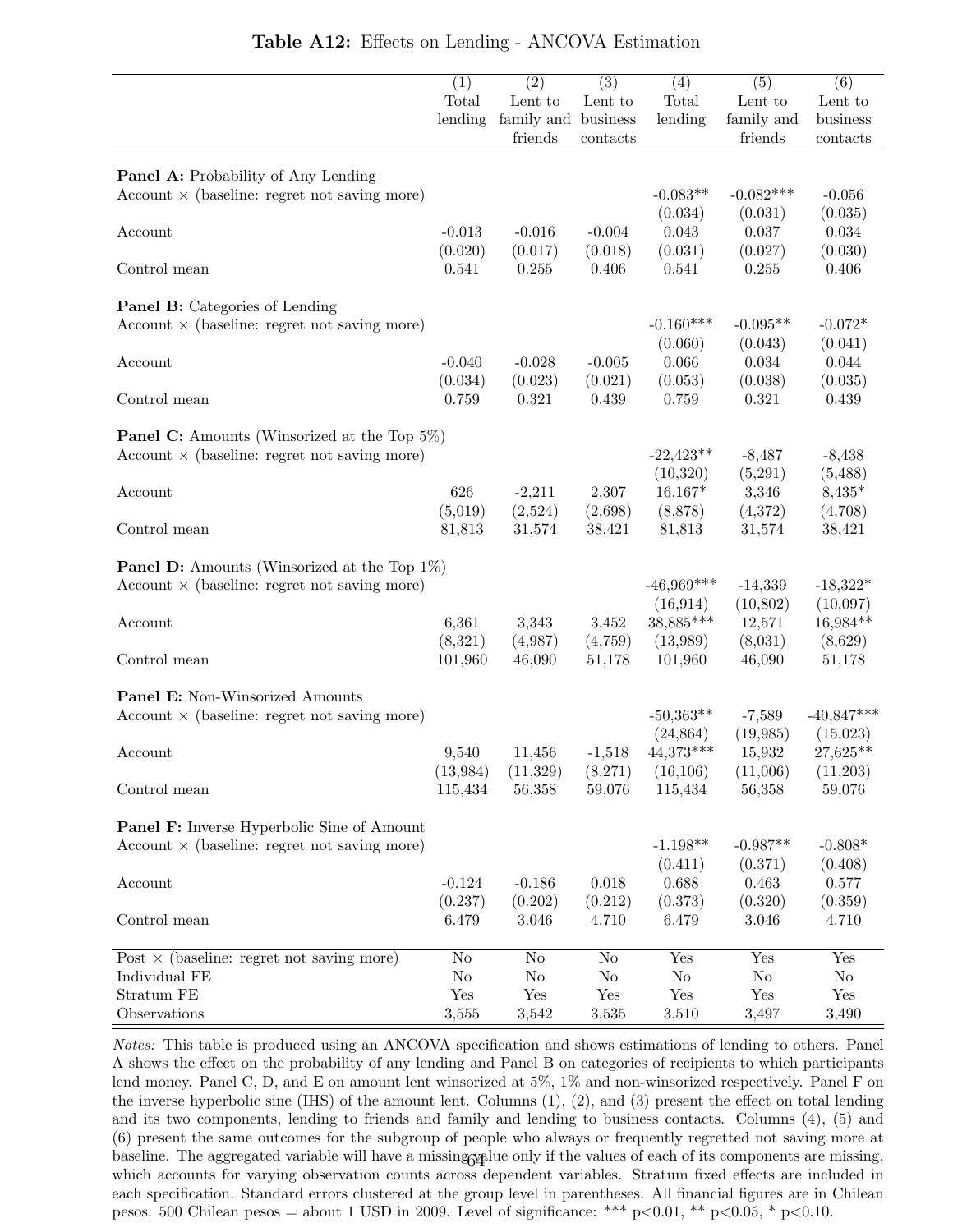**Table A12:** Effects on Lending - ANCOVA Estimation

| | (1) Total lending | (2) Lent to family and friends | (3) Lent to business contacts | (4) Total lending | (5) Lent to family and friends | (6) Lent to business contacts |
|---|---|---|---|---|---|---|
| **Panel A:** Probability of Any Lending | | | | | | |
| Account × (baseline: regret not saving more) | | | | -0.083** | -0.082*** | -0.056 |
| | | | | (0.034) | (0.031) | (0.035) |
| Account | -0.013 | -0.016 | -0.004 | 0.043 | 0.037 | 0.034 |
| | (0.020) | (0.017) | (0.018) | (0.031) | (0.027) | (0.030) |
| Control mean | 0.541 | 0.255 | 0.406 | 0.541 | 0.255 | 0.406 |
| **Panel B:** Categories of Lending | | | | | | |
| Account × (baseline: regret not saving more) | | | | -0.160*** | -0.095** | -0.072* |
| | | | | (0.060) | (0.043) | (0.041) |
| Account | -0.040 | -0.028 | -0.005 | 0.066 | 0.034 | 0.044 |
| | (0.034) | (0.023) | (0.021) | (0.053) | (0.038) | (0.035) |
| Control mean | 0.759 | 0.321 | 0.439 | 0.759 | 0.321 | 0.439 |
| **Panel C:** Amounts (Winsorized at the Top 5%) | | | | | | |
| Account × (baseline: regret not saving more) | | | | -22,423** | -8,487 | -8,438 |
| | | | | (10,320) | (5,291) | (5,488) |
| Account | 626 | -2,211 | 2,307 | 16,167* | 3,346 | 8,435* |
| | (5,019) | (2,524) | (2,698) | (8,878) | (4,372) | (4,708) |
| Control mean | 81,813 | 31,574 | 38,421 | 81,813 | 31,574 | 38,421 |
| **Panel D:** Amounts (Winsorized at the Top 1%) | | | | | | |
| Account × (baseline: regret not saving more) | | | | -46,969*** | -14,339 | -18,322* |
| | | | | (16,914) | (10,802) | (10,097) |
| Account | 6,361 | 3,343 | 3,452 | 38,885*** | 12,571 | 16,984** |
| | (8,321) | (4,987) | (4,759) | (13,989) | (8,031) | (8,629) |
| Control mean | 101,960 | 46,090 | 51,178 | 101,960 | 46,090 | 51,178 |
| **Panel E:** Non-Winsorized Amounts | | | | | | |
| Account × (baseline: regret not saving more) | | | | -50,363** | -7,589 | -40,847*** |
| | | | | (24,864) | (19,985) | (15,023) |
| Account | 9,540 | 11,456 | -1,518 | 44,373*** | 15,932 | 27,625** |
| | (13,984) | (11,329) | (8,271) | (16,106) | (11,006) | (11,203) |
| Control mean | 115,434 | 56,358 | 59,076 | 115,434 | 56,358 | 59,076 |
| **Panel F:** Inverse Hyperbolic Sine of Amount | | | | | | |
| Account × (baseline: regret not saving more) | | | | -1.198** | -0.987** | -0.808* |
| | | | | (0.411) | (0.371) | (0.408) |
| Account | -0.124 | -0.186 | 0.018 | 0.688 | 0.463 | 0.577 |
| | (0.237) | (0.202) | (0.212) | (0.373) | (0.320) | (0.359) |
| Control mean | 6.479 | 3.046 | 4.710 | 6.479 | 3.046 | 4.710 |
| Post × (baseline: regret not saving more) | No | No | No | Yes | Yes | Yes |
| Individual FE | No | No | No | No | No | No |
| Stratum FE | Yes | Yes | Yes | Yes | Yes | Yes |
| Observations | 3,555 | 3,542 | 3,535 | 3,510 | 3,497 | 3,490 |

*Notes:* This table is produced using an ANCOVA specification and shows estimations of lending to others. Panel A shows the effect on the probability of any lending and Panel B on categories of recipients to which participants lend money. Panel C, D, and E on amount lent winsorized at 5%, 1% and non-winsorized respectively. Panel F on the inverse hyperbolic sine (IHS) of the amount lent. Columns (1), (2), and (3) present the effect on total lending and its two components, lending to friends and family and lending to business contacts. Columns (4), (5) and (6) present the same outcomes for the subgroup of people who always or frequently regretted not saving more at baseline. The aggregated variable will have a missing value only if the values of each of its components are missing, which accounts for varying observation counts across dependent variables. Stratum fixed effects are included in each specification. Standard errors clustered at the group level in parentheses. All financial figures are in Chilean pesos. 500 Chilean pesos = about 1 USD in 2009. Level of significance: *** p<0.01, ** p<0.05, * p<0.10.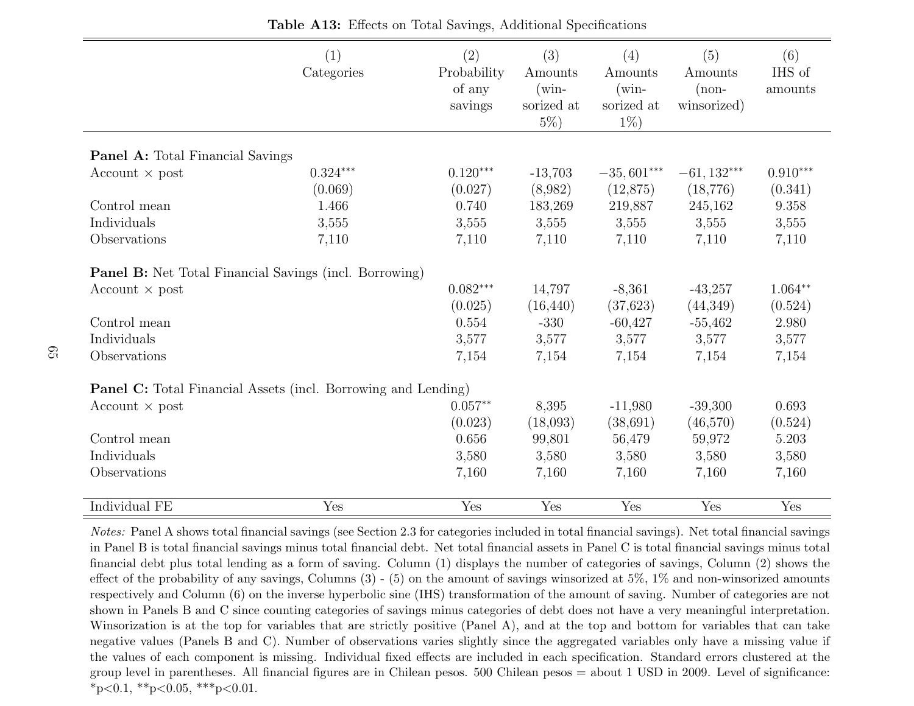**Table A13:** Effects on Total Savings, Additional Specifications

| | (1) Categories | (2) Probability of any savings | (3) Amounts (winsorized at 5%) | (4) Amounts (winsorized at 1%) | (5) Amounts (non-winsorized) | (6) IHS of amounts |
|---|---|---|---|---|---|---|
| **Panel A:** Total Financial Savings | | | | | | |
| Account × post | 0.324*** | 0.120*** | -13,703 | −35,601*** | −61,132*** | 0.910*** |
| | (0.069) | (0.027) | (8,982) | (12,875) | (18,776) | (0.341) |
| Control mean | 1.466 | 0.740 | 183,269 | 219,887 | 245,162 | 9.358 |
| Individuals | 3,555 | 3,555 | 3,555 | 3,555 | 3,555 | 3,555 |
| Observations | 7,110 | 7,110 | 7,110 | 7,110 | 7,110 | 7,110 |
| **Panel B:** Net Total Financial Savings (incl. Borrowing) | | | | | | |
| Account × post | | 0.082*** | 14,797 | -8,361 | -43,257 | 1.064** |
| | | (0.025) | (16,440) | (37,623) | (44,349) | (0.524) |
| Control mean | | 0.554 | -330 | -60,427 | -55,462 | 2.980 |
| Individuals | | 3,577 | 3,577 | 3,577 | 3,577 | 3,577 |
| Observations | | 7,154 | 7,154 | 7,154 | 7,154 | 7,154 |
| **Panel C:** Total Financial Assets (incl. Borrowing and Lending) | | | | | | |
| Account × post | | 0.057** | 8,395 | -11,980 | -39,300 | 0.693 |
| | | (0.023) | (18,093) | (38,691) | (46,570) | (0.524) |
| Control mean | | 0.656 | 99,801 | 56,479 | 59,972 | 5.203 |
| Individuals | | 3,580 | 3,580 | 3,580 | 3,580 | 3,580 |
| Observations | | 7,160 | 7,160 | 7,160 | 7,160 | 7,160 |
| Individual FE | Yes | Yes | Yes | Yes | Yes | Yes |

*Notes:* Panel A shows total financial savings (see Section 2.3 for categories included in total financial savings). Net total financial savings in Panel B is total financial savings minus total financial debt. Net total financial assets in Panel C is total financial savings minus total financial debt plus total lending as a form of saving. Column (1) displays the number of categories of savings, Column (2) shows the effect of the probability of any savings, Columns (3) - (5) on the amount of savings winsorized at 5%, 1% and non-winsorized amounts respectively and Column (6) on the inverse hyperbolic sine (IHS) transformation of the amount of saving. Number of categories are not shown in Panels B and C since counting categories of savings minus categories of debt does not have a very meaningful interpretation. Winsorization is at the top for variables that are strictly positive (Panel A), and at the top and bottom for variables that can take negative values (Panels B and C). Number of observations varies slightly since the aggregated variables only have a missing value if the values of each component is missing. Individual fixed effects are included in each specification. Standard errors clustered at the group level in parentheses. All financial figures are in Chilean pesos. 500 Chilean pesos = about 1 USD in 2009. Level of significance: *p<0.1, **p<0.05, ***p<0.01.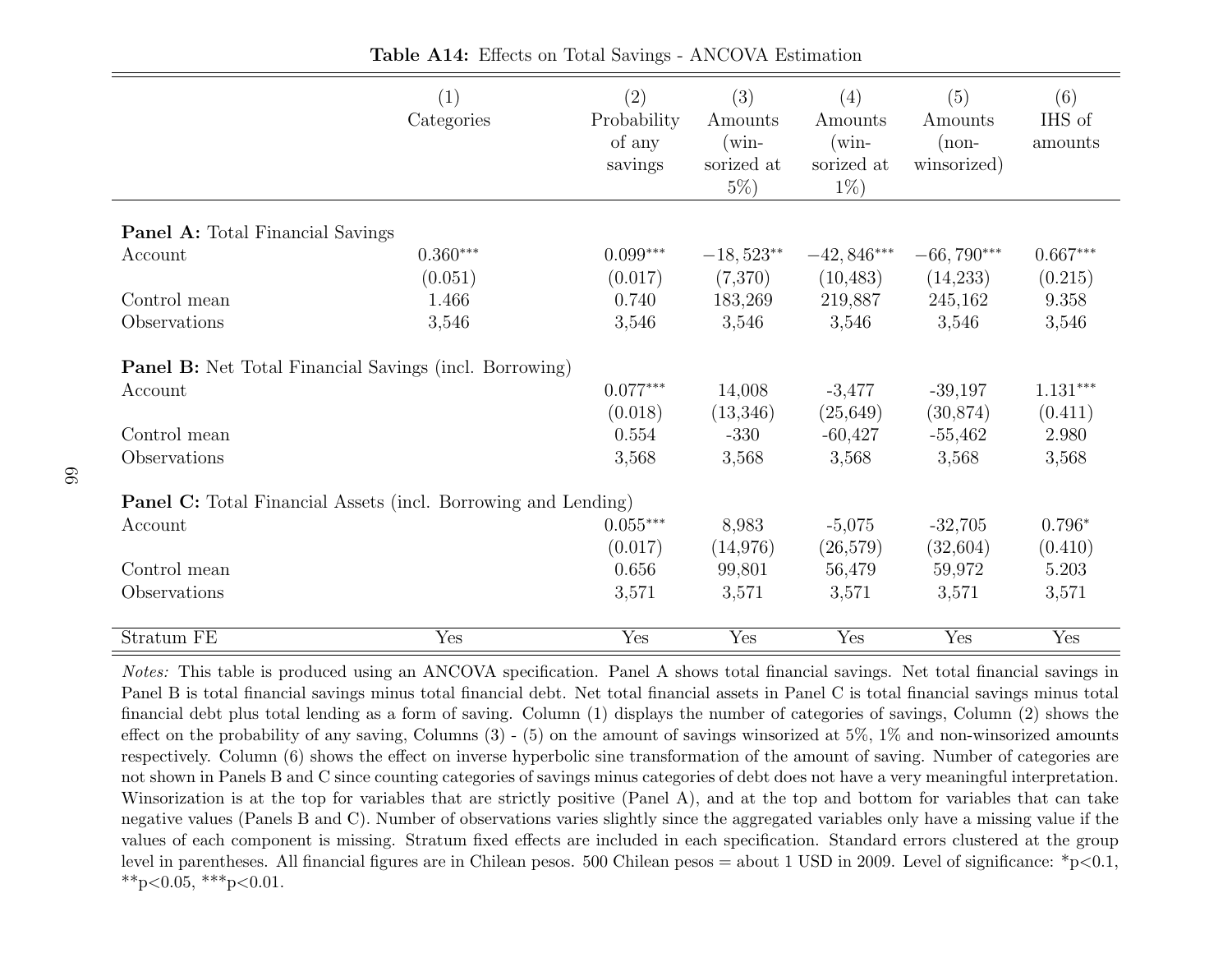**Table A14:** Effects on Total Savings - ANCOVA Estimation

| | (1) Categories | (2) Probability of any savings | (3) Amounts (winsorized at 5%) | (4) Amounts (winsorized at 1%) | (5) Amounts (non-winsorized) | (6) IHS of amounts |
|---|---|---|---|---|---|---|
| **Panel A:** Total Financial Savings | | | | | | |
| Account | 0.360*** | 0.099*** | −18,523** | −42,846*** | −66,790*** | 0.667*** |
| | (0.051) | (0.017) | (7,370) | (10,483) | (14,233) | (0.215) |
| Control mean | 1.466 | 0.740 | 183,269 | 219,887 | 245,162 | 9.358 |
| Observations | 3,546 | 3,546 | 3,546 | 3,546 | 3,546 | 3,546 |
| **Panel B:** Net Total Financial Savings (incl. Borrowing) | | | | | | |
| Account | | 0.077*** | 14,008 | -3,477 | -39,197 | 1.131*** |
| | | (0.018) | (13,346) | (25,649) | (30,874) | (0.411) |
| Control mean | | 0.554 | -330 | -60,427 | -55,462 | 2.980 |
| Observations | | 3,568 | 3,568 | 3,568 | 3,568 | 3,568 |
| **Panel C:** Total Financial Assets (incl. Borrowing and Lending) | | | | | | |
| Account | | 0.055*** | 8,983 | -5,075 | -32,705 | 0.796* |
| | | (0.017) | (14,976) | (26,579) | (32,604) | (0.410) |
| Control mean | | 0.656 | 99,801 | 56,479 | 59,972 | 5.203 |
| Observations | | 3,571 | 3,571 | 3,571 | 3,571 | 3,571 |
| Stratum FE | Yes | Yes | Yes | Yes | Yes | Yes |

*Notes:* This table is produced using an ANCOVA specification. Panel A shows total financial savings. Net total financial savings in Panel B is total financial savings minus total financial debt. Net total financial assets in Panel C is total financial savings minus total financial debt plus total lending as a form of saving. Column (1) displays the number of categories of savings, Column (2) shows the effect on the probability of any saving, Columns (3) - (5) on the amount of savings winsorized at 5%, 1% and non-winsorized amounts respectively. Column (6) shows the effect on inverse hyperbolic sine transformation of the amount of saving. Number of categories are not shown in Panels B and C since counting categories of savings minus categories of debt does not have a very meaningful interpretation. Winsorization is at the top for variables that are strictly positive (Panel A), and at the top and bottom for variables that can take negative values (Panels B and C). Number of observations varies slightly since the aggregated variables only have a missing value if the values of each component is missing. Stratum fixed effects are included in each specification. Standard errors clustered at the group level in parentheses. All financial figures are in Chilean pesos. 500 Chilean pesos = about 1 USD in 2009. Level of significance: *p<0.1, **p<0.05, ***p<0.01.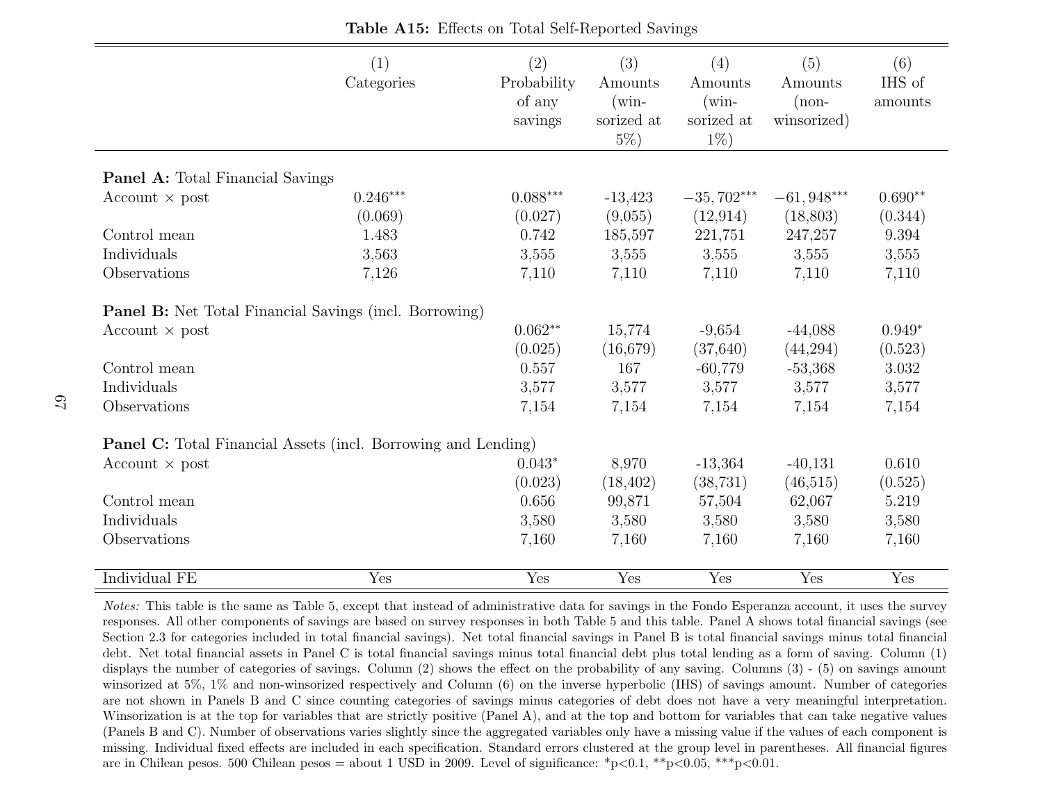**Table A15:** Effects on Total Self-Reported Savings

| | (1) Categories | (2) Probability of any savings | (3) Amounts (winsorized at 5%) | (4) Amounts (winsorized at 1%) | (5) Amounts (non-winsorized) | (6) IHS of amounts |
|---|---|---|---|---|---|---|
| **Panel A:** Total Financial Savings | | | | | | |
| Account × post | 0.246*** | 0.088*** | -13,423 | −35,702*** | −61,948*** | 0.690** |
| | (0.069) | (0.027) | (9,055) | (12,914) | (18,803) | (0.344) |
| Control mean | 1.483 | 0.742 | 185,597 | 221,751 | 247,257 | 9.394 |
| Individuals | 3,563 | 3,555 | 3,555 | 3,555 | 3,555 | 3,555 |
| Observations | 7,126 | 7,110 | 7,110 | 7,110 | 7,110 | 7,110 |
| **Panel B:** Net Total Financial Savings (incl. Borrowing) | | | | | | |
| Account × post | | 0.062** | 15,774 | -9,654 | -44,088 | 0.949* |
| | | (0.025) | (16,679) | (37,640) | (44,294) | (0.523) |
| Control mean | | 0.557 | 167 | -60,779 | -53,368 | 3.032 |
| Individuals | | 3,577 | 3,577 | 3,577 | 3,577 | 3,577 |
| Observations | | 7,154 | 7,154 | 7,154 | 7,154 | 7,154 |
| **Panel C:** Total Financial Assets (incl. Borrowing and Lending) | | | | | | |
| Account × post | | 0.043* | 8,970 | -13,364 | -40,131 | 0.610 |
| | | (0.023) | (18,402) | (38,731) | (46,515) | (0.525) |
| Control mean | | 0.656 | 99,871 | 57,504 | 62,067 | 5.219 |
| Individuals | | 3,580 | 3,580 | 3,580 | 3,580 | 3,580 |
| Observations | | 7,160 | 7,160 | 7,160 | 7,160 | 7,160 |
| Individual FE | Yes | Yes | Yes | Yes | Yes | Yes |

*Notes:* This table is the same as Table 5, except that instead of administrative data for savings in the Fondo Esperanza account, it uses the survey responses. All other components of savings are based on survey responses in both Table 5 and this table. Panel A shows total financial savings (see Section 2.3 for categories included in total financial savings). Net total financial savings in Panel B is total financial savings minus total financial debt. Net total financial assets in Panel C is total financial savings minus total financial debt plus total lending as a form of saving. Column (1) displays the number of categories of savings. Column (2) shows the effect on the probability of any saving. Columns (3) - (5) on savings amount winsorized at 5%, 1% and non-winsorized respectively and Column (6) on the inverse hyperbolic (IHS) of savings amount. Number of categories are not shown in Panels B and C since counting categories of savings minus categories of debt does not have a very meaningful interpretation. Winsorization is at the top for variables that are strictly positive (Panel A), and at the top and bottom for variables that can take negative values (Panels B and C). Number of observations varies slightly since the aggregated variables only have a missing value if the values of each component is missing. Individual fixed effects are included in each specification. Standard errors clustered at the group level in parentheses. All financial figures are in Chilean pesos. 500 Chilean pesos = about 1 USD in 2009. Level of significance: *p<0.1, **p<0.05, ***p<0.01.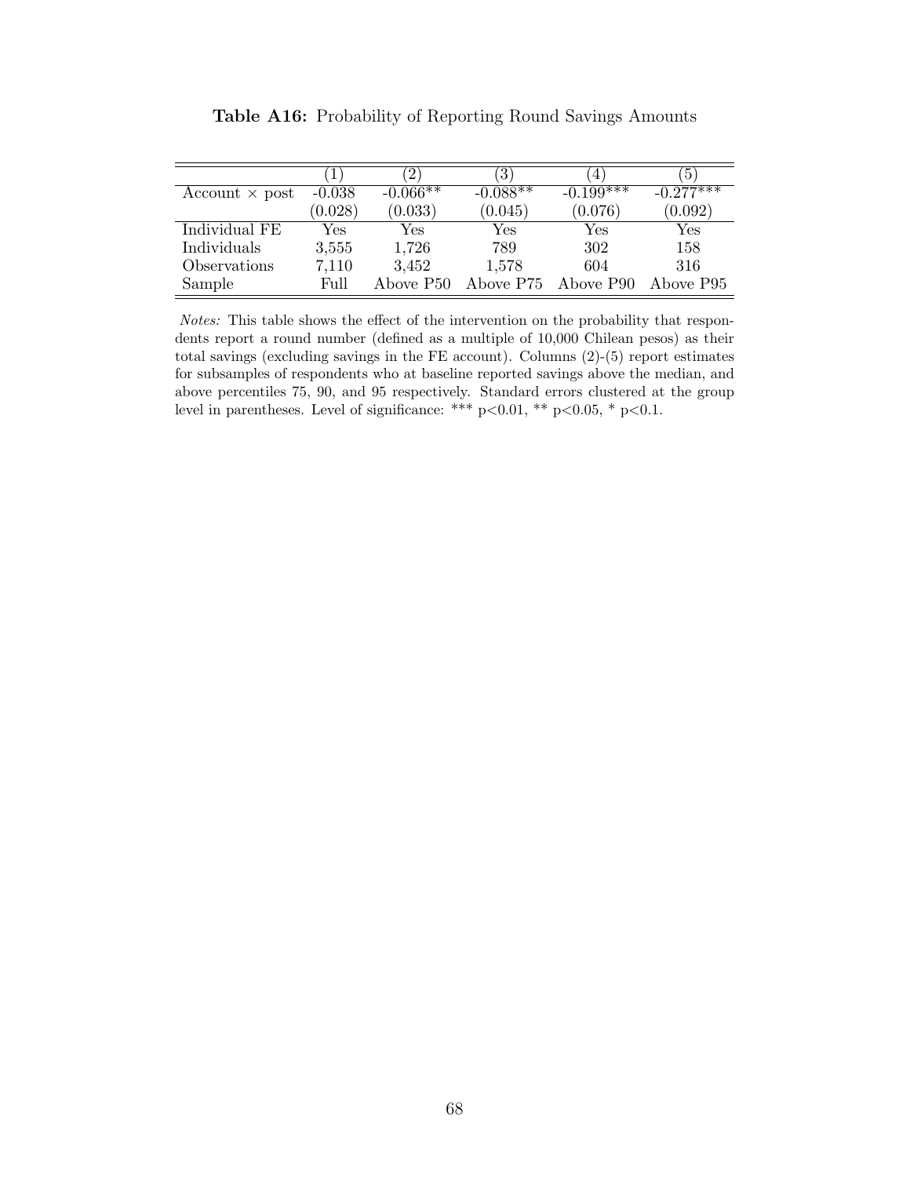**Table A16:** Probability of Reporting Round Savings Amounts

| | (1) | (2) | (3) | (4) | (5) |
|---|---|---|---|---|---|
| Account × post | -0.038 | -0.066** | -0.088** | -0.199*** | -0.277*** |
| | (0.028) | (0.033) | (0.045) | (0.076) | (0.092) |
| Individual FE | Yes | Yes | Yes | Yes | Yes |
| Individuals | 3,555 | 1,726 | 789 | 302 | 158 |
| Observations | 7,110 | 3,452 | 1,578 | 604 | 316 |
| Sample | Full | Above P50 | Above P75 | Above P90 | Above P95 |

*Notes:* This table shows the effect of the intervention on the probability that respondents report a round number (defined as a multiple of 10,000 Chilean pesos) as their total savings (excluding savings in the FE account). Columns (2)-(5) report estimates for subsamples of respondents who at baseline reported savings above the median, and above percentiles 75, 90, and 95 respectively. Standard errors clustered at the group level in parentheses. Level of significance: *** $p<0.01$, ** $p<0.05$, * $p<0.1$.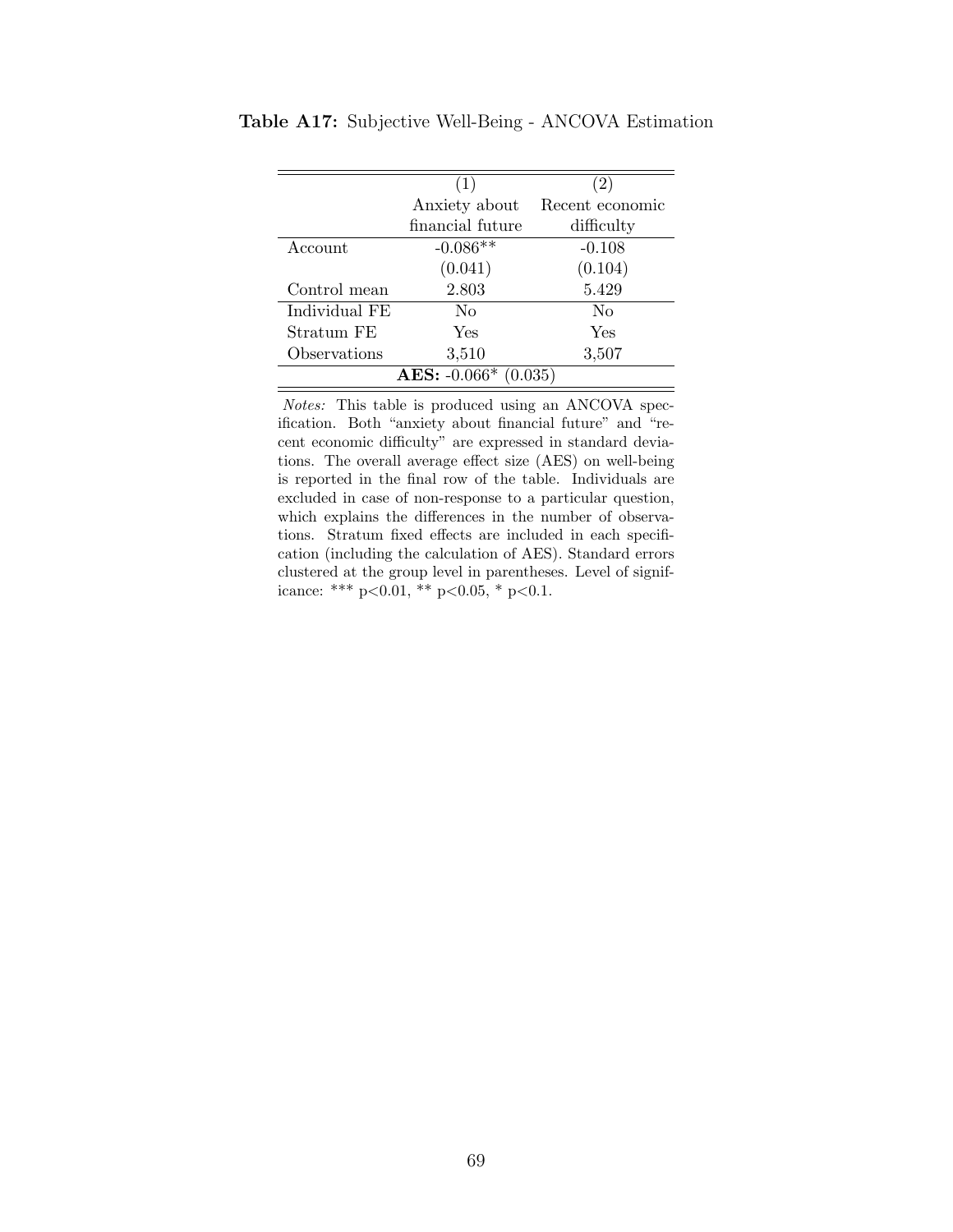**Table A17:** Subjective Well-Being - ANCOVA Estimation

| | (1) | (2) |
|---|---|---|
| | Anxiety about financial future | Recent economic difficulty |
| Account | -0.086** | -0.108 |
| | (0.041) | (0.104) |
| Control mean | 2.803 | 5.429 |
| Individual FE | No | No |
| Stratum FE | Yes | Yes |
| Observations | 3,510 | 3,507 |
| **AES:** -0.066* (0.035) | | |

*Notes:* This table is produced using an ANCOVA specification. Both "anxiety about financial future" and "recent economic difficulty" are expressed in standard deviations. The overall average effect size (AES) on well-being is reported in the final row of the table. Individuals are excluded in case of non-response to a particular question, which explains the differences in the number of observations. Stratum fixed effects are included in each specification (including the calculation of AES). Standard errors clustered at the group level in parentheses. Level of significance: *** p<0.01, ** p<0.05, * p<0.1.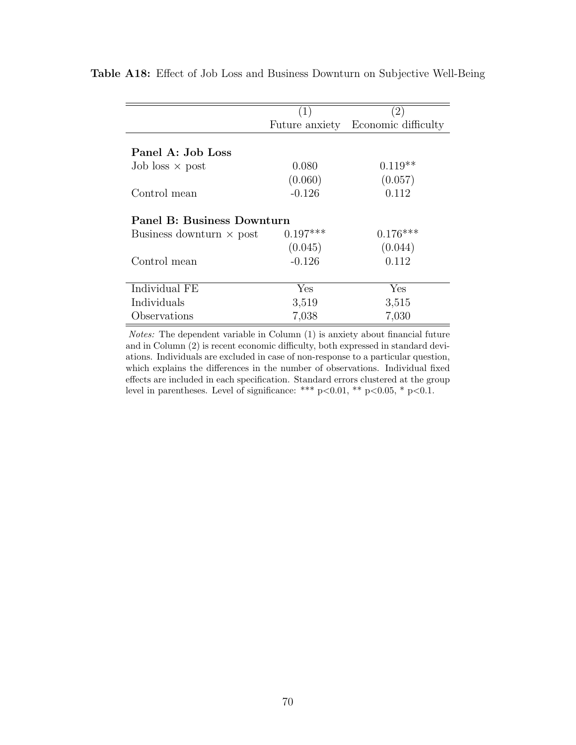**Table A18:** Effect of Job Loss and Business Downturn on Subjective Well-Being

| | (1) | (2) |
|---|---|---|
| | Future anxiety | Economic difficulty |
| **Panel A: Job Loss** | | |
| Job loss × post | 0.080 | 0.119** |
| | (0.060) | (0.057) |
| Control mean | -0.126 | 0.112 |
| **Panel B: Business Downturn** | | |
| Business downturn × post | 0.197*** | 0.176*** |
| | (0.045) | (0.044) |
| Control mean | -0.126 | 0.112 |
| Individual FE | Yes | Yes |
| Individuals | 3,519 | 3,515 |
| Observations | 7,038 | 7,030 |

*Notes:* The dependent variable in Column (1) is anxiety about financial future and in Column (2) is recent economic difficulty, both expressed in standard deviations. Individuals are excluded in case of non-response to a particular question, which explains the differences in the number of observations. Individual fixed effects are included in each specification. Standard errors clustered at the group level in parentheses. Level of significance: *** p<0.01, ** p<0.05, * p<0.1.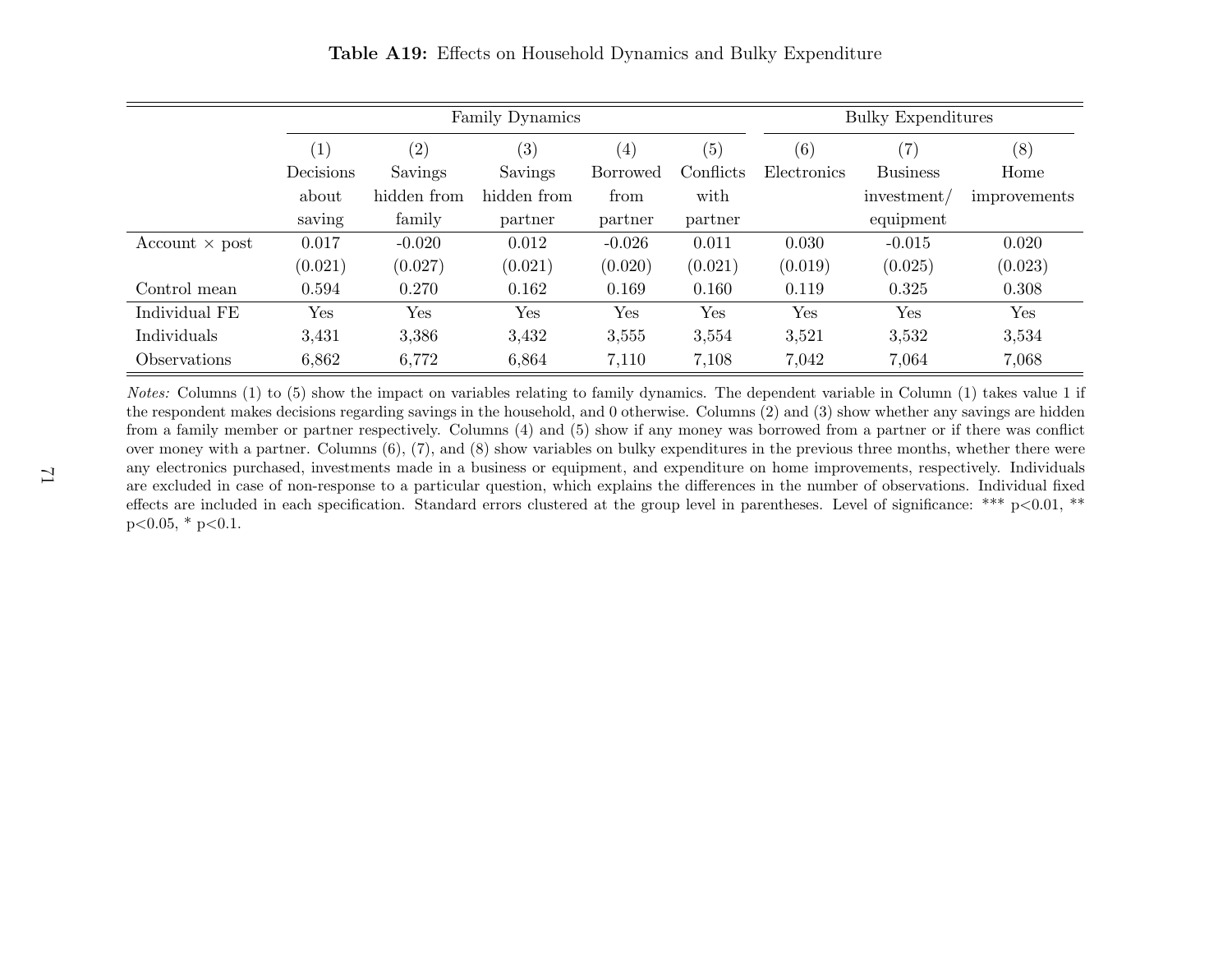**Table A19:** Effects on Household Dynamics and Bulky Expenditure

| | Family Dynamics | | | | | Bulky Expenditures | | |
|---|---|---|---|---|---|---|---|---|
| | (1) Decisions about saving | (2) Savings hidden from family | (3) Savings hidden from partner | (4) Borrowed from partner | (5) Conflicts with partner | (6) Electronics | (7) Business investment/ equipment | (8) Home improvements |
| Account × post | 0.017 | -0.020 | 0.012 | -0.026 | 0.011 | 0.030 | -0.015 | 0.020 |
| | (0.021) | (0.027) | (0.021) | (0.020) | (0.021) | (0.019) | (0.025) | (0.023) |
| Control mean | 0.594 | 0.270 | 0.162 | 0.169 | 0.160 | 0.119 | 0.325 | 0.308 |
| Individual FE | Yes | Yes | Yes | Yes | Yes | Yes | Yes | Yes |
| Individuals | 3,431 | 3,386 | 3,432 | 3,555 | 3,554 | 3,521 | 3,532 | 3,534 |
| Observations | 6,862 | 6,772 | 6,864 | 7,110 | 7,108 | 7,042 | 7,064 | 7,068 |

*Notes:* Columns (1) to (5) show the impact on variables relating to family dynamics. The dependent variable in Column (1) takes value 1 if the respondent makes decisions regarding savings in the household, and 0 otherwise. Columns (2) and (3) show whether any savings are hidden from a family member or partner respectively. Columns (4) and (5) show if any money was borrowed from a partner or if there was conflict over money with a partner. Columns (6), (7), and (8) show variables on bulky expenditures in the previous three months, whether there were any electronics purchased, investments made in a business or equipment, and expenditure on home improvements, respectively. Individuals are excluded in case of non-response to a particular question, which explains the differences in the number of observations. Individual fixed effects are included in each specification. Standard errors clustered at the group level in parentheses. Level of significance: *** p<0.01, ** p<0.05, * p<0.1.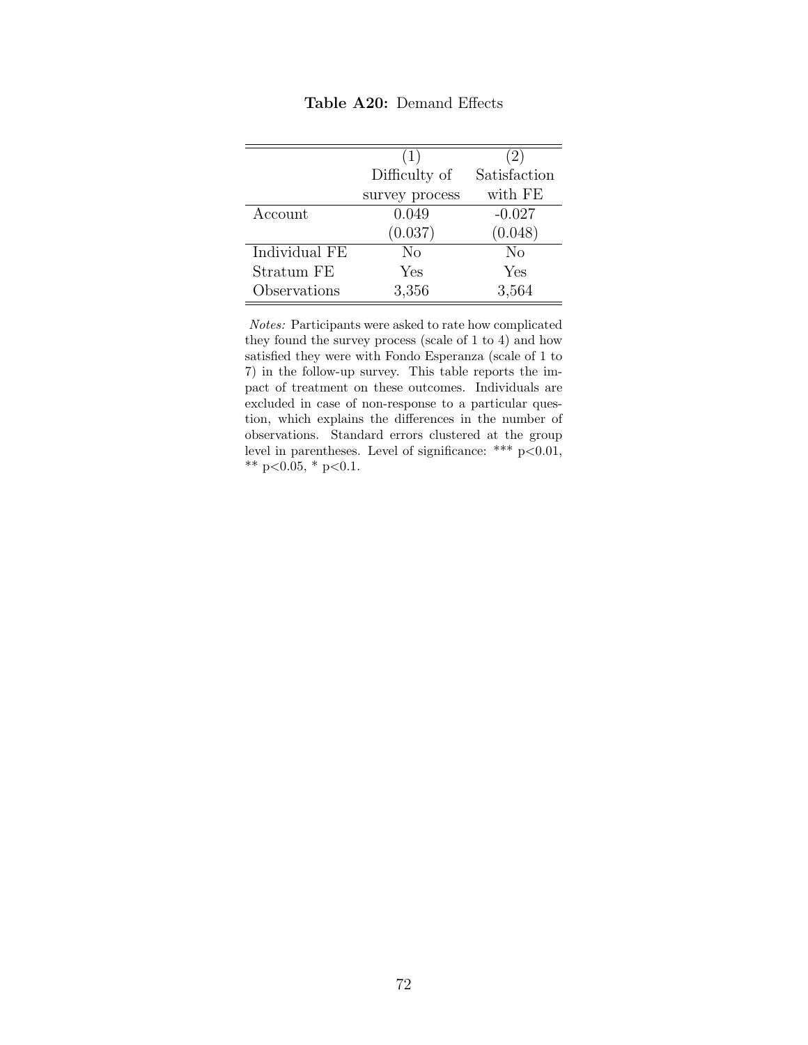**Table A20:** Demand Effects

| | (1) | (2) |
|---|---|---|
| | Difficulty of survey process | Satisfaction with FE |
| Account | 0.049 | -0.027 |
| | (0.037) | (0.048) |
| Individual FE | No | No |
| Stratum FE | Yes | Yes |
| Observations | 3,356 | 3,564 |

*Notes:* Participants were asked to rate how complicated they found the survey process (scale of 1 to 4) and how satisfied they were with Fondo Esperanza (scale of 1 to 7) in the follow-up survey. This table reports the impact of treatment on these outcomes. Individuals are excluded in case of non-response to a particular question, which explains the differences in the number of observations. Standard errors clustered at the group level in parentheses. Level of significance: *** $p<0.01$, ** $p<0.05$, * $p<0.1$.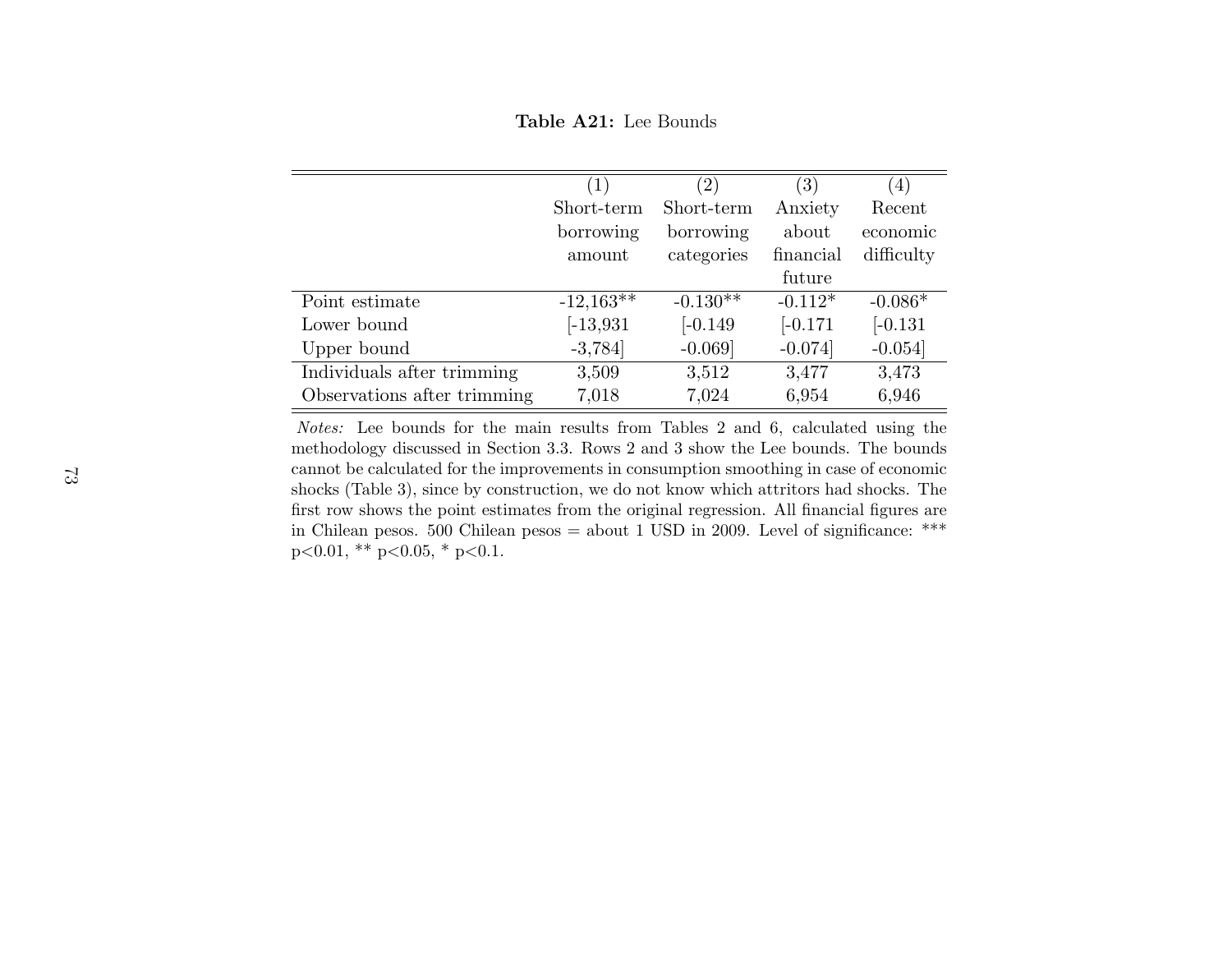**Table A21:** Lee Bounds

| | (1) Short-term borrowing amount | (2) Short-term borrowing categories | (3) Anxiety about financial future | (4) Recent economic difficulty |
|---|---|---|---|---|
| Point estimate | -12,163** | -0.130** | -0.112* | -0.086* |
| Lower bound | [-13,931 | [-0.149 | [-0.171 | [-0.131 |
| Upper bound | -3,784] | -0.069] | -0.074] | -0.054] |
| Individuals after trimming | 3,509 | 3,512 | 3,477 | 3,473 |
| Observations after trimming | 7,018 | 7,024 | 6,954 | 6,946 |

*Notes:* Lee bounds for the main results from Tables 2 and 6, calculated using the methodology discussed in Section 3.3. Rows 2 and 3 show the Lee bounds. The bounds cannot be calculated for the improvements in consumption smoothing in case of economic shocks (Table 3), since by construction, we do not know which attritors had shocks. The first row shows the point estimates from the original regression. All financial figures are in Chilean pesos. 500 Chilean pesos = about 1 USD in 2009. Level of significance: *** $p<0.01$, ** $p<0.05$, * $p<0.1$.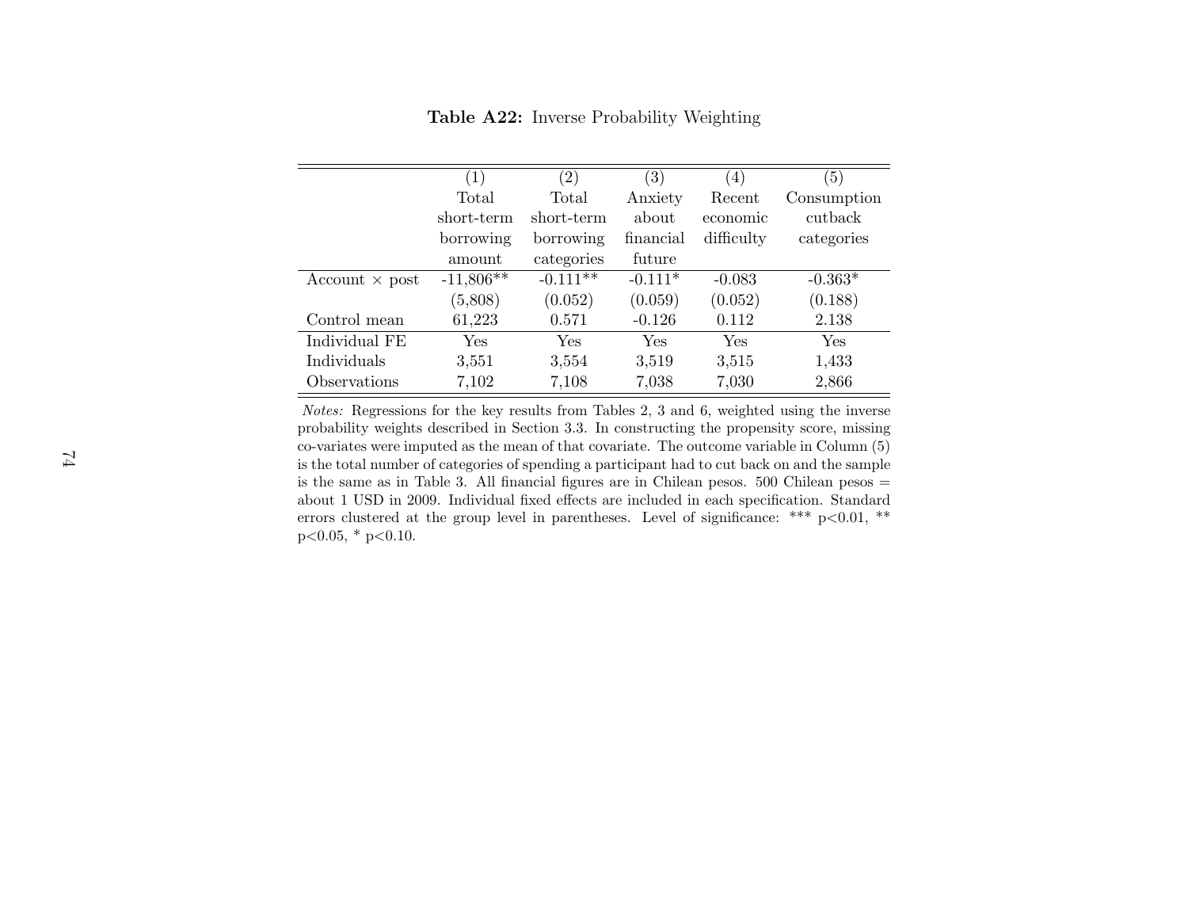**Table A22:** Inverse Probability Weighting

| | (1) Total short-term borrowing amount | (2) Total short-term borrowing categories | (3) Anxiety about financial future | (4) Recent economic difficulty | (5) Consumption cutback categories |
|---|---|---|---|---|---|
| Account × post | -11,806** | -0.111** | -0.111* | -0.083 | -0.363* |
| | (5,808) | (0.052) | (0.059) | (0.052) | (0.188) |
| Control mean | 61,223 | 0.571 | -0.126 | 0.112 | 2.138 |
| Individual FE | Yes | Yes | Yes | Yes | Yes |
| Individuals | 3,551 | 3,554 | 3,519 | 3,515 | 1,433 |
| Observations | 7,102 | 7,108 | 7,038 | 7,030 | 2,866 |

*Notes:* Regressions for the key results from Tables 2, 3 and 6, weighted using the inverse probability weights described in Section 3.3. In constructing the propensity score, missing co-variates were imputed as the mean of that covariate. The outcome variable in Column (5) is the total number of categories of spending a participant had to cut back on and the sample is the same as in Table 3. All financial figures are in Chilean pesos. 500 Chilean pesos = about 1 USD in 2009. Individual fixed effects are included in each specification. Standard errors clustered at the group level in parentheses. Level of significance: *** $p<0.01$, ** $p<0.05$, * $p<0.10$.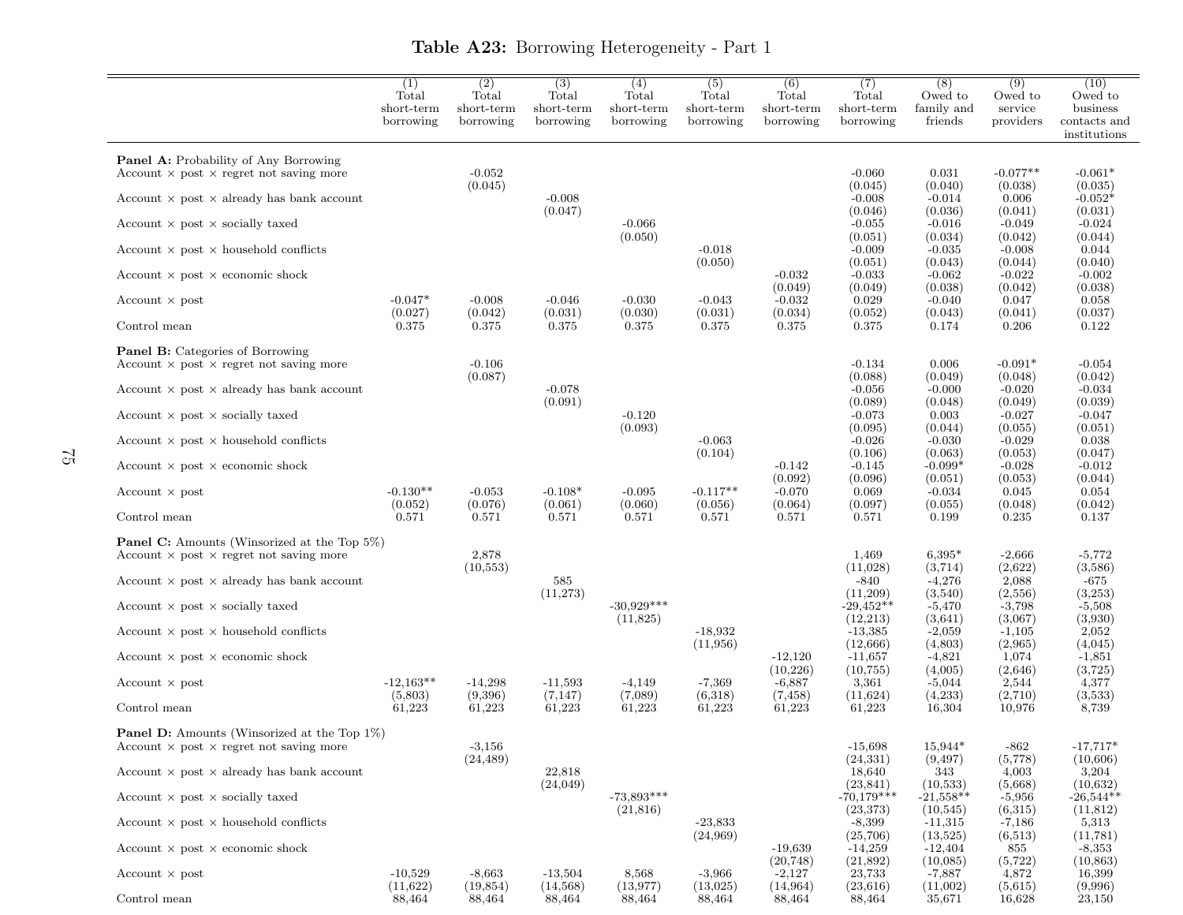**Table A23:** Borrowing Heterogeneity - Part 1

| | (1) Total short-term borrowing | (2) Total short-term borrowing | (3) Total short-term borrowing | (4) Total short-term borrowing | (5) Total short-term borrowing | (6) Total short-term borrowing | (7) Total short-term borrowing | (8) Owed to family and friends | (9) Owed to service providers | (10) Owed to business contacts and institutions |
|---|---|---|---|---|---|---|---|---|---|---|
| **Panel A:** Probability of Any Borrowing | | | | | | | | | | |
| Account × post × regret not saving more | | -0.052 | | | | | -0.060 | 0.031 | -0.077** | -0.061* |
| | | (0.045) | | | | | (0.045) | (0.040) | (0.038) | (0.035) |
| Account × post × already has bank account | | | -0.008 | | | | -0.008 | -0.014 | 0.006 | -0.052* |
| | | | (0.047) | | | | (0.046) | (0.036) | (0.041) | (0.031) |
| Account × post × socially taxed | | | | -0.066 | | | -0.055 | -0.016 | -0.049 | -0.024 |
| | | | | (0.050) | | | (0.051) | (0.034) | (0.042) | (0.044) |
| Account × post × household conflicts | | | | | -0.018 | | -0.009 | -0.035 | -0.008 | 0.044 |
| | | | | | (0.050) | | (0.051) | (0.043) | (0.044) | (0.040) |
| Account × post × economic shock | | | | | | -0.032 | -0.033 | -0.062 | -0.022 | -0.002 |
| | | | | | | (0.049) | (0.049) | (0.038) | (0.042) | (0.038) |
| Account × post | -0.047* | -0.008 | -0.046 | -0.030 | -0.043 | -0.032 | 0.029 | -0.040 | 0.047 | 0.058 |
| | (0.027) | (0.042) | (0.031) | (0.030) | (0.031) | (0.034) | (0.052) | (0.043) | (0.041) | (0.037) |
| Control mean | 0.375 | 0.375 | 0.375 | 0.375 | 0.375 | 0.375 | 0.375 | 0.174 | 0.206 | 0.122 |
| **Panel B:** Categories of Borrowing | | | | | | | | | | |
| Account × post × regret not saving more | | -0.106 | | | | | -0.134 | 0.006 | -0.091* | -0.054 |
| | | (0.087) | | | | | (0.088) | (0.049) | (0.048) | (0.042) |
| Account × post × already has bank account | | | -0.078 | | | | -0.056 | -0.000 | -0.020 | -0.034 |
| | | | (0.091) | | | | (0.089) | (0.048) | (0.049) | (0.039) |
| Account × post × socially taxed | | | | -0.120 | | | -0.073 | 0.003 | -0.027 | -0.047 |
| | | | | (0.093) | | | (0.095) | (0.044) | (0.055) | (0.051) |
| Account × post × household conflicts | | | | | -0.063 | | -0.026 | -0.030 | -0.029 | 0.038 |
| | | | | | (0.104) | | (0.106) | (0.063) | (0.053) | (0.047) |
| Account × post × economic shock | | | | | | -0.142 | -0.145 | -0.099* | -0.028 | -0.012 |
| | | | | | | (0.092) | (0.096) | (0.051) | (0.053) | (0.044) |
| Account × post | -0.130** | -0.053 | -0.108* | -0.095 | -0.117** | -0.070 | 0.069 | -0.034 | 0.045 | 0.054 |
| | (0.052) | (0.076) | (0.061) | (0.060) | (0.056) | (0.064) | (0.097) | (0.055) | (0.048) | (0.042) |
| Control mean | 0.571 | 0.571 | 0.571 | 0.571 | 0.571 | 0.571 | 0.571 | 0.199 | 0.235 | 0.137 |
| **Panel C:** Amounts (Winsorized at the Top 5%) | | | | | | | | | | |
| Account × post × regret not saving more | | 2,878 | | | | | 1,469 | 6,395* | -2,666 | -5,772 |
| | | (10,553) | | | | | (11,028) | (3,714) | (2,622) | (3,586) |
| Account × post × already has bank account | | | 585 | | | | -840 | -4,276 | 2,088 | -675 |
| | | | (11,273) | | | | (11,209) | (3,540) | (2,556) | (3,253) |
| Account × post × socially taxed | | | | -30,929*** | | | -29,452** | -5,470 | -3,798 | -5,508 |
| | | | | (11,825) | | | (12,213) | (3,641) | (3,067) | (3,930) |
| Account × post × household conflicts | | | | | -18,932 | | -13,385 | -2,059 | -1,105 | 2,052 |
| | | | | | (11,956) | | (12,666) | (4,803) | (2,965) | (4,045) |
| Account × post × economic shock | | | | | | -12,120 | -11,657 | -4,821 | 1,074 | -1,851 |
| | | | | | | (10,226) | (10,755) | (4,005) | (2,646) | (3,725) |
| Account × post | -12,163** | -14,298 | -11,593 | -4,149 | -7,369 | -6,887 | 3,361 | -5,044 | 2,544 | 4,377 |
| | (5,803) | (9,396) | (7,147) | (7,089) | (6,318) | (7,458) | (11,624) | (4,233) | (2,710) | (3,533) |
| Control mean | 61,223 | 61,223 | 61,223 | 61,223 | 61,223 | 61,223 | 61,223 | 16,304 | 10,976 | 8,739 |
| **Panel D:** Amounts (Winsorized at the Top 1%) | | | | | | | | | | |
| Account × post × regret not saving more | | -3,156 | | | | | -15,698 | 15,944* | -862 | -17,717* |
| | | (24,489) | | | | | (24,331) | (9,497) | (5,778) | (10,606) |
| Account × post × already has bank account | | | 22,818 | | | | 18,640 | 343 | 4,003 | 3,204 |
| | | | (24,049) | | | | (23,841) | (10,533) | (5,668) | (10,632) |
| Account × post × socially taxed | | | | -73,893*** | | | -70,179*** | -21,558** | -5,956 | -26,544** |
| | | | | (21,816) | | | (23,373) | (10,545) | (6,315) | (11,812) |
| Account × post × household conflicts | | | | | -23,833 | | -8,399 | -11,315 | -7,186 | 5,313 |
| | | | | | (24,969) | | (25,706) | (13,525) | (6,513) | (11,781) |
| Account × post × economic shock | | | | | | -19,639 | -14,259 | -12,404 | 855 | -8,353 |
| | | | | | | (20,748) | (21,892) | (10,085) | (5,722) | (10,863) |
| Account × post | -10,529 | -8,663 | -13,504 | 8,568 | -3,966 | -2,127 | 23,733 | -7,887 | 4,872 | 16,399 |
| | (11,622) | (19,854) | (14,568) | (13,977) | (13,025) | (14,964) | (23,616) | (11,002) | (5,615) | (9,996) |
| Control mean | 88,464 | 88,464 | 88,464 | 88,464 | 88,464 | 88,464 | 88,464 | 35,671 | 16,628 | 23,150 |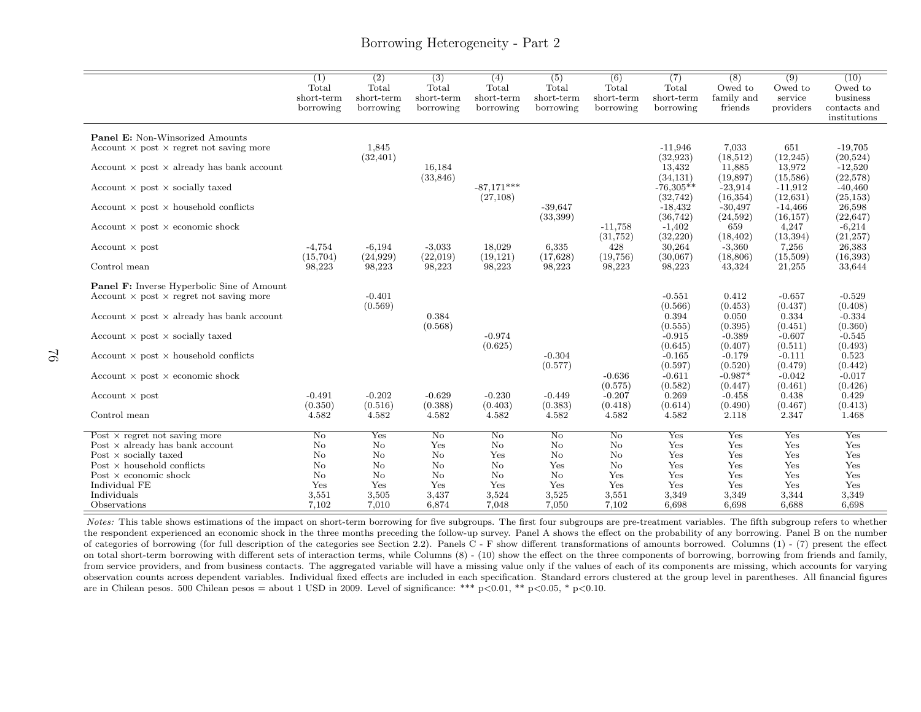# Borrowing Heterogeneity - Part 2

| | (1) Total short-term borrowing | (2) Total short-term borrowing | (3) Total short-term borrowing | (4) Total short-term borrowing | (5) Total short-term borrowing | (6) Total short-term borrowing | (7) Total short-term borrowing | (8) Owed to family and friends | (9) Owed to service providers | (10) Owed to business contacts and institutions |
|---|---|---|---|---|---|---|---|---|---|---|
| **Panel E:** Non-Winsorized Amounts | | | | | | | | | | |
| Account × post × regret not saving more | | 1,845 | | | | | -11,946 | 7,033 | 651 | -19,705 |
| | | (32,401) | | | | | (32,923) | (18,512) | (12,245) | (20,524) |
| Account × post × already has bank account | | | 16,184 | | | | 13,432 | 11,885 | 13,972 | -12,520 |
| | | | (33,846) | | | | (34,131) | (19,897) | (15,586) | (22,578) |
| Account × post × socially taxed | | | | -87,171*** | | | -76,305** | -23,914 | -11,912 | -40,460 |
| | | | | (27,108) | | | (32,742) | (16,354) | (12,631) | (25,153) |
| Account × post × household conflicts | | | | | -39,647 | | -18,432 | -30,497 | -14,466 | 26,598 |
| | | | | | (33,399) | | (36,742) | (24,592) | (16,157) | (22,647) |
| Account × post × economic shock | | | | | | -11,758 | -1,402 | 659 | 4,247 | -6,214 |
| | | | | | | (31,752) | (32,220) | (18,402) | (13,394) | (21,257) |
| Account × post | -4,754 | -6,194 | -3,033 | 18,029 | 6,335 | 428 | 30,264 | -3,360 | 7,256 | 26,383 |
| | (15,704) | (24,929) | (22,019) | (19,121) | (17,628) | (19,756) | (30,067) | (18,806) | (15,509) | (16,393) |
| Control mean | 98,223 | 98,223 | 98,223 | 98,223 | 98,223 | 98,223 | 98,223 | 43,324 | 21,255 | 33,644 |
| **Panel F:** Inverse Hyperbolic Sine of Amount | | | | | | | | | | |
| Account × post × regret not saving more | | -0.401 | | | | | -0.551 | 0.412 | -0.657 | -0.529 |
| | | (0.569) | | | | | (0.566) | (0.453) | (0.437) | (0.408) |
| Account × post × already has bank account | | | 0.384 | | | | 0.394 | 0.050 | 0.334 | -0.334 |
| | | | (0.568) | | | | (0.555) | (0.395) | (0.451) | (0.360) |
| Account × post × socially taxed | | | | -0.974 | | | -0.915 | -0.389 | -0.607 | -0.545 |
| | | | | (0.625) | | | (0.645) | (0.407) | (0.511) | (0.493) |
| Account × post × household conflicts | | | | | -0.304 | | -0.165 | -0.179 | -0.111 | 0.523 |
| | | | | | (0.577) | | (0.597) | (0.520) | (0.479) | (0.442) |
| Account × post × economic shock | | | | | | -0.636 | -0.611 | -0.987* | -0.042 | -0.017 |
| | | | | | | (0.575) | (0.582) | (0.447) | (0.461) | (0.426) |
| Account × post | -0.491 | -0.202 | -0.629 | -0.230 | -0.449 | -0.207 | 0.269 | -0.458 | 0.438 | 0.429 |
| | (0.350) | (0.516) | (0.388) | (0.403) | (0.383) | (0.418) | (0.614) | (0.490) | (0.467) | (0.413) |
| Control mean | 4.582 | 4.582 | 4.582 | 4.582 | 4.582 | 4.582 | 4.582 | 2.118 | 2.347 | 1.468 |
| Post × regret not saving more | No | Yes | No | No | No | No | Yes | Yes | Yes | Yes |
| Post × already has bank account | No | No | Yes | No | No | No | Yes | Yes | Yes | Yes |
| Post × socially taxed | No | No | No | Yes | No | No | Yes | Yes | Yes | Yes |
| Post × household conflicts | No | No | No | No | Yes | No | Yes | Yes | Yes | Yes |
| Post × economic shock | No | No | No | No | No | Yes | Yes | Yes | Yes | Yes |
| Individual FE | Yes | Yes | Yes | Yes | Yes | Yes | Yes | Yes | Yes | Yes |
| Individuals | 3,551 | 3,505 | 3,437 | 3,524 | 3,525 | 3,551 | 3,349 | 3,349 | 3,344 | 3,349 |
| Observations | 7,102 | 7,010 | 6,874 | 7,048 | 7,050 | 7,102 | 6,698 | 6,698 | 6,688 | 6,698 |

*Notes:* This table shows estimations of the impact on short-term borrowing for five subgroups. The first four subgroups are pre-treatment variables. The fifth subgroup refers to whether the respondent experienced an economic shock in the three months preceding the follow-up survey. Panel A shows the effect on the probability of any borrowing. Panel B on the number of categories of borrowing (for full description of the categories see Section 2.2). Panels C - F show different transformations of amounts borrowed. Columns (1) - (7) present the effect on total short-term borrowing with different sets of interaction terms, while Columns (8) - (10) show the effect on the three components of borrowing, borrowing from friends and family, from service providers, and from business contacts. The aggregated variable will have a missing value only if the values of each of its components are missing, which accounts for varying observation counts across dependent variables. Individual fixed effects are included in each specification. Standard errors clustered at the group level in parentheses. All financial figures are in Chilean pesos. 500 Chilean pesos = about 1 USD in 2009. Level of significance: *** p<0.01, ** p<0.05, * p<0.10.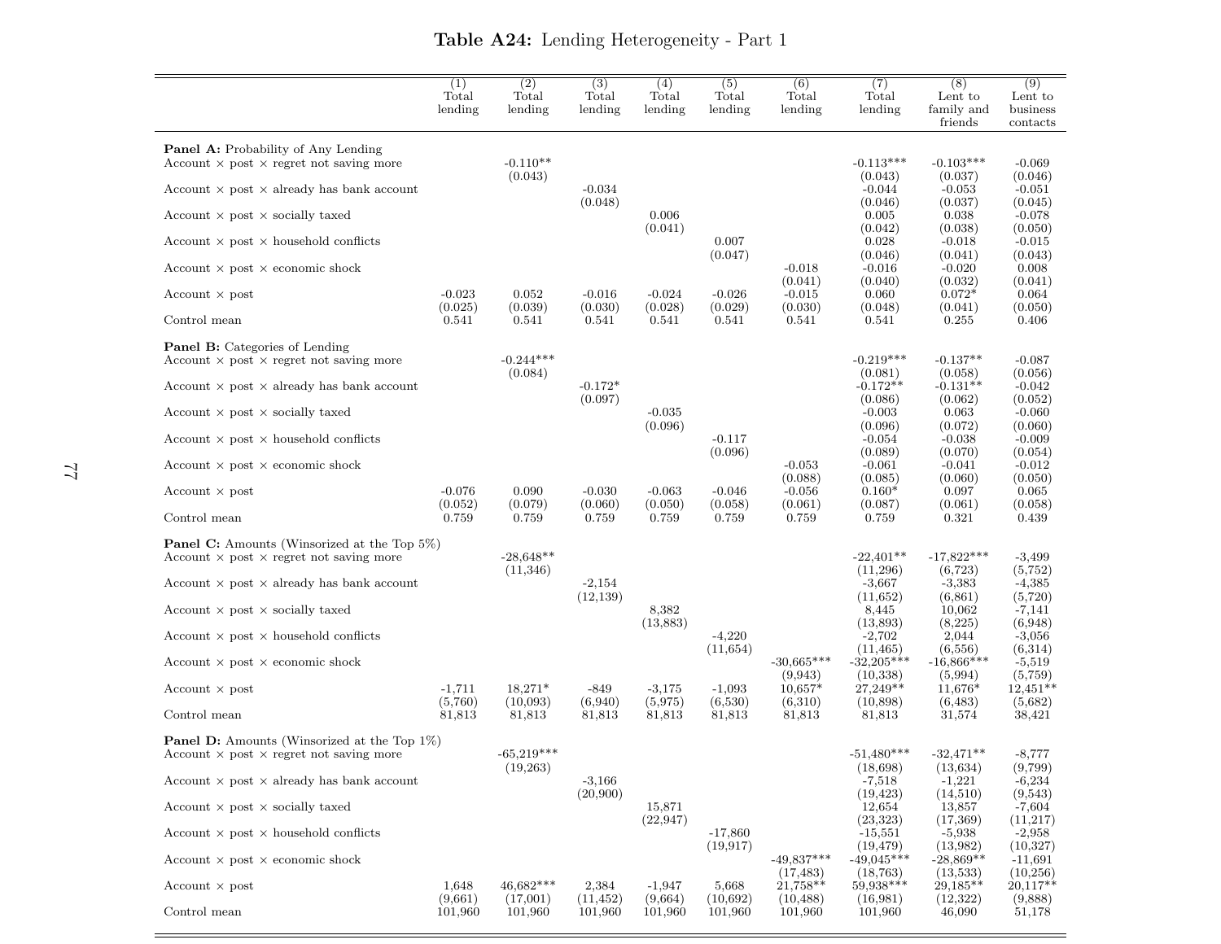# Table A24: Lending Heterogeneity - Part 1

| | (1) Total lending | (2) Total lending | (3) Total lending | (4) Total lending | (5) Total lending | (6) Total lending | (7) Total lending | (8) Lent to family and friends | (9) Lent to business contacts |
|---|---|---|---|---|---|---|---|---|---|
| **Panel A:** Probability of Any Lending | | | | | | | | | |
| Account × post × regret not saving more | | -0.110** | | | | | -0.113*** | -0.103*** | -0.069 |
| | | (0.043) | | | | | (0.043) | (0.037) | (0.046) |
| Account × post × already has bank account | | | -0.034 | | | | -0.044 | -0.053 | -0.051 |
| | | | (0.048) | | | | (0.046) | (0.037) | (0.045) |
| Account × post × socially taxed | | | | 0.006 | | | 0.005 | 0.038 | -0.078 |
| | | | | (0.041) | | | (0.042) | (0.038) | (0.050) |
| Account × post × household conflicts | | | | | 0.007 | | 0.028 | -0.018 | -0.015 |
| | | | | | (0.047) | | (0.046) | (0.041) | (0.043) |
| Account × post × economic shock | | | | | | -0.018 | -0.016 | -0.020 | 0.008 |
| | | | | | | (0.041) | (0.040) | (0.032) | (0.041) |
| Account × post | -0.023 | 0.052 | -0.016 | -0.024 | -0.026 | -0.015 | 0.060 | 0.072* | 0.064 |
| | (0.025) | (0.039) | (0.030) | (0.028) | (0.029) | (0.030) | (0.048) | (0.041) | (0.050) |
| Control mean | 0.541 | 0.541 | 0.541 | 0.541 | 0.541 | 0.541 | 0.541 | 0.255 | 0.406 |
| **Panel B:** Categories of Lending | | | | | | | | | |
| Account × post × regret not saving more | | -0.244*** | | | | | -0.219*** | -0.137** | -0.087 |
| | | (0.084) | | | | | (0.081) | (0.058) | (0.056) |
| Account × post × already has bank account | | | -0.172* | | | | -0.172** | -0.131** | -0.042 |
| | | | (0.097) | | | | (0.086) | (0.062) | (0.052) |
| Account × post × socially taxed | | | | -0.035 | | | -0.003 | 0.063 | -0.060 |
| | | | | (0.096) | | | (0.096) | (0.072) | (0.060) |
| Account × post × household conflicts | | | | | -0.117 | | -0.054 | -0.038 | -0.009 |
| | | | | | (0.096) | | (0.089) | (0.070) | (0.054) |
| Account × post × economic shock | | | | | | -0.053 | -0.061 | -0.041 | -0.012 |
| | | | | | | (0.088) | (0.085) | (0.060) | (0.050) |
| Account × post | -0.076 | 0.090 | -0.030 | -0.063 | -0.046 | -0.056 | 0.160* | 0.097 | 0.065 |
| | (0.052) | (0.079) | (0.060) | (0.050) | (0.058) | (0.061) | (0.087) | (0.061) | (0.058) |
| Control mean | 0.759 | 0.759 | 0.759 | 0.759 | 0.759 | 0.759 | 0.759 | 0.321 | 0.439 |
| **Panel C:** Amounts (Winsorized at the Top 5%) | | | | | | | | | |
| Account × post × regret not saving more | | -28,648** | | | | | -22,401** | -17,822*** | -3,499 |
| | | (11,346) | | | | | (11,296) | (6,723) | (5,752) |
| Account × post × already has bank account | | | -2,154 | | | | -3,667 | -3,383 | -4,385 |
| | | | (12,139) | | | | (11,652) | (6,861) | (5,720) |
| Account × post × socially taxed | | | | 8,382 | | | 8,445 | 10,062 | -7,141 |
| | | | | (13,883) | | | (13,893) | (8,225) | (6,948) |
| Account × post × household conflicts | | | | | -4,220 | | -2,702 | 2,044 | -3,056 |
| | | | | | (11,654) | | (11,465) | (6,556) | (6,314) |
| Account × post × economic shock | | | | | | -30,665*** | -32,205*** | -16,866*** | -5,519 |
| | | | | | | (9,943) | (10,338) | (5,994) | (5,759) |
| Account × post | -1,711 | 18,271* | -849 | -3,175 | -1,093 | 10,657* | 27,249** | 11,676* | 12,451** |
| | (5,760) | (10,093) | (6,940) | (5,975) | (6,530) | (6,310) | (10,898) | (6,483) | (5,682) |
| Control mean | 81,813 | 81,813 | 81,813 | 81,813 | 81,813 | 81,813 | 81,813 | 31,574 | 38,421 |
| **Panel D:** Amounts (Winsorized at the Top 1%) | | | | | | | | | |
| Account × post × regret not saving more | | -65,219*** | | | | | -51,480*** | -32,471** | -8,777 |
| | | (19,263) | | | | | (18,698) | (13,634) | (9,799) |
| Account × post × already has bank account | | | -3,166 | | | | -7,518 | -1,221 | -6,234 |
| | | | (20,900) | | | | (19,423) | (14,510) | (9,543) |
| Account × post × socially taxed | | | | 15,871 | | | 12,654 | 13,857 | -7,604 |
| | | | | (22,947) | | | (23,323) | (17,369) | (11,217) |
| Account × post × household conflicts | | | | | -17,860 | | -15,551 | -5,938 | -2,958 |
| | | | | | (19,917) | | (19,479) | (13,982) | (10,327) |
| Account × post × economic shock | | | | | | -49,837*** | -49,045*** | -28,869** | -11,691 |
| | | | | | | (17,483) | (18,763) | (13,533) | (10,256) |
| Account × post | 1,648 | 46,682*** | 2,384 | -1,947 | 5,668 | 21,758** | 59,938*** | 29,185** | 20,117** |
| | (9,661) | (17,001) | (11,452) | (9,664) | (10,692) | (10,488) | (16,981) | (12,322) | (9,888) |
| Control mean | 101,960 | 101,960 | 101,960 | 101,960 | 101,960 | 101,960 | 101,960 | 46,090 | 51,178 |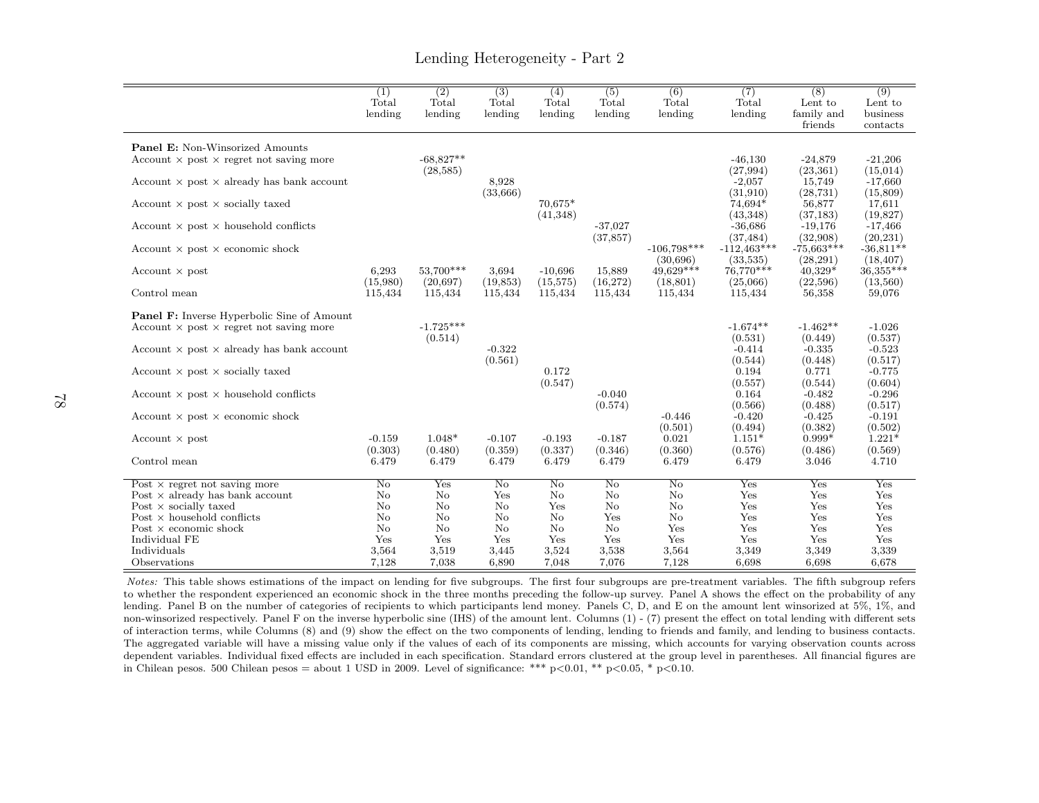## Lending Heterogeneity - Part 2

| | (1) Total lending | (2) Total lending | (3) Total lending | (4) Total lending | (5) Total lending | (6) Total lending | (7) Total lending | (8) Lent to family and friends | (9) Lent to business contacts |
|---|---|---|---|---|---|---|---|---|---|
| **Panel E:** Non-Winsorized Amounts | | | | | | | | | |
| Account × post × regret not saving more | | -68,827** | | | | | -46,130 | -24,879 | -21,206 |
| | | (28,585) | | | | | (27,994) | (23,361) | (15,014) |
| Account × post × already has bank account | | | 8,928 | | | | -2,057 | 15,749 | -17,660 |
| | | | (33,666) | | | | (31,910) | (28,731) | (15,809) |
| Account × post × socially taxed | | | | 70,675* | | | 74,694* | 56,877 | 17,611 |
| | | | | (41,348) | | | (43,348) | (37,183) | (19,827) |
| Account × post × household conflicts | | | | | -37,027 | | -36,686 | -19,176 | -17,466 |
| | | | | | (37,857) | | (37,484) | (32,908) | (20,231) |
| Account × post × economic shock | | | | | | -106,798*** | -112,463*** | -75,663*** | -36,811** |
| | | | | | | (30,696) | (33,535) | (28,291) | (18,407) |
| Account × post | 6,293 | 53,700*** | 3,694 | -10,696 | 15,889 | 49,629*** | 76,770*** | 40,329* | 36,355*** |
| | (15,980) | (20,697) | (19,853) | (15,575) | (16,272) | (18,801) | (25,066) | (22,596) | (13,560) |
| Control mean | 115,434 | 115,434 | 115,434 | 115,434 | 115,434 | 115,434 | 115,434 | 56,358 | 59,076 |
| **Panel F:** Inverse Hyperbolic Sine of Amount | | | | | | | | | |
| Account × post × regret not saving more | | -1.725*** | | | | | -1.674** | -1.462** | -1.026 |
| | | (0.514) | | | | | (0.531) | (0.449) | (0.537) |
| Account × post × already has bank account | | | -0.322 | | | | -0.414 | -0.335 | -0.523 |
| | | | (0.561) | | | | (0.544) | (0.448) | (0.517) |
| Account × post × socially taxed | | | | 0.172 | | | 0.194 | 0.771 | -0.775 |
| | | | | (0.547) | | | (0.557) | (0.544) | (0.604) |
| Account × post × household conflicts | | | | | -0.040 | | 0.164 | -0.482 | -0.296 |
| | | | | | (0.574) | | (0.566) | (0.488) | (0.517) |
| Account × post × economic shock | | | | | | -0.446 | -0.420 | -0.425 | -0.191 |
| | | | | | | (0.501) | (0.494) | (0.382) | (0.502) |
| Account × post | -0.159 | 1.048* | -0.107 | -0.193 | -0.187 | 0.021 | 1.151* | 0.999* | 1.221* |
| | (0.303) | (0.480) | (0.359) | (0.337) | (0.346) | (0.360) | (0.576) | (0.486) | (0.569) |
| Control mean | 6.479 | 6.479 | 6.479 | 6.479 | 6.479 | 6.479 | 6.479 | 3.046 | 4.710 |
| Post × regret not saving more | No | Yes | No | No | No | No | Yes | Yes | Yes |
| Post × already has bank account | No | No | Yes | No | No | No | Yes | Yes | Yes |
| Post × socially taxed | No | No | No | Yes | No | No | Yes | Yes | Yes |
| Post × household conflicts | No | No | No | No | Yes | No | Yes | Yes | Yes |
| Post × economic shock | No | No | No | No | No | Yes | Yes | Yes | Yes |
| Individual FE | Yes | Yes | Yes | Yes | Yes | Yes | Yes | Yes | Yes |
| Individuals | 3,564 | 3,519 | 3,445 | 3,524 | 3,538 | 3,564 | 3,349 | 3,349 | 3,339 |
| Observations | 7,128 | 7,038 | 6,890 | 7,048 | 7,076 | 7,128 | 6,698 | 6,698 | 6,678 |

*Notes:* This table shows estimations of the impact on lending for five subgroups. The first four subgroups are pre-treatment variables. The fifth subgroup refers to whether the respondent experienced an economic shock in the three months preceding the follow-up survey. Panel A shows the effect on the probability of any lending. Panel B on the number of categories of recipients to which participants lend money. Panels C, D, and E on the amount lent winsorized at 5%, 1%, and non-winsorized respectively. Panel F on the inverse hyperbolic sine (IHS) of the amount lent. Columns (1) - (7) present the effect on total lending with different sets of interaction terms, while Columns (8) and (9) show the effect on the two components of lending, lending to friends and family, and lending to business contacts. The aggregated variable will have a missing value only if the values of each of its components are missing, which accounts for varying observation counts across dependent variables. Individual fixed effects are included in each specification. Standard errors clustered at the group level in parentheses. All financial figures are in Chilean pesos. 500 Chilean pesos = about 1 USD in 2009. Level of significance: *** p<0.01, ** p<0.05, * p<0.10.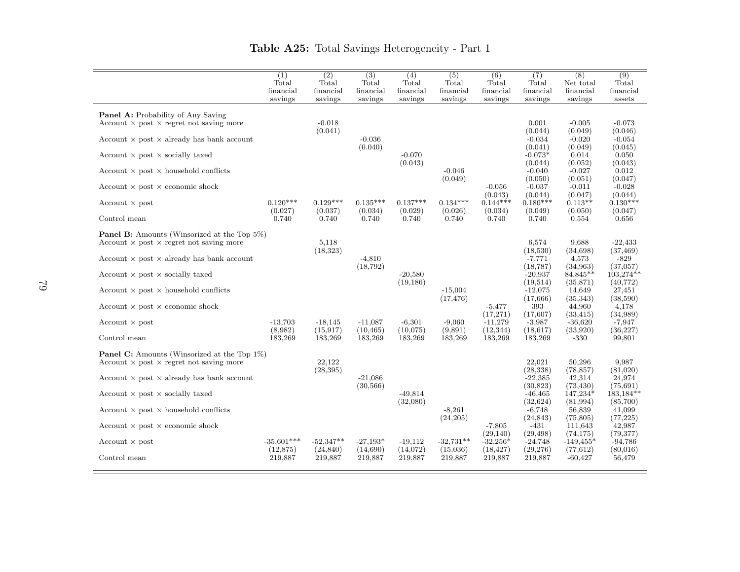# Table A25: Total Savings Heterogeneity - Part 1

| | (1) Total financial savings | (2) Total financial savings | (3) Total financial savings | (4) Total financial savings | (5) Total financial savings | (6) Total financial savings | (7) Total financial savings | (8) Net total financial savings | (9) Total financial assets |
|---|---|---|---|---|---|---|---|---|---|
| **Panel A:** Probability of Any Saving | | | | | | | | | |
| Account × post × regret not saving more | | -0.018 | | | | | 0.001 | -0.005 | -0.073 |
| | | (0.041) | | | | | (0.044) | (0.049) | (0.046) |
| Account × post × already has bank account | | | -0.036 | | | | -0.034 | -0.020 | -0.054 |
| | | | (0.040) | | | | (0.041) | (0.049) | (0.045) |
| Account × post × socially taxed | | | | -0.070 | | | -0.073* | 0.014 | 0.050 |
| | | | | (0.043) | | | (0.044) | (0.052) | (0.043) |
| Account × post × household conflicts | | | | | -0.046 | | -0.040 | -0.027 | 0.012 |
| | | | | | (0.049) | | (0.050) | (0.051) | (0.047) |
| Account × post × economic shock | | | | | | -0.056 | -0.037 | -0.011 | -0.028 |
| | | | | | | (0.043) | (0.044) | (0.047) | (0.044) |
| Account × post | 0.120*** | 0.129*** | 0.135*** | 0.137*** | 0.134*** | 0.144*** | 0.180*** | 0.113** | 0.130*** |
| | (0.027) | (0.037) | (0.034) | (0.029) | (0.026) | (0.034) | (0.049) | (0.050) | (0.047) |
| Control mean | 0.740 | 0.740 | 0.740 | 0.740 | 0.740 | 0.740 | 0.740 | 0.554 | 0.656 |
| **Panel B:** Amounts (Winsorized at the Top 5%) | | | | | | | | | |
| Account × post × regret not saving more | | 5,118 | | | | | 6,574 | 9,688 | -22,433 |
| | | (18,323) | | | | | (18,530) | (34,698) | (37,469) |
| Account × post × already has bank account | | | -4,810 | | | | -7,771 | 4,573 | -829 |
| | | | (18,792) | | | | (18,787) | (34,963) | (37,057) |
| Account × post × socially taxed | | | | -20,580 | | | -20,937 | 84,845** | 103,274** |
| | | | | (19,186) | | | (19,514) | (35,871) | (40,772) |
| Account × post × household conflicts | | | | | -15,004 | | -12,075 | 14,649 | 27,451 |
| | | | | | (17,476) | | (17,666) | (35,343) | (38,590) |
| Account × post × economic shock | | | | | | -5,477 | 393 | 44,960 | 4,178 |
| | | | | | | (17,271) | (17,607) | (33,415) | (34,989) |
| Account × post | -13,703 | -18,145 | -11,087 | -6,301 | -9,060 | -11,279 | -3,987 | -36,620 | -7,947 |
| | (8,982) | (15,917) | (10,465) | (10,075) | (9,891) | (12,344) | (18,617) | (33,920) | (36,227) |
| Control mean | 183,269 | 183,269 | 183,269 | 183,269 | 183,269 | 183,269 | 183,269 | -330 | 99,801 |
| **Panel C:** Amounts (Winsorized at the Top 1%) | | | | | | | | | |
| Account × post × regret not saving more | | 22,122 | | | | | 22,021 | 50,296 | 9,987 |
| | | (28,395) | | | | | (28,338) | (78,857) | (81,020) |
| Account × post × already has bank account | | | -21,086 | | | | -22,385 | 42,314 | 24,974 |
| | | | (30,566) | | | | (30,823) | (73,430) | (75,691) |
| Account × post × socially taxed | | | | -49,814 | | | -46,465 | 147,234* | 183,184** |
| | | | | (32,080) | | | (32,624) | (81,994) | (85,700) |
| Account × post × household conflicts | | | | | -8,261 | | -6,748 | 56,839 | 41,099 |
| | | | | | (24,205) | | (24,843) | (75,805) | (77,225) |
| Account × post × economic shock | | | | | | -7,805 | -431 | 111,643 | 42,987 |
| | | | | | | (29,140) | (29,498) | (74,175) | (79,377) |
| Account × post | -35,601*** | -52,347** | -27,193* | -19,112 | -32,731** | -32,256* | -24,748 | -149,455* | -94,786 |
| | (12,875) | (24,840) | (14,690) | (14,072) | (15,036) | (18,427) | (29,276) | (77,612) | (80,016) |
| Control mean | 219,887 | 219,887 | 219,887 | 219,887 | 219,887 | 219,887 | 219,887 | -60,427 | 56,479 |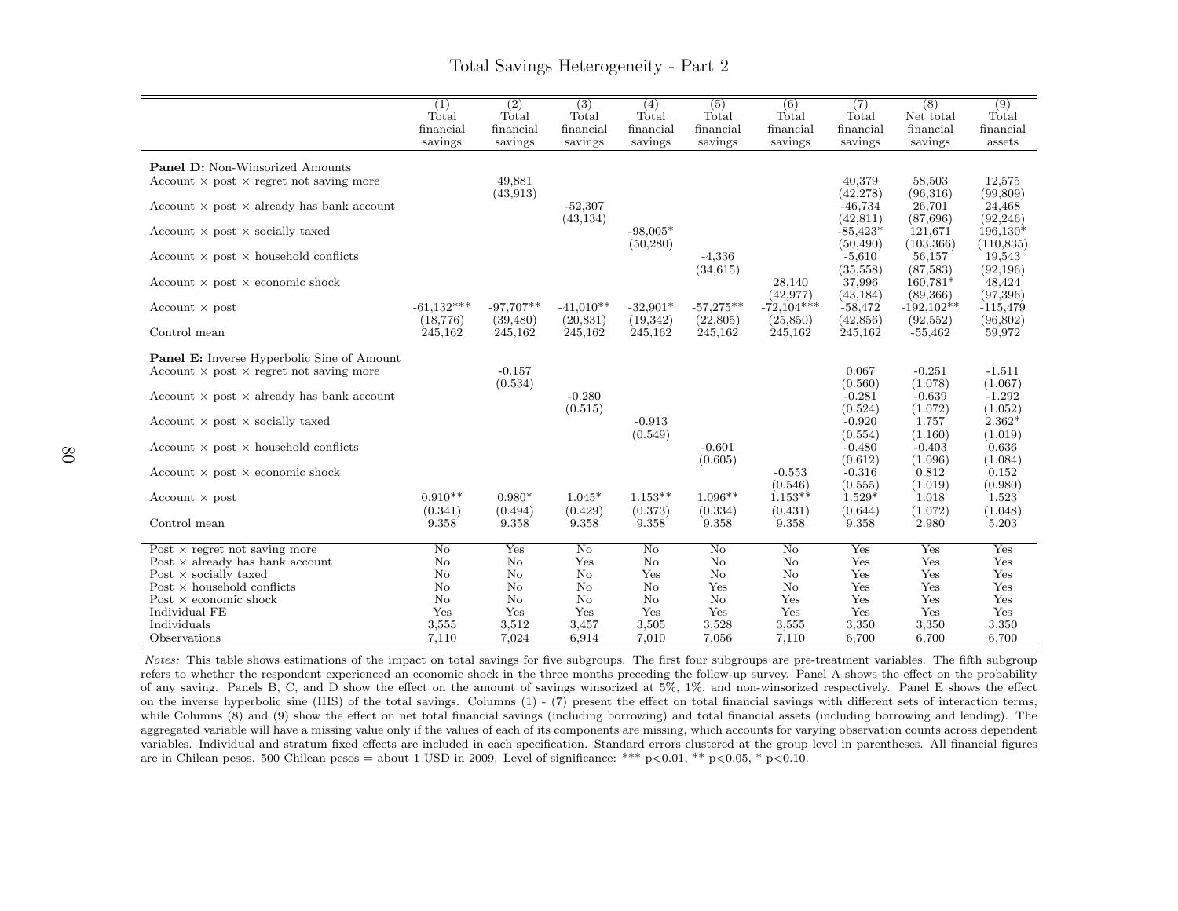# Total Savings Heterogeneity - Part 2

| | (1) Total financial savings | (2) Total financial savings | (3) Total financial savings | (4) Total financial savings | (5) Total financial savings | (6) Total financial savings | (7) Total financial savings | (8) Net total financial savings | (9) Total financial assets |
|---|---|---|---|---|---|---|---|---|---|
| **Panel D:** Non-Winsorized Amounts | | | | | | | | | |
| Account × post × regret not saving more | | 49,881 | | | | | 40,379 | 58,503 | 12,575 |
| | | (43,913) | | | | | (42,278) | (96,316) | (99,809) |
| Account × post × already has bank account | | | -52,307 | | | | -46,734 | 26,701 | 24,468 |
| | | | (43,134) | | | | (42,811) | (87,696) | (92,246) |
| Account × post × socially taxed | | | | -98,005* | | | -85,423* | 121,671 | 196,130* |
| | | | | (50,280) | | | (50,490) | (103,366) | (110,835) |
| Account × post × household conflicts | | | | | -4,336 | | -5,610 | 56,157 | 19,543 |
| | | | | | (34,615) | | (35,558) | (87,583) | (92,196) |
| Account × post × economic shock | | | | | | 28,140 | 37,996 | 160,781* | 48,424 |
| | | | | | | (42,977) | (43,184) | (89,366) | (97,396) |
| Account × post | -61,132*** | -97,707** | -41,010** | -32,901* | -57,275** | -72,104*** | -58,472 | -192,102** | -115,479 |
| | (18,776) | (39,480) | (20,831) | (19,342) | (22,805) | (25,850) | (42,856) | (92,552) | (96,802) |
| Control mean | 245,162 | 245,162 | 245,162 | 245,162 | 245,162 | 245,162 | 245,162 | -55,462 | 59,972 |
| **Panel E:** Inverse Hyperbolic Sine of Amount | | | | | | | | | |
| Account × post × regret not saving more | | -0.157 | | | | | 0.067 | -0.251 | -1.511 |
| | | (0.534) | | | | | (0.560) | (1.078) | (1.067) |
| Account × post × already has bank account | | | -0.280 | | | | -0.281 | -0.639 | -1.292 |
| | | | (0.515) | | | | (0.524) | (1.072) | (1.052) |
| Account × post × socially taxed | | | | -0.913 | | | -0.920 | 1.757 | 2.362* |
| | | | | (0.549) | | | (0.554) | (1.160) | (1.019) |
| Account × post × household conflicts | | | | | -0.601 | | -0.480 | -0.403 | 0.636 |
| | | | | | (0.605) | | (0.612) | (1.096) | (1.084) |
| Account × post × economic shock | | | | | | -0.553 | -0.316 | 0.812 | 0.152 |
| | | | | | | (0.546) | (0.555) | (1.019) | (0.980) |
| Account × post | 0.910** | 0.980* | 1.045* | 1.153** | 1.096** | 1.153** | 1.529* | 1.018 | 1.523 |
| | (0.341) | (0.494) | (0.429) | (0.373) | (0.334) | (0.431) | (0.644) | (1.072) | (1.048) |
| Control mean | 9.358 | 9.358 | 9.358 | 9.358 | 9.358 | 9.358 | 9.358 | 2.980 | 5.203 |
| Post × regret not saving more | No | Yes | No | No | No | No | Yes | Yes | Yes |
| Post × already has bank account | No | No | Yes | No | No | No | Yes | Yes | Yes |
| Post × socially taxed | No | No | No | Yes | No | No | Yes | Yes | Yes |
| Post × household conflicts | No | No | No | No | Yes | No | Yes | Yes | Yes |
| Post × economic shock | No | No | No | No | No | Yes | Yes | Yes | Yes |
| Individual FE | Yes | Yes | Yes | Yes | Yes | Yes | Yes | Yes | Yes |
| Individuals | 3,555 | 3,512 | 3,457 | 3,505 | 3,528 | 3,555 | 3,350 | 3,350 | 3,350 |
| Observations | 7,110 | 7,024 | 6,914 | 7,010 | 7,056 | 7,110 | 6,700 | 6,700 | 6,700 |

*Notes:* This table shows estimations of the impact on total savings for five subgroups. The first four subgroups are pre-treatment variables. The fifth subgroup refers to whether the respondent experienced an economic shock in the three months preceding the follow-up survey. Panel A shows the effect on the probability of any saving. Panels B, C, and D show the effect on the amount of savings winsorized at 5%, 1%, and non-winsorized respectively. Panel E shows the effect on the inverse hyperbolic sine (IHS) of the total savings. Columns (1) - (7) present the effect on total financial savings with different sets of interaction terms, while Columns (8) and (9) show the effect on net total financial savings (including borrowing) and total financial assets (including borrowing and lending). The aggregated variable will have a missing value only if the values of each of its components are missing, which accounts for varying observation counts across dependent variables. Individual and stratum fixed effects are included in each specification. Standard errors clustered at the group level in parentheses. All financial figures are in Chilean pesos. 500 Chilean pesos = about 1 USD in 2009. Level of significance: *** p<0.01, ** p<0.05, * p<0.10.